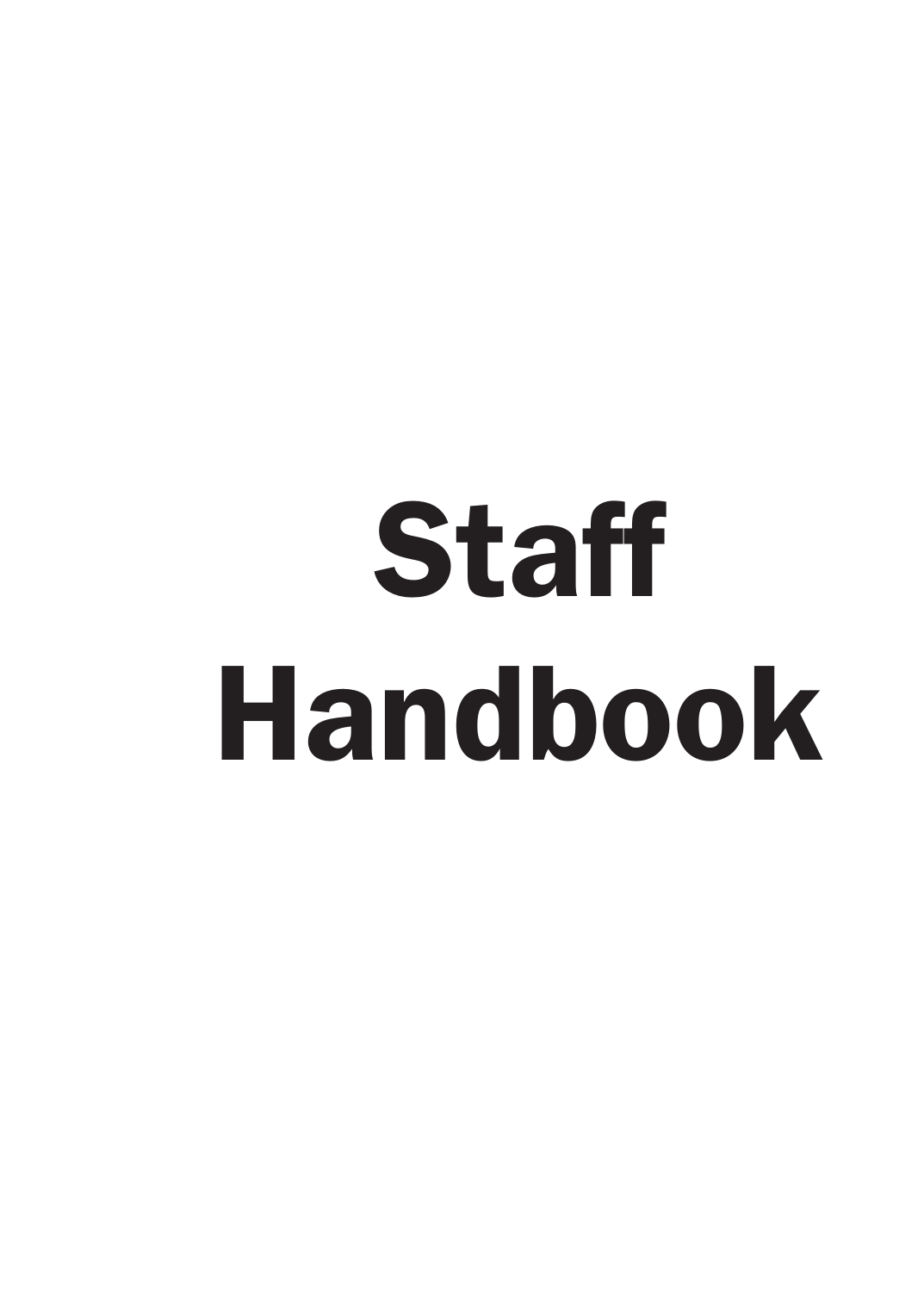# Staff Handbook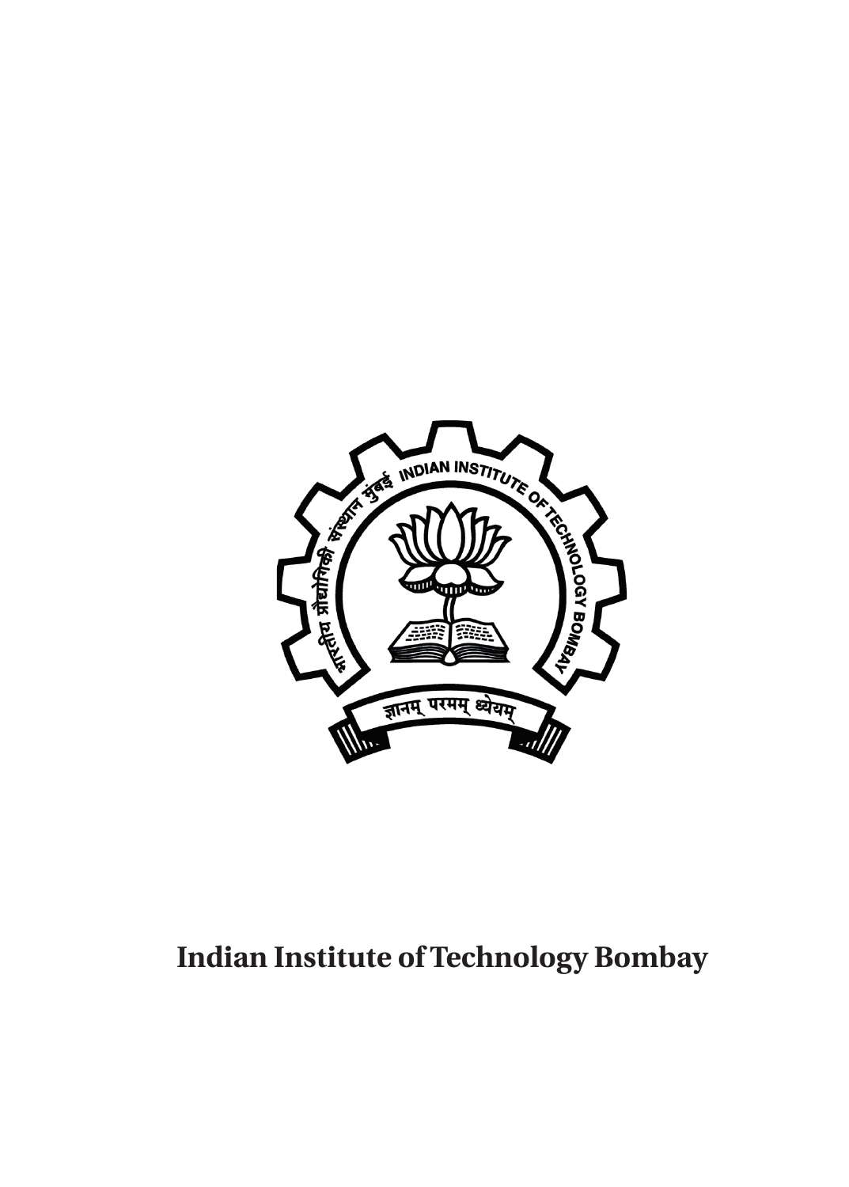**Indian Institute of Technology Bombay**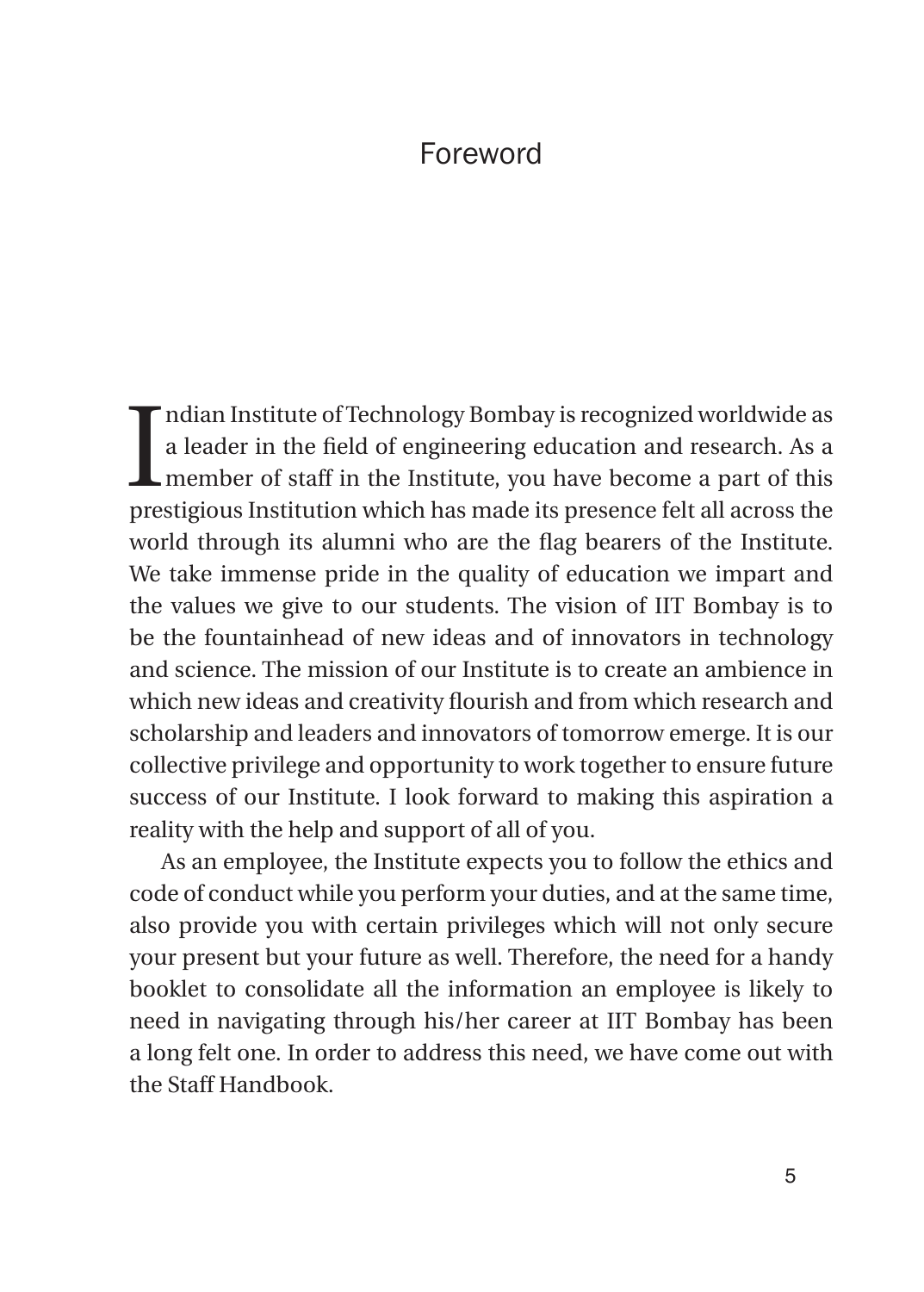# Foreword

Indian Institute of Technology Bombay is recognized worldwide as a leader in the field of engineering education and research. As a member of staff in the Institute, you have become a part of this prestigious Institution which has made its presence felt all across the world through its alumni who are the flag bearers of the Institute. We take immense pride in the quality of education we impart and the values we give to our students. The vision of IIT Bombay is to be the fountainhead of new ideas and of innovators in technology and science. The mission of our Institute is to create an ambience in which new ideas and creativity flourish and from which research and scholarship and leaders and innovators of tomorrow emerge. It is our collective privilege and opportunity to work together to ensure future success of our Institute. I look forward to making this aspiration a reality with the help and support of all of you.

As an employee, the Institute expects you to follow the ethics and code of conduct while you perform your duties, and at the same time, also provide you with certain privileges which will not only secure your present but your future as well. Therefore, the need for a handy booklet to consolidate all the information an employee is likely to need in navigating through his/her career at IIT Bombay has been a long felt one. In order to address this need, we have come out with the Staff Handbook.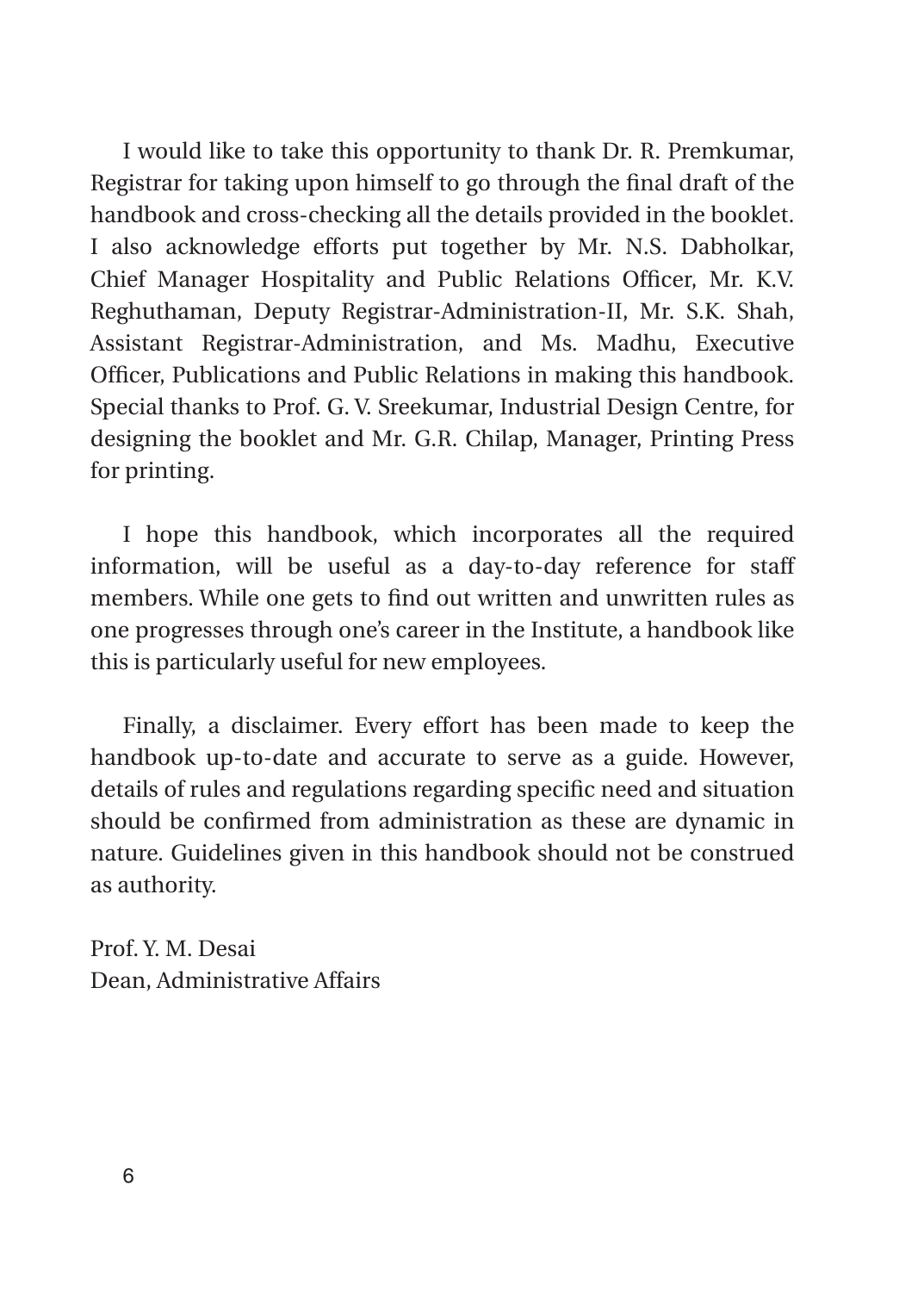I would like to take this opportunity to thank Dr. R. Premkumar, Registrar for taking upon himself to go through the final draft of the handbook and cross-checking all the details provided in the booklet. I also acknowledge efforts put together by Mr. N.S. Dabholkar, Chief Manager Hospitality and Public Relations Officer, Mr. K.V. Reghuthaman, Deputy Registrar-Administration-II, Mr. S.K. Shah, Assistant Registrar-Administration, and Ms. Madhu, Executive Officer, Publications and Public Relations in making this handbook. Special thanks to Prof. G. V. Sreekumar, Industrial Design Centre, for designing the booklet and Mr. G.R. Chilap, Manager, Printing Press for printing.

I hope this handbook, which incorporates all the required information, will be useful as a day-to-day reference for staff members. While one gets to find out written and unwritten rules as one progresses through one's career in the Institute, a handbook like this is particularly useful for new employees.

Finally, a disclaimer. Every effort has been made to keep the handbook up-to-date and accurate to serve as a guide. However, details of rules and regulations regarding specific need and situation should be confirmed from administration as these are dynamic in nature. Guidelines given in this handbook should not be construed as authority.

Prof. Y. M. Desai  
Dean, Administrative Affairs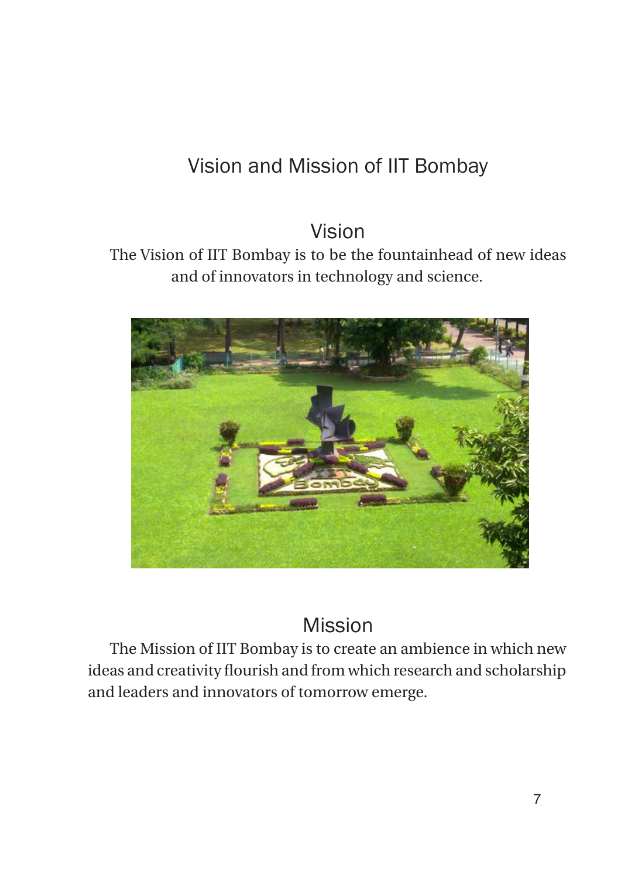# Vision and Mission of IIT Bombay

## Vision

The Vision of IIT Bombay is to be the fountainhead of new ideas and of innovators in technology and science.

## Mission

The Mission of IIT Bombay is to create an ambience in which new ideas and creativity flourish and from which research and scholarship and leaders and innovators of tomorrow emerge.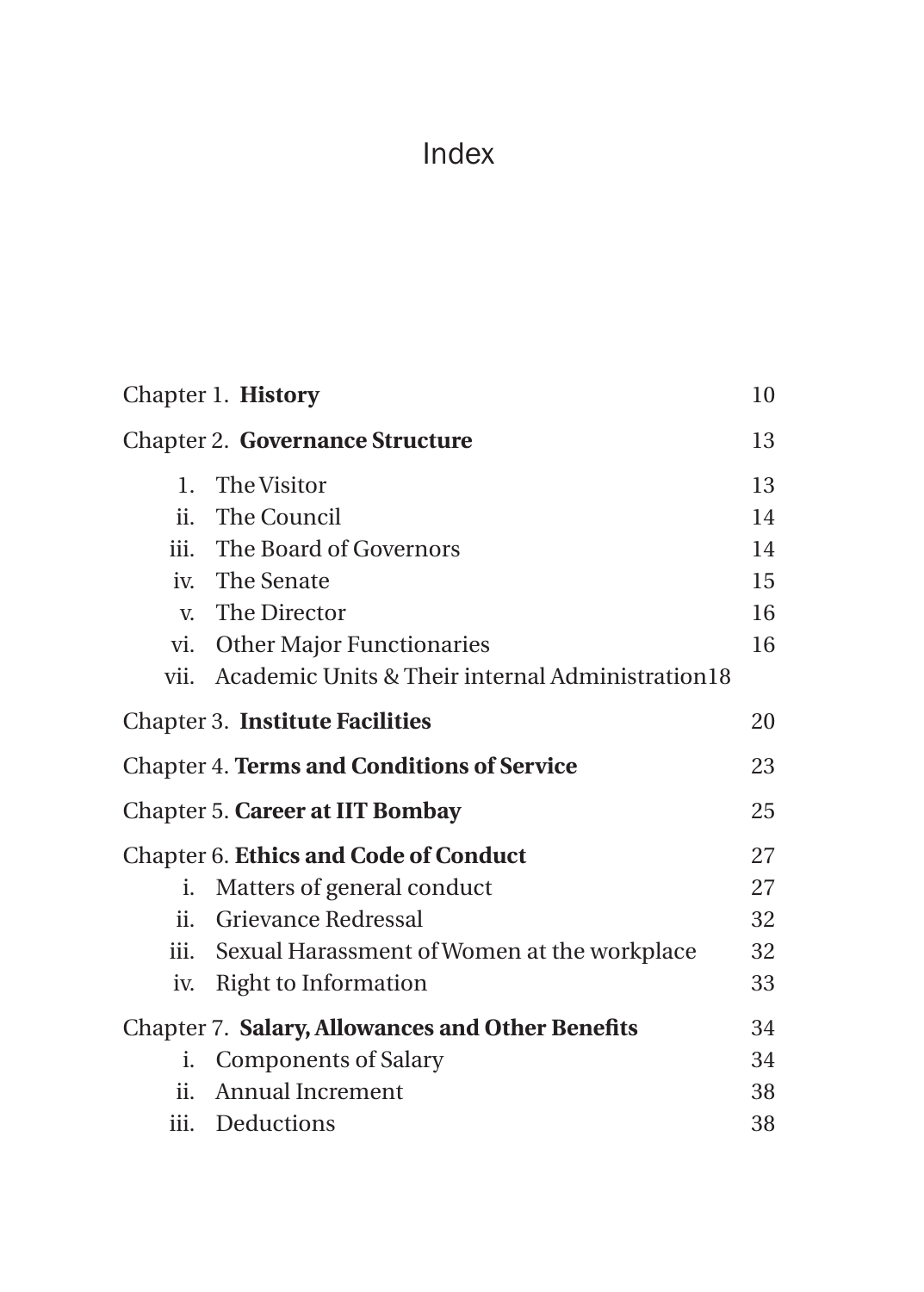# Index

| | |
|---|---|
| Chapter 1. **History** | 10 |
| Chapter 2. **Governance Structure** | 13 |
| 1. The Visitor | 13 |
| ii. The Council | 14 |
| iii. The Board of Governors | 14 |
| iv. The Senate | 15 |
| v. The Director | 16 |
| vi. Other Major Functionaries | 16 |
| vii. Academic Units & Their internal Administration | 18 |
| Chapter 3. **Institute Facilities** | 20 |
| Chapter 4. **Terms and Conditions of Service** | 23 |
| Chapter 5. **Career at IIT Bombay** | 25 |
| Chapter 6. **Ethics and Code of Conduct** | 27 |
| i. Matters of general conduct | 27 |
| ii. Grievance Redressal | 32 |
| iii. Sexual Harassment of Women at the workplace | 32 |
| iv. Right to Information | 33 |
| Chapter 7. **Salary, Allowances and Other Benefits** | 34 |
| i. Components of Salary | 34 |
| ii. Annual Increment | 38 |
| iii. Deductions | 38 |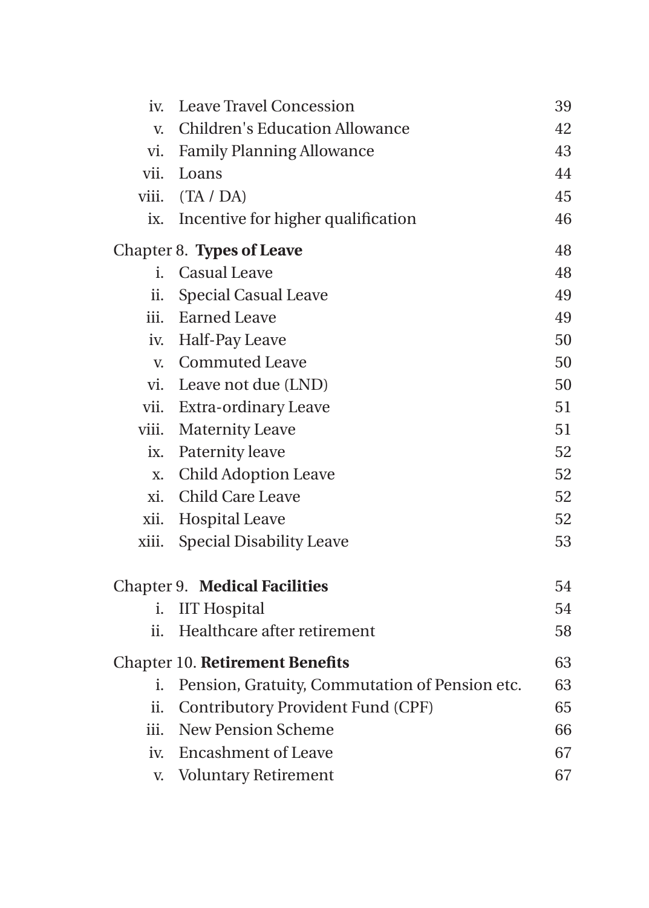| | | |
|---|---|---|
| iv. | Leave Travel Concession | 39 |
| v. | Children's Education Allowance | 42 |
| vi. | Family Planning Allowance | 43 |
| vii. | Loans | 44 |
| viii. | (TA / DA) | 45 |
| ix. | Incentive for higher qualification | 46 |
| Chapter 8. | **Types of Leave** | 48 |
| i. | Casual Leave | 48 |
| ii. | Special Casual Leave | 49 |
| iii. | Earned Leave | 49 |
| iv. | Half-Pay Leave | 50 |
| v. | Commuted Leave | 50 |
| vi. | Leave not due (LND) | 50 |
| vii. | Extra-ordinary Leave | 51 |
| viii. | Maternity Leave | 51 |
| ix. | Paternity leave | 52 |
| x. | Child Adoption Leave | 52 |
| xi. | Child Care Leave | 52 |
| xii. | Hospital Leave | 52 |
| xiii. | Special Disability Leave | 53 |
| Chapter 9. | **Medical Facilities** | 54 |
| i. | IIT Hospital | 54 |
| ii. | Healthcare after retirement | 58 |
| Chapter 10. | **Retirement Benefits** | 63 |
| i. | Pension, Gratuity, Commutation of Pension etc. | 63 |
| ii. | Contributory Provident Fund (CPF) | 65 |
| iii. | New Pension Scheme | 66 |
| iv. | Encashment of Leave | 67 |
| v. | Voluntary Retirement | 67 |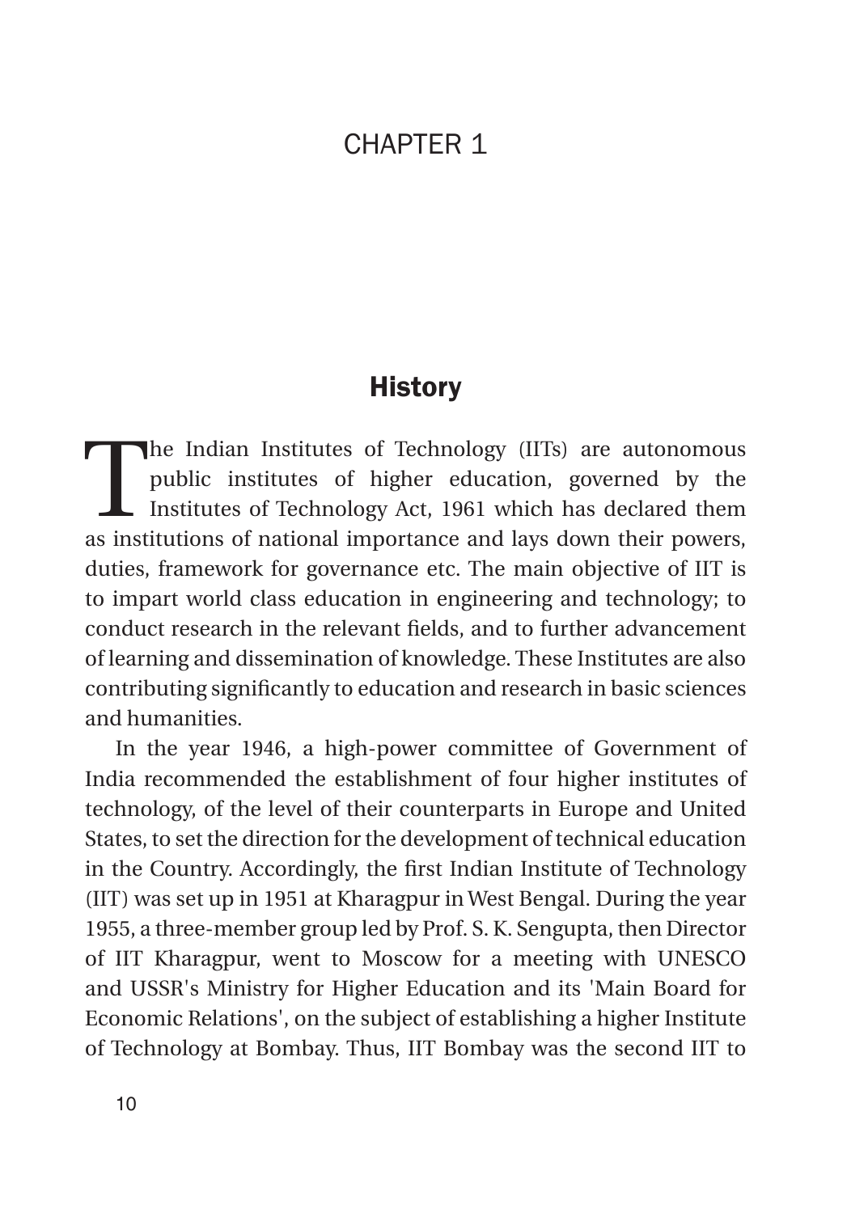# CHAPTER 1

## History

The Indian Institutes of Technology (IITs) are autonomous public institutes of higher education, governed by the Institutes of Technology Act, 1961 which has declared them as institutions of national importance and lays down their powers, duties, framework for governance etc. The main objective of IIT is to impart world class education in engineering and technology; to conduct research in the relevant fields, and to further advancement of learning and dissemination of knowledge. These Institutes are also contributing significantly to education and research in basic sciences and humanities.

In the year 1946, a high-power committee of Government of India recommended the establishment of four higher institutes of technology, of the level of their counterparts in Europe and United States, to set the direction for the development of technical education in the Country. Accordingly, the first Indian Institute of Technology (IIT) was set up in 1951 at Kharagpur in West Bengal. During the year 1955, a three-member group led by Prof. S. K. Sengupta, then Director of IIT Kharagpur, went to Moscow for a meeting with UNESCO and USSR's Ministry for Higher Education and its 'Main Board for Economic Relations', on the subject of establishing a higher Institute of Technology at Bombay. Thus, IIT Bombay was the second IIT to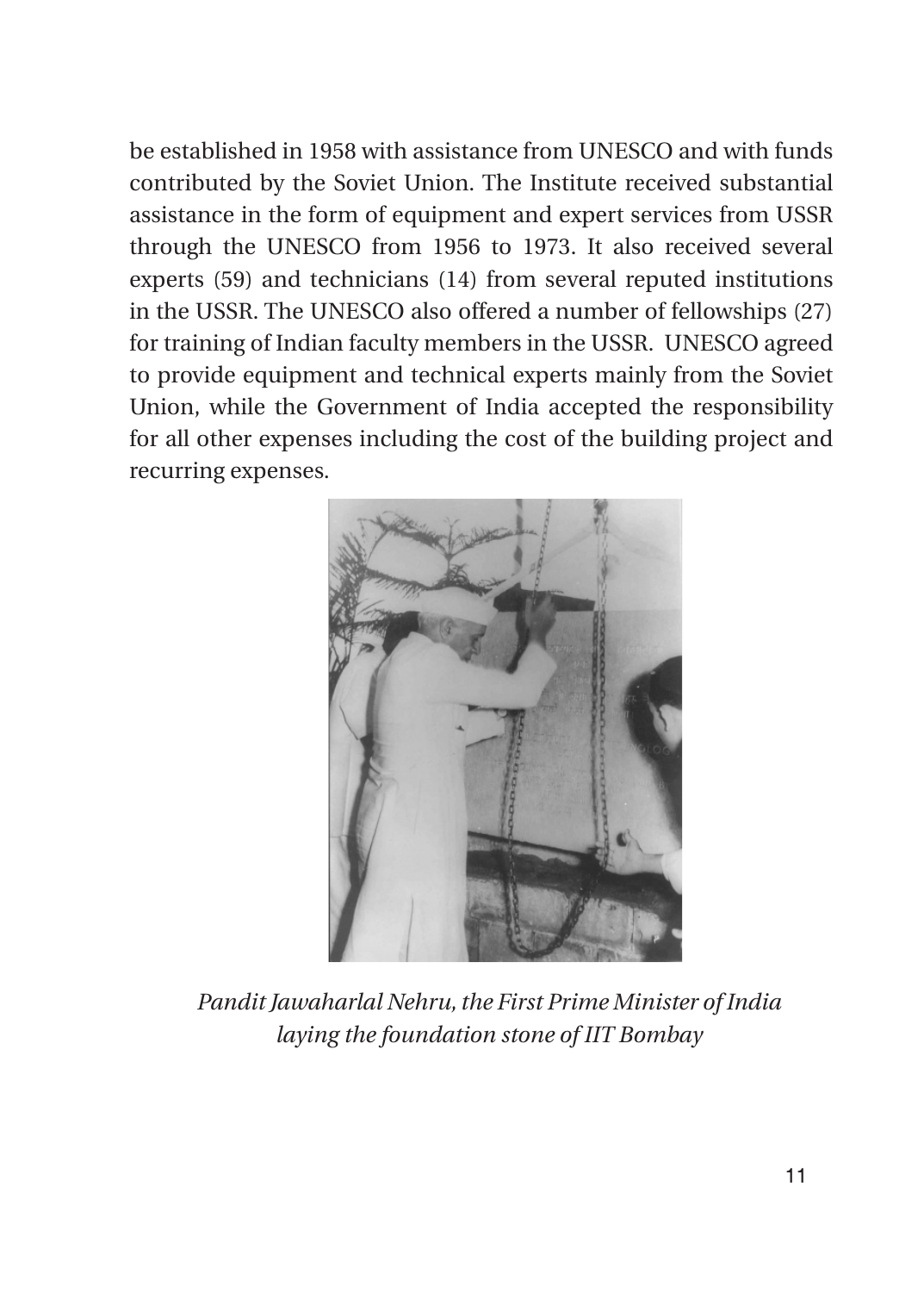be established in 1958 with assistance from UNESCO and with funds contributed by the Soviet Union. The Institute received substantial assistance in the form of equipment and expert services from USSR through the UNESCO from 1956 to 1973. It also received several experts (59) and technicians (14) from several reputed institutions in the USSR. The UNESCO also offered a number of fellowships (27) for training of Indian faculty members in the USSR. UNESCO agreed to provide equipment and technical experts mainly from the Soviet Union, while the Government of India accepted the responsibility for all other expenses including the cost of the building project and recurring expenses.

*Pandit Jawaharlal Nehru, the First Prime Minister of India laying the foundation stone of IIT Bombay*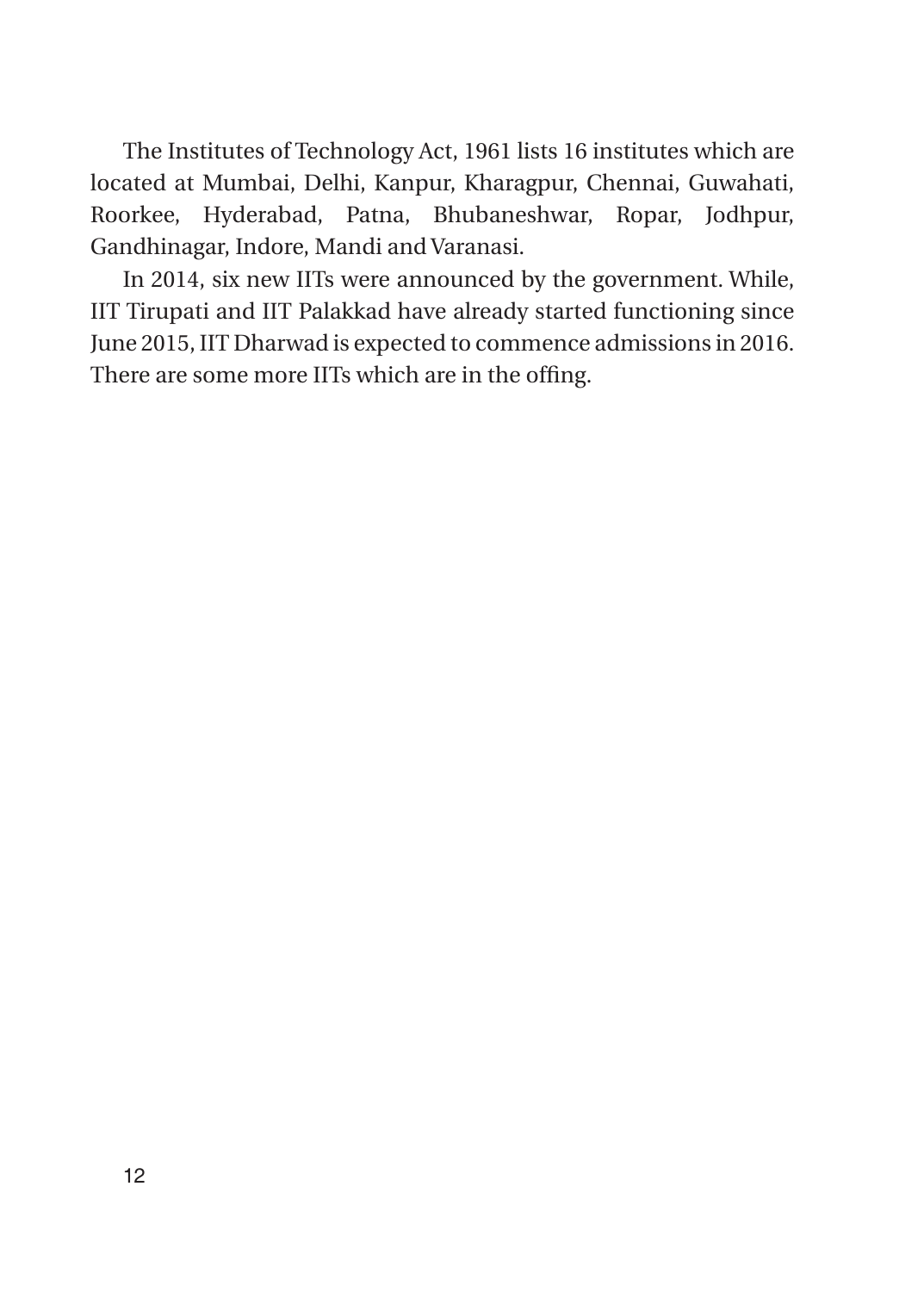The Institutes of Technology Act, 1961 lists 16 institutes which are located at Mumbai, Delhi, Kanpur, Kharagpur, Chennai, Guwahati, Roorkee, Hyderabad, Patna, Bhubaneshwar, Ropar, Jodhpur, Gandhinagar, Indore, Mandi and Varanasi.

In 2014, six new IITs were announced by the government. While, IIT Tirupati and IIT Palakkad have already started functioning since June 2015, IIT Dharwad is expected to commence admissions in 2016. There are some more IITs which are in the offing.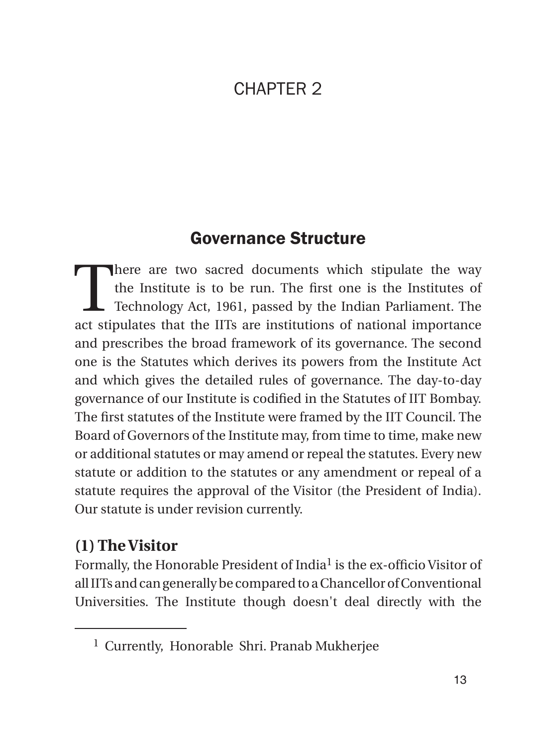# CHAPTER 2

## Governance Structure

There are two sacred documents which stipulate the way the Institute is to be run. The first one is the Institutes of Technology Act, 1961, passed by the Indian Parliament. The act stipulates that the IITs are institutions of national importance and prescribes the broad framework of its governance. The second one is the Statutes which derives its powers from the Institute Act and which gives the detailed rules of governance. The day-to-day governance of our Institute is codified in the Statutes of IIT Bombay. The first statutes of the Institute were framed by the IIT Council. The Board of Governors of the Institute may, from time to time, make new or additional statutes or may amend or repeal the statutes. Every new statute or addition to the statutes or any amendment or repeal of a statute requires the approval of the Visitor (the President of India). Our statute is under revision currently.

### (1) The Visitor

Formally, the Honorable President of India[1] is the ex-officio Visitor of all IITs and can generally be compared to a Chancellor of Conventional Universities. The Institute though doesn't deal directly with the

[1] Currently, Honorable Shri. Pranab Mukherjee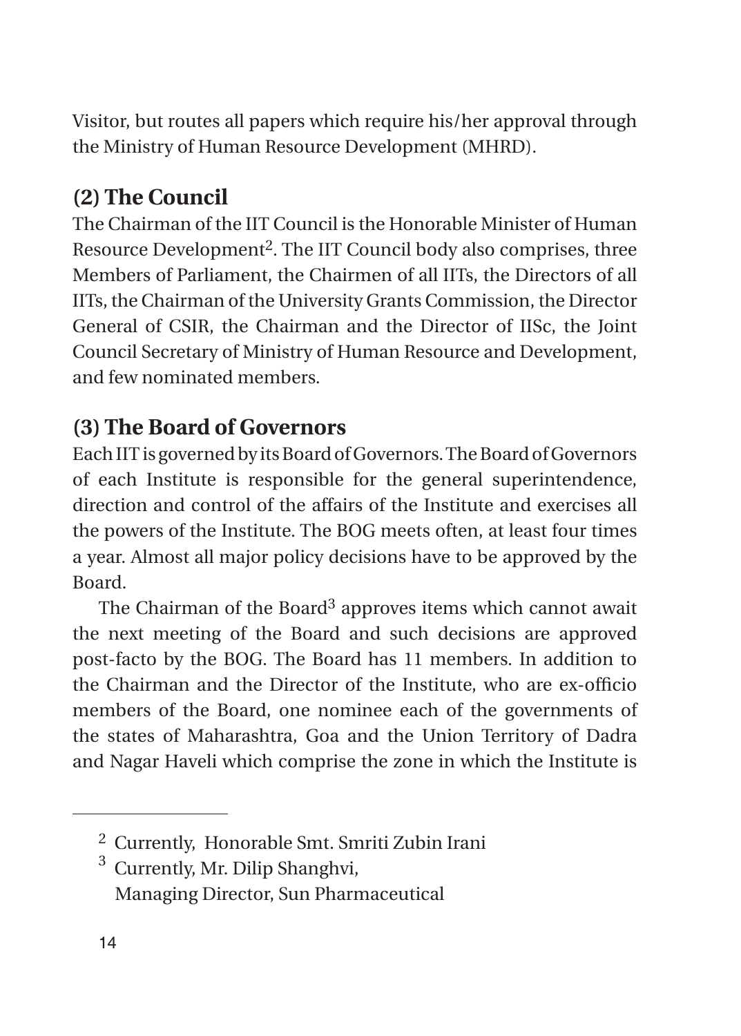Visitor, but routes all papers which require his/her approval through the Ministry of Human Resource Development (MHRD).

## (2) The Council

The Chairman of the IIT Council is the Honorable Minister of Human Resource Development[2]. The IIT Council body also comprises, three Members of Parliament, the Chairmen of all IITs, the Directors of all IITs, the Chairman of the University Grants Commission, the Director General of CSIR, the Chairman and the Director of IISc, the Joint Council Secretary of Ministry of Human Resource and Development, and few nominated members.

## (3) The Board of Governors

Each IIT is governed by its Board of Governors. The Board of Governors of each Institute is responsible for the general superintendence, direction and control of the affairs of the Institute and exercises all the powers of the Institute. The BOG meets often, at least four times a year. Almost all major policy decisions have to be approved by the Board.

The Chairman of the Board[3] approves items which cannot await the next meeting of the Board and such decisions are approved post-facto by the BOG. The Board has 11 members. In addition to the Chairman and the Director of the Institute, who are ex-officio members of the Board, one nominee each of the governments of the states of Maharashtra, Goa and the Union Territory of Dadra and Nagar Haveli which comprise the zone in which the Institute is

---

[2] Currently, Honorable Smt. Smriti Zubin Irani

[3] Currently, Mr. Dilip Shanghvi, Managing Director, Sun Pharmaceutical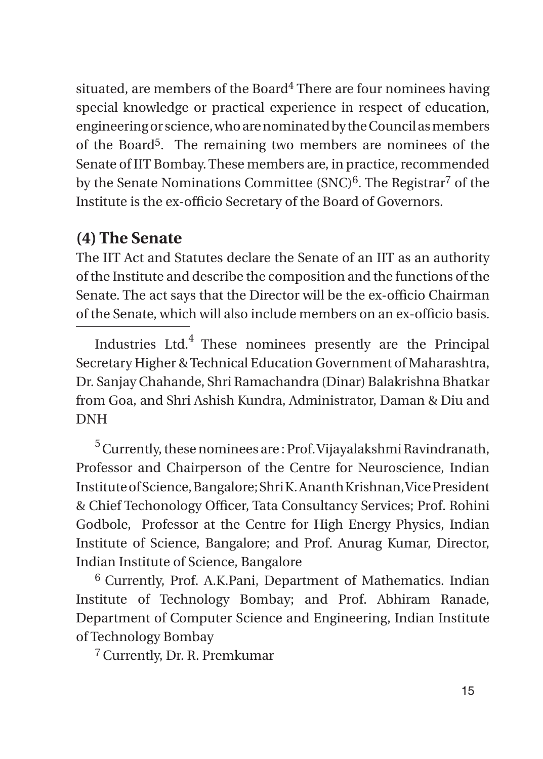situated, are members of the Board[4] There are four nominees having special knowledge or practical experience in respect of education, engineering or science, who are nominated by the Council as members of the Board[5]. The remaining two members are nominees of the Senate of IIT Bombay. These members are, in practice, recommended by the Senate Nominations Committee (SNC)[6]. The Registrar[7] of the Institute is the ex-officio Secretary of the Board of Governors.

## (4) The Senate

The IIT Act and Statutes declare the Senate of an IIT as an authority of the Institute and describe the composition and the functions of the Senate. The act says that the Director will be the ex-officio Chairman of the Senate, which will also include members on an ex-officio basis.

---

Industries Ltd.[4] These nominees presently are the Principal Secretary Higher & Technical Education Government of Maharashtra, Dr. Sanjay Chahande, Shri Ramachandra (Dinar) Balakrishna Bhatkar from Goa, and Shri Ashish Kundra, Administrator, Daman & Diu and DNH

[5] Currently, these nominees are : Prof. Vijayalakshmi Ravindranath, Professor and Chairperson of the Centre for Neuroscience, Indian Institute of Science, Bangalore; Shri K. Ananth Krishnan, Vice President & Chief Techonology Officer, Tata Consultancy Services; Prof. Rohini Godbole, Professor at the Centre for High Energy Physics, Indian Institute of Science, Bangalore; and Prof. Anurag Kumar, Director, Indian Institute of Science, Bangalore

[6] Currently, Prof. A.K.Pani, Department of Mathematics. Indian Institute of Technology Bombay; and Prof. Abhiram Ranade, Department of Computer Science and Engineering, Indian Institute of Technology Bombay

[7] Currently, Dr. R. Premkumar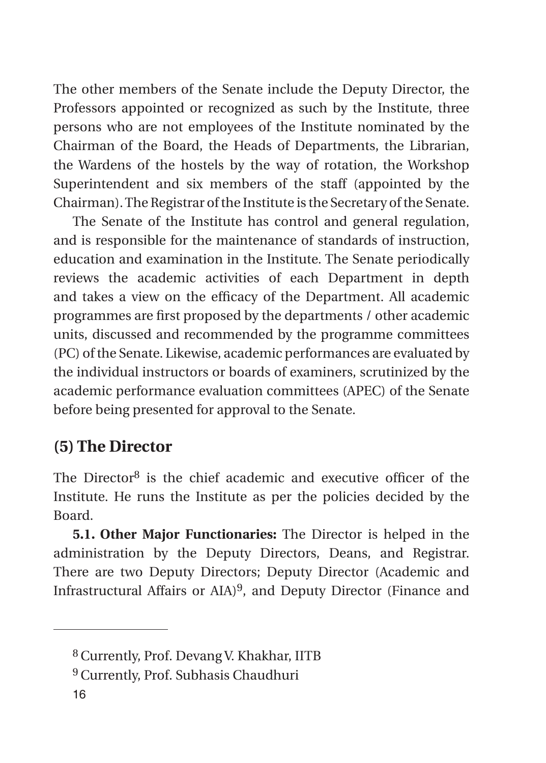The other members of the Senate include the Deputy Director, the Professors appointed or recognized as such by the Institute, three persons who are not employees of the Institute nominated by the Chairman of the Board, the Heads of Departments, the Librarian, the Wardens of the hostels by the way of rotation, the Workshop Superintendent and six members of the staff (appointed by the Chairman). The Registrar of the Institute is the Secretary of the Senate.

The Senate of the Institute has control and general regulation, and is responsible for the maintenance of standards of instruction, education and examination in the Institute. The Senate periodically reviews the academic activities of each Department in depth and takes a view on the efficacy of the Department. All academic programmes are first proposed by the departments / other academic units, discussed and recommended by the programme committees (PC) of the Senate. Likewise, academic performances are evaluated by the individual instructors or boards of examiners, scrutinized by the academic performance evaluation committees (APEC) of the Senate before being presented for approval to the Senate.

## (5) The Director

The Director[8] is the chief academic and executive officer of the Institute. He runs the Institute as per the policies decided by the Board.

**5.1. Other Major Functionaries:** The Director is helped in the administration by the Deputy Directors, Deans, and Registrar. There are two Deputy Directors; Deputy Director (Academic and Infrastructural Affairs or AIA)[9], and Deputy Director (Finance and

---

[8] Currently, Prof. Devang V. Khakhar, IITB

[9] Currently, Prof. Subhasis Chaudhuri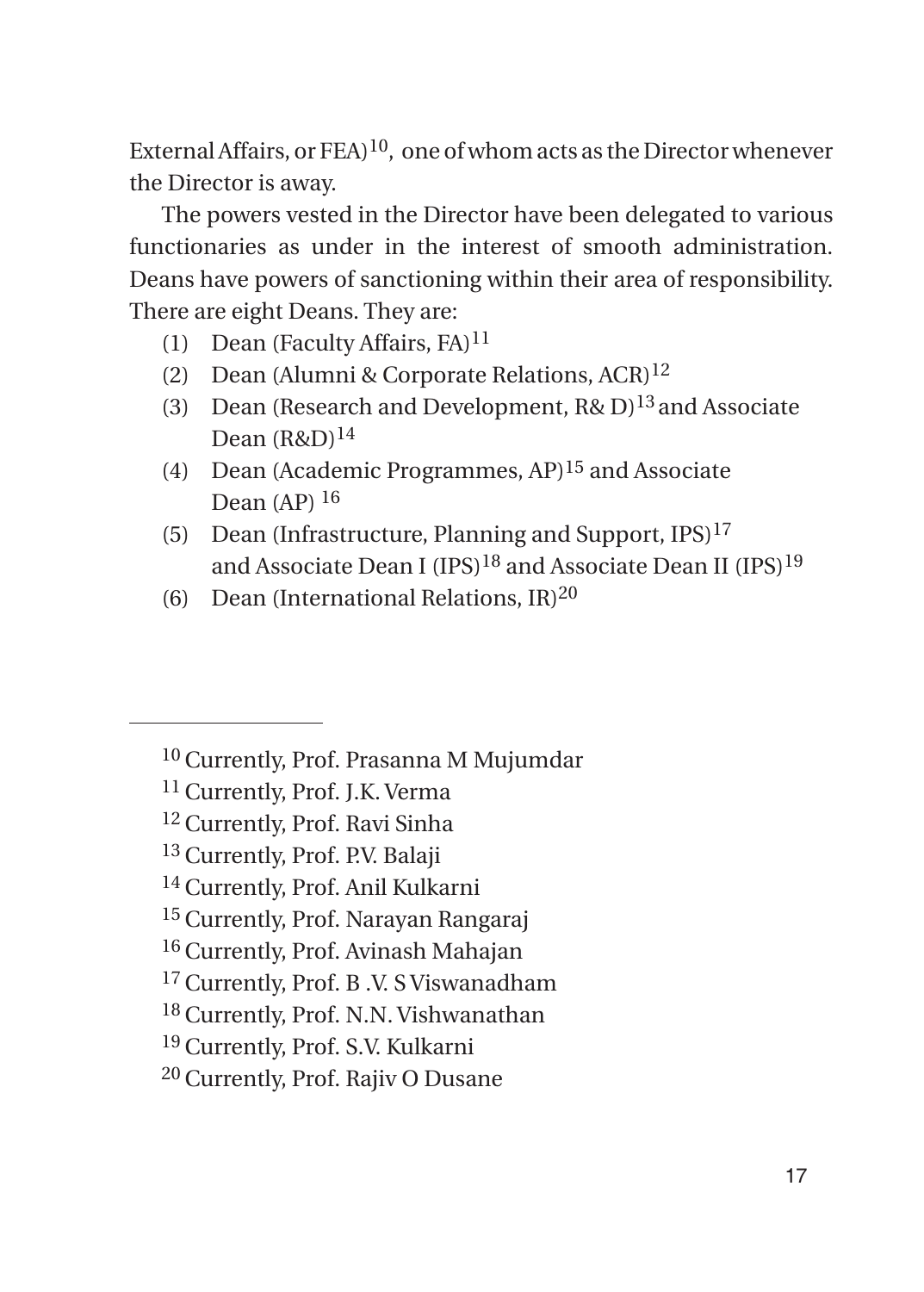External Affairs, or FEA)[10], one of whom acts as the Director whenever the Director is away.

The powers vested in the Director have been delegated to various functionaries as under in the interest of smooth administration. Deans have powers of sanctioning within their area of responsibility. There are eight Deans. They are:

(1) Dean (Faculty Affairs, FA)[11]
(2) Dean (Alumni & Corporate Relations, ACR)[12]
(3) Dean (Research and Development, R& D)[13] and Associate Dean (R&D)[14]
(4) Dean (Academic Programmes, AP)[15] and Associate Dean (AP) [16]
(5) Dean (Infrastructure, Planning and Support, IPS)[17] and Associate Dean I (IPS)[18] and Associate Dean II (IPS)[19]
(6) Dean (International Relations, IR)[20]

---

[10] Currently, Prof. Prasanna M Mujumdar
[11] Currently, Prof. J.K. Verma
[12] Currently, Prof. Ravi Sinha
[13] Currently, Prof. P.V. Balaji
[14] Currently, Prof. Anil Kulkarni
[15] Currently, Prof. Narayan Rangaraj
[16] Currently, Prof. Avinash Mahajan
[17] Currently, Prof. B .V. S Viswanadham
[18] Currently, Prof. N.N. Vishwanathan
[19] Currently, Prof. S.V. Kulkarni
[20] Currently, Prof. Rajiv O Dusane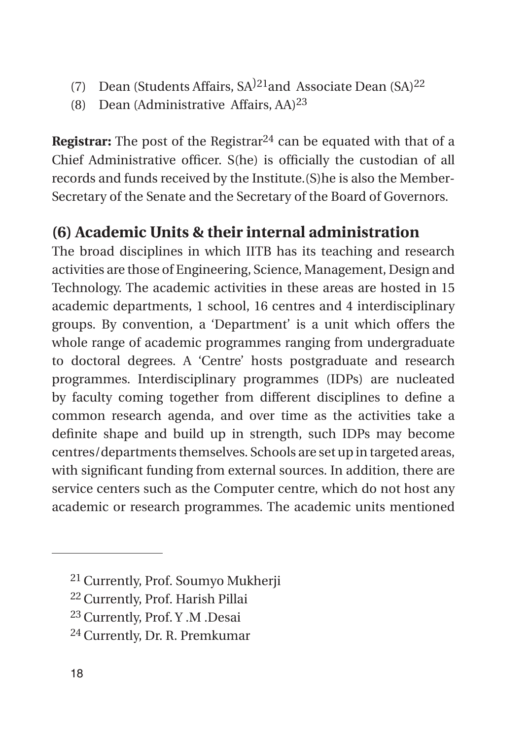(7) Dean (Students Affairs, SA)[21]and Associate Dean (SA)[22]

(8) Dean (Administrative Affairs, AA)[23]

**Registrar:** The post of the Registrar[24] can be equated with that of a Chief Administrative officer. S(he) is officially the custodian of all records and funds received by the Institute.(S)he is also the Member-Secretary of the Senate and the Secretary of the Board of Governors.

## (6) Academic Units & their internal administration

The broad disciplines in which IITB has its teaching and research activities are those of Engineering, Science, Management, Design and Technology. The academic activities in these areas are hosted in 15 academic departments, 1 school, 16 centres and 4 interdisciplinary groups. By convention, a 'Department' is a unit which offers the whole range of academic programmes ranging from undergraduate to doctoral degrees. A 'Centre' hosts postgraduate and research programmes. Interdisciplinary programmes (IDPs) are nucleated by faculty coming together from different disciplines to define a common research agenda, and over time as the activities take a definite shape and build up in strength, such IDPs may become centres/departments themselves. Schools are set up in targeted areas, with significant funding from external sources. In addition, there are service centers such as the Computer centre, which do not host any academic or research programmes. The academic units mentioned

---

[21] Currently, Prof. Soumyo Mukherji

[22] Currently, Prof. Harish Pillai

[23] Currently, Prof. Y .M .Desai

[24] Currently, Dr. R. Premkumar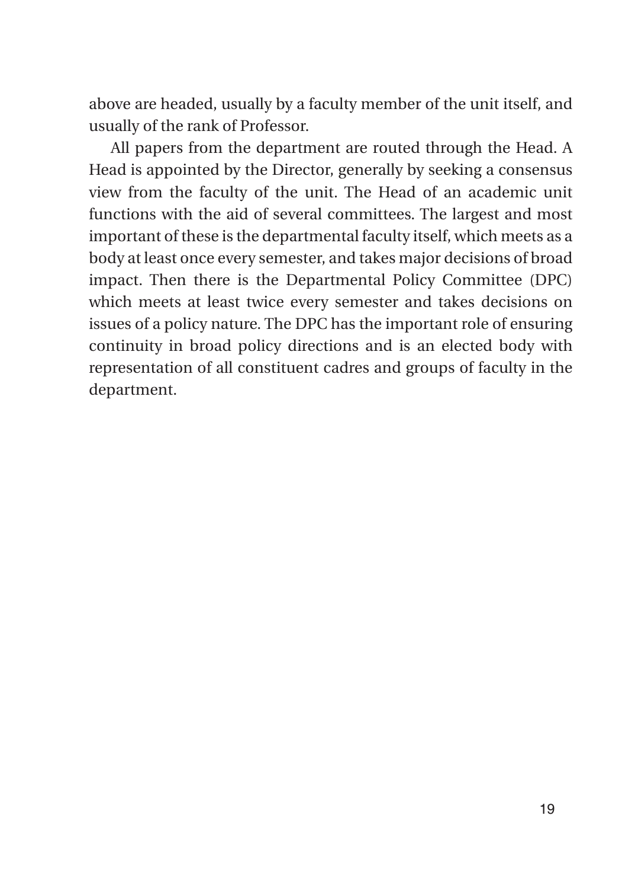above are headed, usually by a faculty member of the unit itself, and usually of the rank of Professor.

All papers from the department are routed through the Head. A Head is appointed by the Director, generally by seeking a consensus view from the faculty of the unit. The Head of an academic unit functions with the aid of several committees. The largest and most important of these is the departmental faculty itself, which meets as a body at least once every semester, and takes major decisions of broad impact. Then there is the Departmental Policy Committee (DPC) which meets at least twice every semester and takes decisions on issues of a policy nature. The DPC has the important role of ensuring continuity in broad policy directions and is an elected body with representation of all constituent cadres and groups of faculty in the department.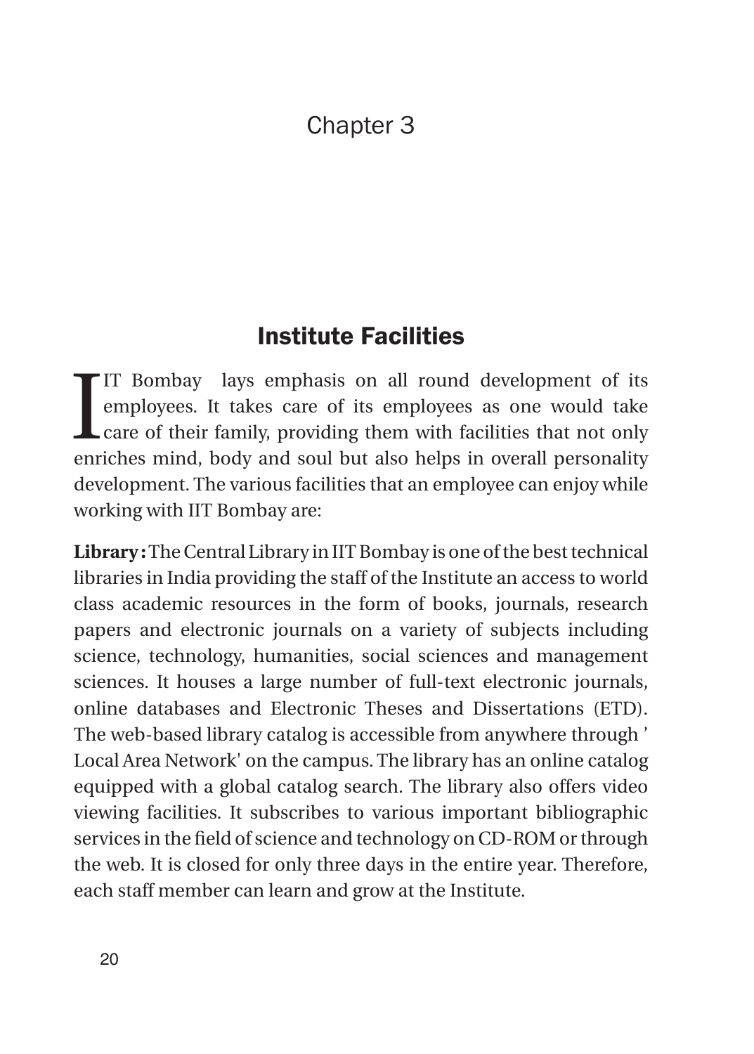# Chapter 3

## Institute Facilities

IIT Bombay lays emphasis on all round development of its employees. It takes care of its employees as one would take care of their family, providing them with facilities that not only enriches mind, body and soul but also helps in overall personality development. The various facilities that an employee can enjoy while working with IIT Bombay are:

**Library:** The Central Library in IIT Bombay is one of the best technical libraries in India providing the staff of the Institute an access to world class academic resources in the form of books, journals, research papers and electronic journals on a variety of subjects including science, technology, humanities, social sciences and management sciences. It houses a large number of full-text electronic journals, online databases and Electronic Theses and Dissertations (ETD). The web-based library catalog is accessible from anywhere through ' Local Area Network' on the campus. The library has an online catalog equipped with a global catalog search. The library also offers video viewing facilities. It subscribes to various important bibliographic services in the field of science and technology on CD-ROM or through the web. It is closed for only three days in the entire year. Therefore, each staff member can learn and grow at the Institute.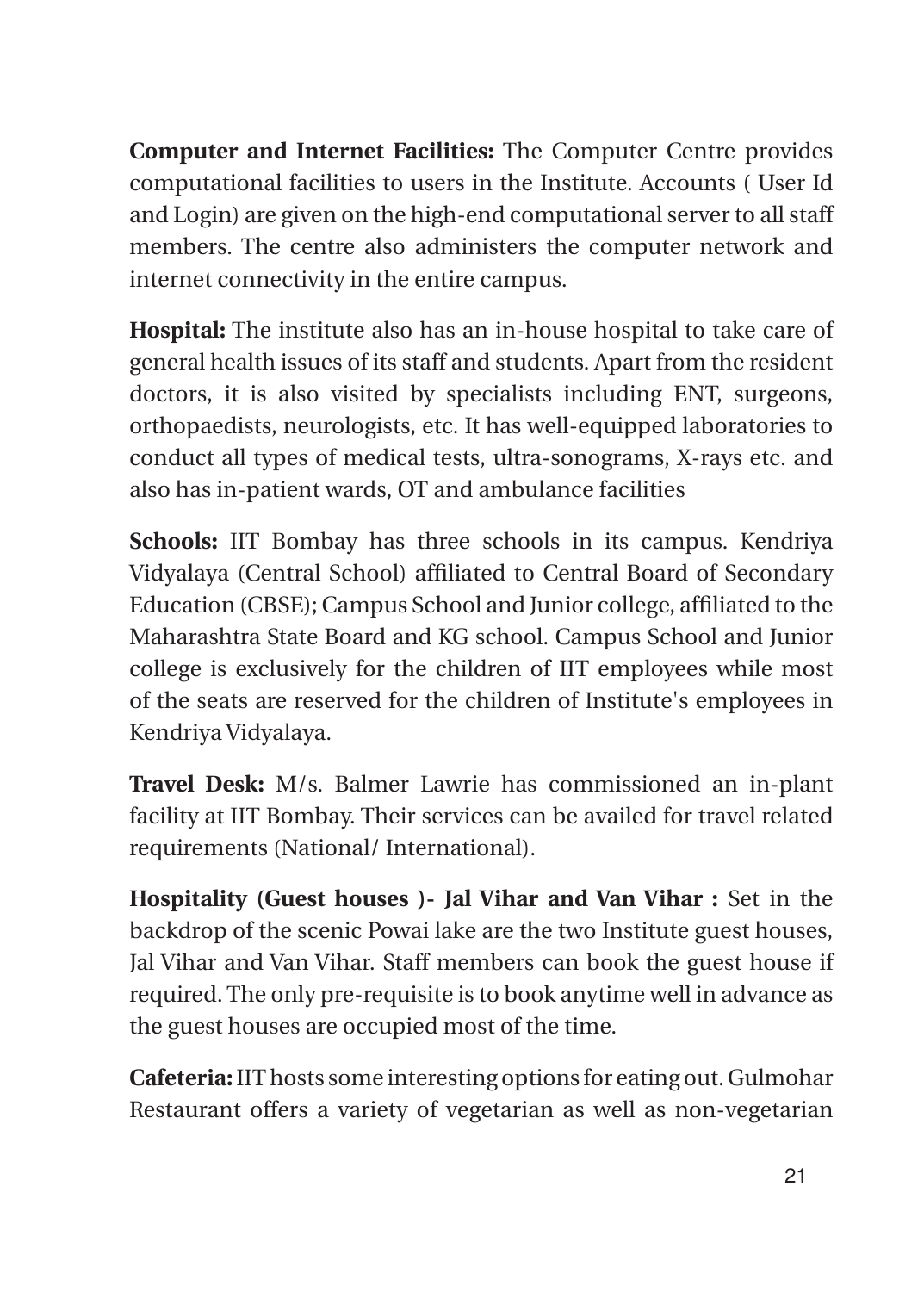**Computer and Internet Facilities:** The Computer Centre provides computational facilities to users in the Institute. Accounts ( User Id and Login) are given on the high-end computational server to all staff members. The centre also administers the computer network and internet connectivity in the entire campus.

**Hospital:** The institute also has an in-house hospital to take care of general health issues of its staff and students. Apart from the resident doctors, it is also visited by specialists including ENT, surgeons, orthopaedists, neurologists, etc. It has well-equipped laboratories to conduct all types of medical tests, ultra-sonograms, X-rays etc. and also has in-patient wards, OT and ambulance facilities

**Schools:** IIT Bombay has three schools in its campus. Kendriya Vidyalaya (Central School) affiliated to Central Board of Secondary Education (CBSE); Campus School and Junior college, affiliated to the Maharashtra State Board and KG school. Campus School and Junior college is exclusively for the children of IIT employees while most of the seats are reserved for the children of Institute's employees in Kendriya Vidyalaya.

**Travel Desk:** M/s. Balmer Lawrie has commissioned an in-plant facility at IIT Bombay. Their services can be availed for travel related requirements (National/ International).

**Hospitality (Guest houses )- Jal Vihar and Van Vihar :** Set in the backdrop of the scenic Powai lake are the two Institute guest houses, Jal Vihar and Van Vihar. Staff members can book the guest house if required. The only pre-requisite is to book anytime well in advance as the guest houses are occupied most of the time.

**Cafeteria:** IIT hosts some interesting options for eating out. Gulmohar Restaurant offers a variety of vegetarian as well as non-vegetarian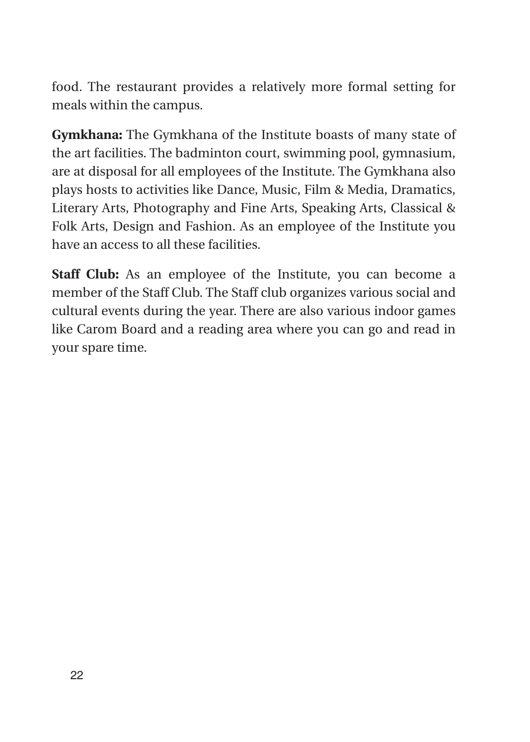food. The restaurant provides a relatively more formal setting for meals within the campus.

**Gymkhana:** The Gymkhana of the Institute boasts of many state of the art facilities. The badminton court, swimming pool, gymnasium, are at disposal for all employees of the Institute. The Gymkhana also plays hosts to activities like Dance, Music, Film & Media, Dramatics, Literary Arts, Photography and Fine Arts, Speaking Arts, Classical & Folk Arts, Design and Fashion. As an employee of the Institute you have an access to all these facilities.

**Staff Club:** As an employee of the Institute, you can become a member of the Staff Club. The Staff club organizes various social and cultural events during the year. There are also various indoor games like Carom Board and a reading area where you can go and read in your spare time.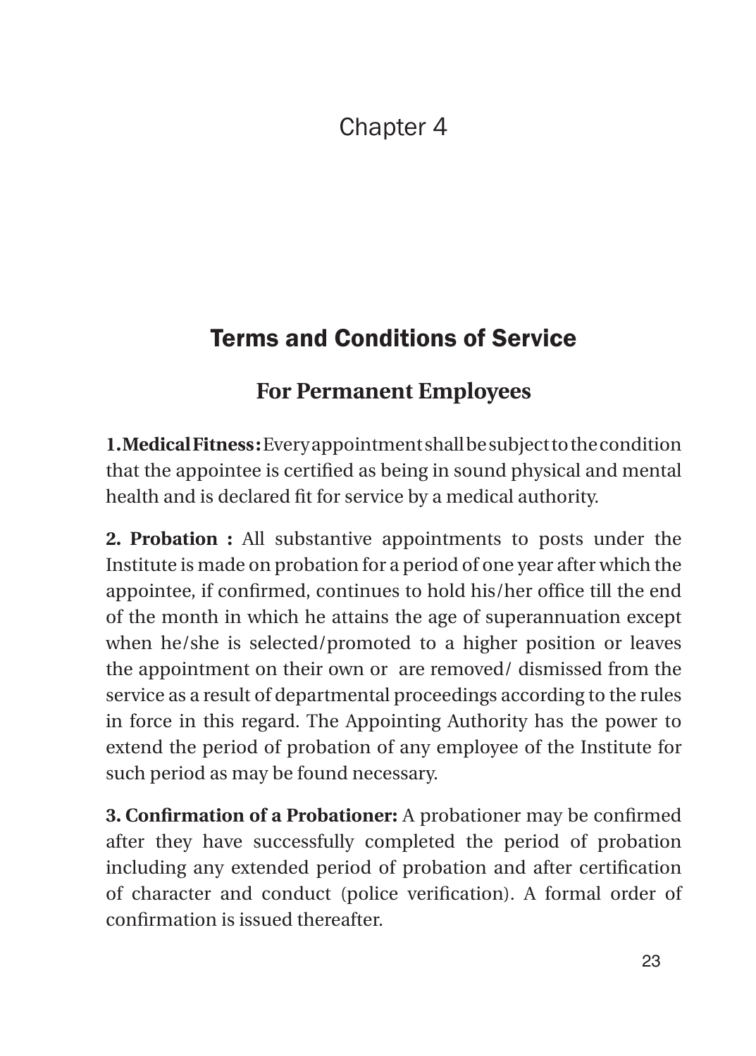# Chapter 4

## Terms and Conditions of Service

### For Permanent Employees

**1. Medical Fitness:** Every appointment shall be subject to the condition that the appointee is certified as being in sound physical and mental health and is declared fit for service by a medical authority.

**2. Probation :** All substantive appointments to posts under the Institute is made on probation for a period of one year after which the appointee, if confirmed, continues to hold his/her office till the end of the month in which he attains the age of superannuation except when he/she is selected/promoted to a higher position or leaves the appointment on their own or are removed/ dismissed from the service as a result of departmental proceedings according to the rules in force in this regard. The Appointing Authority has the power to extend the period of probation of any employee of the Institute for such period as may be found necessary.

**3. Confirmation of a Probationer:** A probationer may be confirmed after they have successfully completed the period of probation including any extended period of probation and after certification of character and conduct (police verification). A formal order of confirmation is issued thereafter.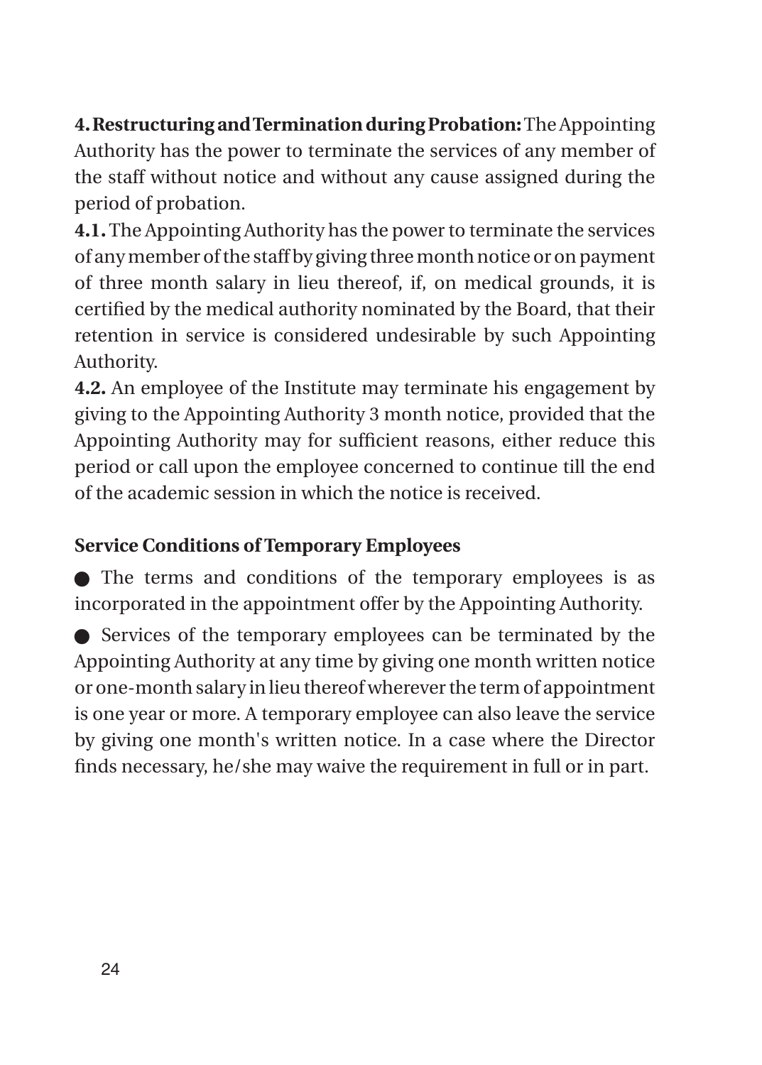**4. Restructuring and Termination during Probation:** The Appointing Authority has the power to terminate the services of any member of the staff without notice and without any cause assigned during the period of probation.

**4.1.** The Appointing Authority has the power to terminate the services of any member of the staff by giving three month notice or on payment of three month salary in lieu thereof, if, on medical grounds, it is certified by the medical authority nominated by the Board, that their retention in service is considered undesirable by such Appointing Authority.

**4.2.** An employee of the Institute may terminate his engagement by giving to the Appointing Authority 3 month notice, provided that the Appointing Authority may for sufficient reasons, either reduce this period or call upon the employee concerned to continue till the end of the academic session in which the notice is received.

**Service Conditions of Temporary Employees**

- The terms and conditions of the temporary employees is as incorporated in the appointment offer by the Appointing Authority.
- Services of the temporary employees can be terminated by the Appointing Authority at any time by giving one month written notice or one-month salary in lieu thereof wherever the term of appointment is one year or more. A temporary employee can also leave the service by giving one month's written notice. In a case where the Director finds necessary, he/she may waive the requirement in full or in part.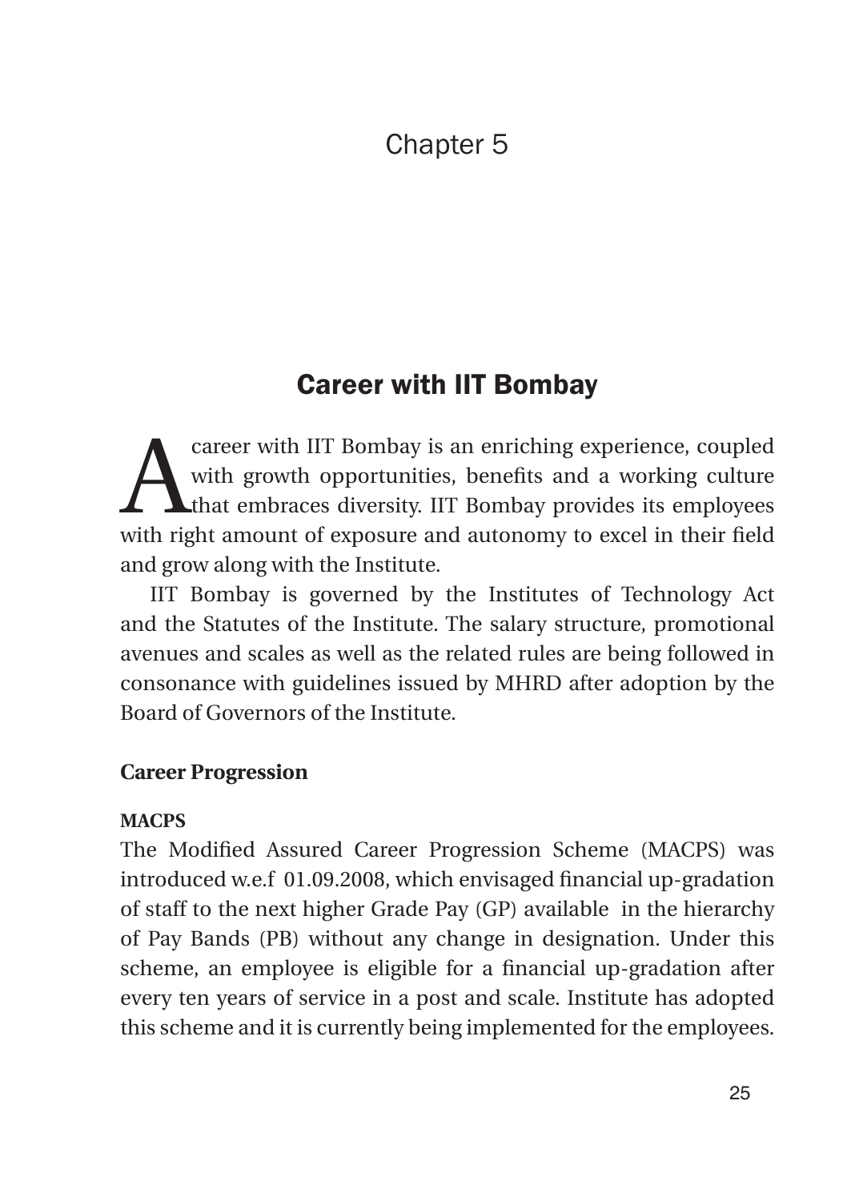# Chapter 5

## Career with IIT Bombay

A career with IIT Bombay is an enriching experience, coupled with growth opportunities, benefits and a working culture that embraces diversity. IIT Bombay provides its employees with right amount of exposure and autonomy to excel in their field and grow along with the Institute.

IIT Bombay is governed by the Institutes of Technology Act and the Statutes of the Institute. The salary structure, promotional avenues and scales as well as the related rules are being followed in consonance with guidelines issued by MHRD after adoption by the Board of Governors of the Institute.

### Career Progression

#### MACPS

The Modified Assured Career Progression Scheme (MACPS) was introduced w.e.f 01.09.2008, which envisaged financial up-gradation of staff to the next higher Grade Pay (GP) available in the hierarchy of Pay Bands (PB) without any change in designation. Under this scheme, an employee is eligible for a financial up-gradation after every ten years of service in a post and scale. Institute has adopted this scheme and it is currently being implemented for the employees.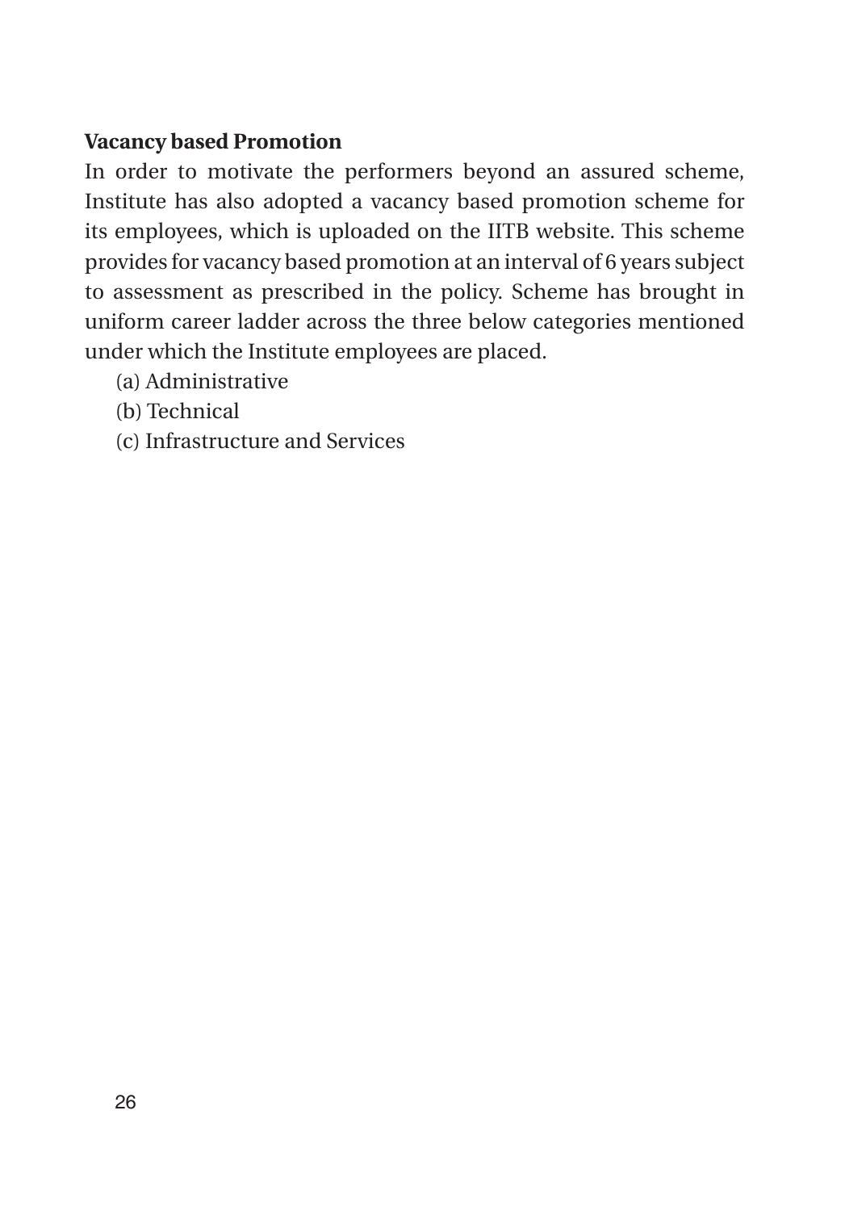**Vacancy based Promotion**

In order to motivate the performers beyond an assured scheme, Institute has also adopted a vacancy based promotion scheme for its employees, which is uploaded on the IITB website. This scheme provides for vacancy based promotion at an interval of 6 years subject to assessment as prescribed in the policy. Scheme has brought in uniform career ladder across the three below categories mentioned under which the Institute employees are placed.

(a) Administrative

(b) Technical

(c) Infrastructure and Services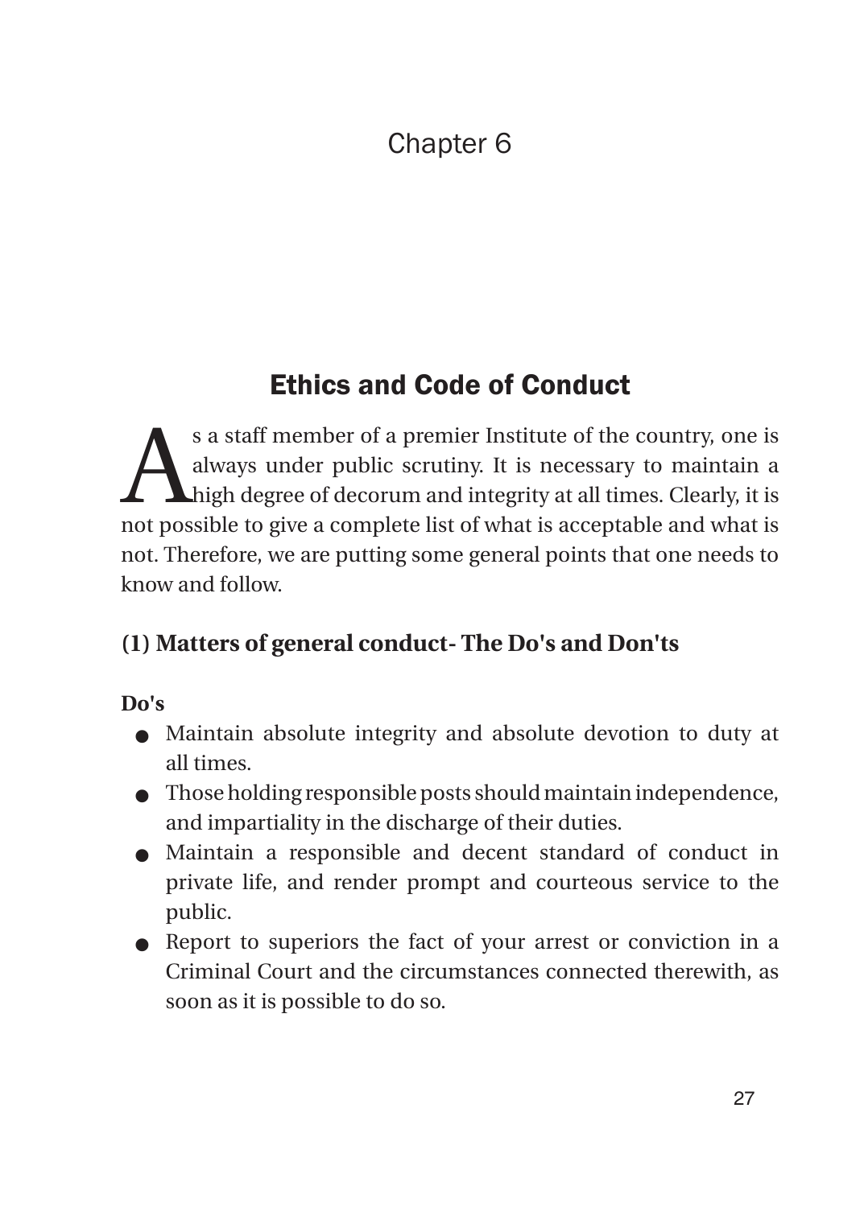# Chapter 6

## Ethics and Code of Conduct

As a staff member of a premier Institute of the country, one is always under public scrutiny. It is necessary to maintain a high degree of decorum and integrity at all times. Clearly, it is not possible to give a complete list of what is acceptable and what is not. Therefore, we are putting some general points that one needs to know and follow.

### (1) Matters of general conduct- The Do's and Don'ts

**Do's**

- Maintain absolute integrity and absolute devotion to duty at all times.
- Those holding responsible posts should maintain independence, and impartiality in the discharge of their duties.
- Maintain a responsible and decent standard of conduct in private life, and render prompt and courteous service to the public.
- Report to superiors the fact of your arrest or conviction in a Criminal Court and the circumstances connected therewith, as soon as it is possible to do so.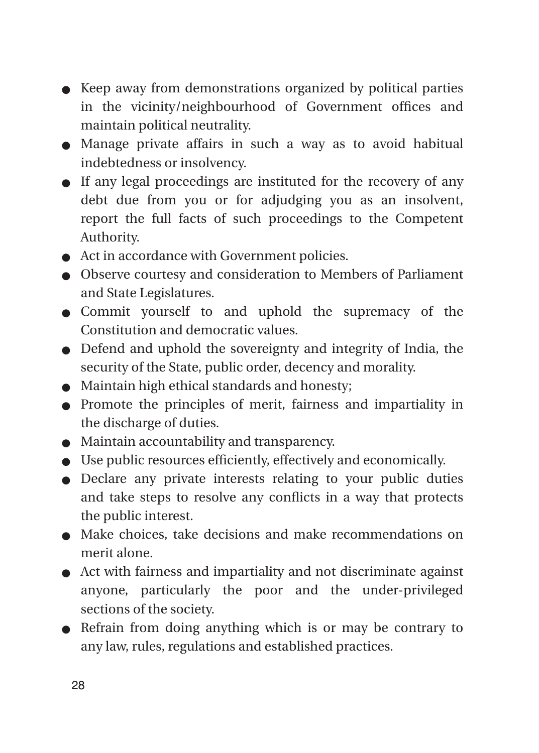- Keep away from demonstrations organized by political parties in the vicinity/neighbourhood of Government offices and maintain political neutrality.
- Manage private affairs in such a way as to avoid habitual indebtedness or insolvency.
- If any legal proceedings are instituted for the recovery of any debt due from you or for adjudging you as an insolvent, report the full facts of such proceedings to the Competent Authority.
- Act in accordance with Government policies.
- Observe courtesy and consideration to Members of Parliament and State Legislatures.
- Commit yourself to and uphold the supremacy of the Constitution and democratic values.
- Defend and uphold the sovereignty and integrity of India, the security of the State, public order, decency and morality.
- Maintain high ethical standards and honesty;
- Promote the principles of merit, fairness and impartiality in the discharge of duties.
- Maintain accountability and transparency.
- Use public resources efficiently, effectively and economically.
- Declare any private interests relating to your public duties and take steps to resolve any conflicts in a way that protects the public interest.
- Make choices, take decisions and make recommendations on merit alone.
- Act with fairness and impartiality and not discriminate against anyone, particularly the poor and the under-privileged sections of the society.
- Refrain from doing anything which is or may be contrary to any law, rules, regulations and established practices.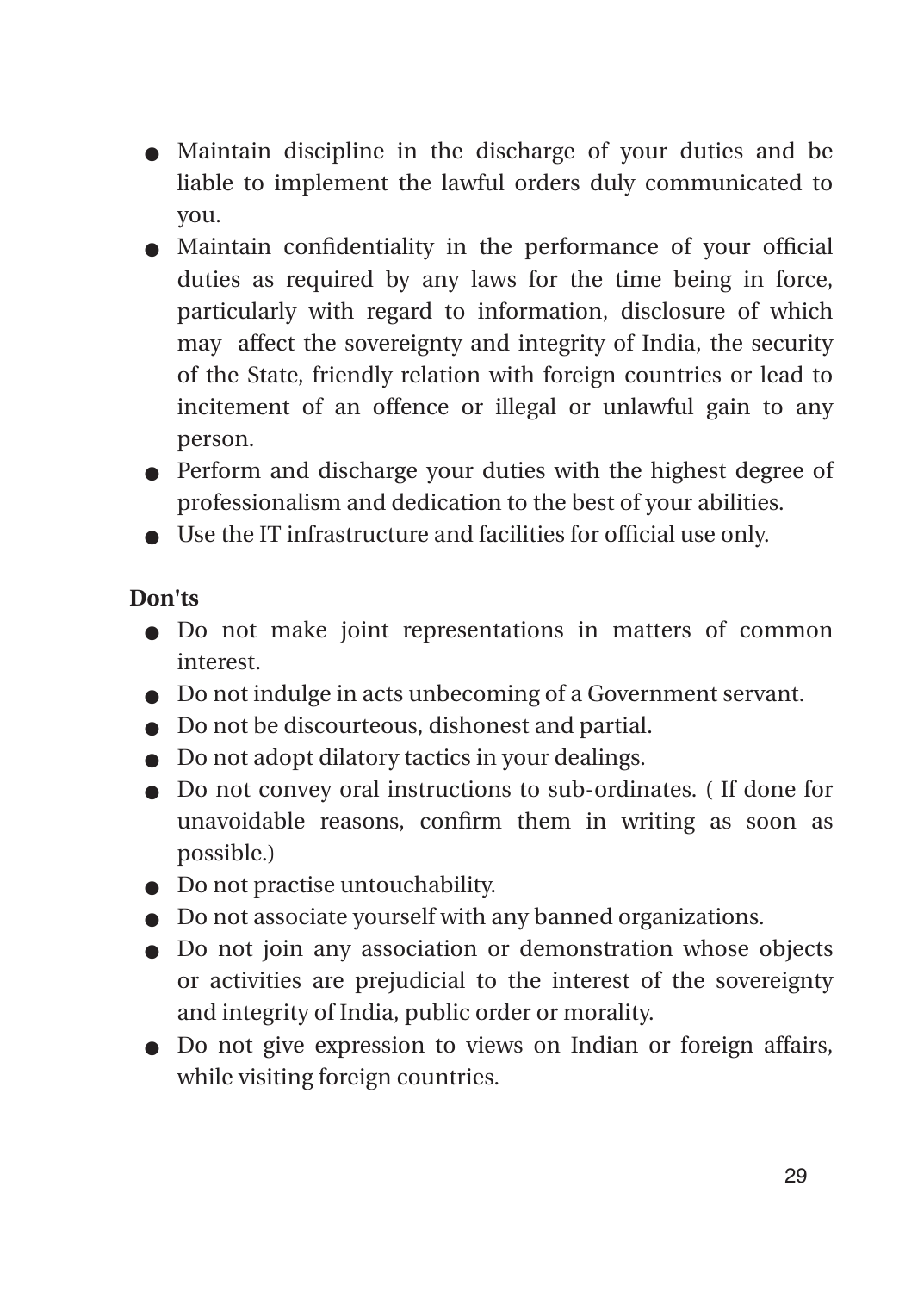- Maintain discipline in the discharge of your duties and be liable to implement the lawful orders duly communicated to you.
- Maintain confidentiality in the performance of your official duties as required by any laws for the time being in force, particularly with regard to information, disclosure of which may affect the sovereignty and integrity of India, the security of the State, friendly relation with foreign countries or lead to incitement of an offence or illegal or unlawful gain to any person.
- Perform and discharge your duties with the highest degree of professionalism and dedication to the best of your abilities.
- Use the IT infrastructure and facilities for official use only.

**Don'ts**

- Do not make joint representations in matters of common interest.
- Do not indulge in acts unbecoming of a Government servant.
- Do not be discourteous, dishonest and partial.
- Do not adopt dilatory tactics in your dealings.
- Do not convey oral instructions to sub-ordinates. ( If done for unavoidable reasons, confirm them in writing as soon as possible.)
- Do not practise untouchability.
- Do not associate yourself with any banned organizations.
- Do not join any association or demonstration whose objects or activities are prejudicial to the interest of the sovereignty and integrity of India, public order or morality.
- Do not give expression to views on Indian or foreign affairs, while visiting foreign countries.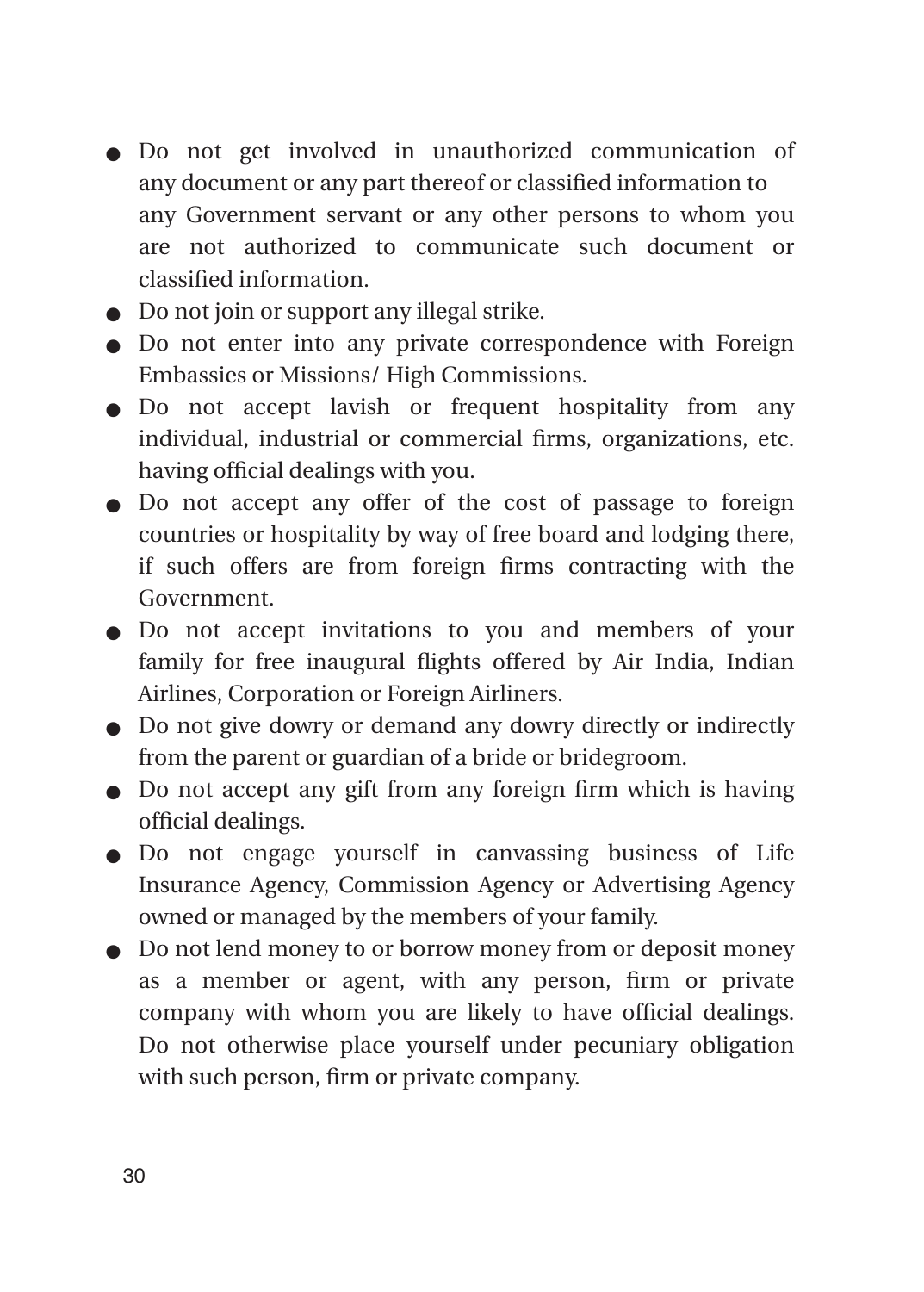- Do not get involved in unauthorized communication of any document or any part thereof or classified information to any Government servant or any other persons to whom you are not authorized to communicate such document or classified information.
- Do not join or support any illegal strike.
- Do not enter into any private correspondence with Foreign Embassies or Missions/ High Commissions.
- Do not accept lavish or frequent hospitality from any individual, industrial or commercial firms, organizations, etc. having official dealings with you.
- Do not accept any offer of the cost of passage to foreign countries or hospitality by way of free board and lodging there, if such offers are from foreign firms contracting with the Government.
- Do not accept invitations to you and members of your family for free inaugural flights offered by Air India, Indian Airlines, Corporation or Foreign Airliners.
- Do not give dowry or demand any dowry directly or indirectly from the parent or guardian of a bride or bridegroom.
- Do not accept any gift from any foreign firm which is having official dealings.
- Do not engage yourself in canvassing business of Life Insurance Agency, Commission Agency or Advertising Agency owned or managed by the members of your family.
- Do not lend money to or borrow money from or deposit money as a member or agent, with any person, firm or private company with whom you are likely to have official dealings. Do not otherwise place yourself under pecuniary obligation with such person, firm or private company.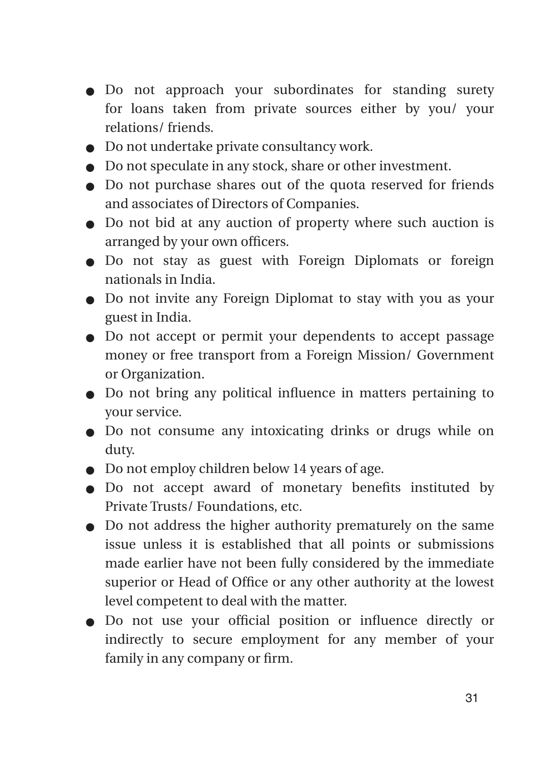- Do not approach your subordinates for standing surety for loans taken from private sources either by you/ your relations/ friends.
- Do not undertake private consultancy work.
- Do not speculate in any stock, share or other investment.
- Do not purchase shares out of the quota reserved for friends and associates of Directors of Companies.
- Do not bid at any auction of property where such auction is arranged by your own officers.
- Do not stay as guest with Foreign Diplomats or foreign nationals in India.
- Do not invite any Foreign Diplomat to stay with you as your guest in India.
- Do not accept or permit your dependents to accept passage money or free transport from a Foreign Mission/ Government or Organization.
- Do not bring any political influence in matters pertaining to your service.
- Do not consume any intoxicating drinks or drugs while on duty.
- Do not employ children below 14 years of age.
- Do not accept award of monetary benefits instituted by Private Trusts/ Foundations, etc.
- Do not address the higher authority prematurely on the same issue unless it is established that all points or submissions made earlier have not been fully considered by the immediate superior or Head of Office or any other authority at the lowest level competent to deal with the matter.
- Do not use your official position or influence directly or indirectly to secure employment for any member of your family in any company or firm.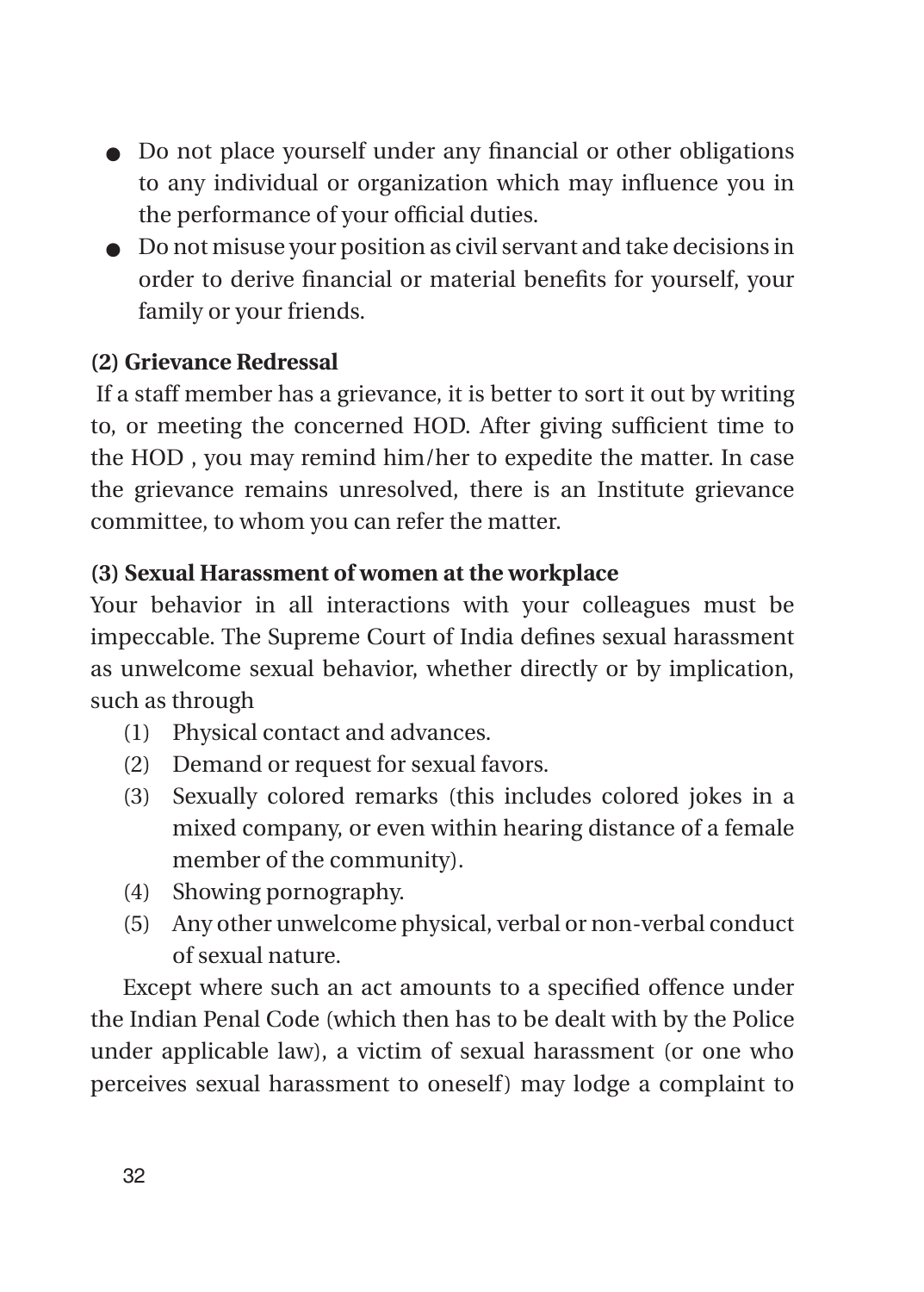- Do not place yourself under any financial or other obligations to any individual or organization which may influence you in the performance of your official duties.
- Do not misuse your position as civil servant and take decisions in order to derive financial or material benefits for yourself, your family or your friends.

**(2) Grievance Redressal**

If a staff member has a grievance, it is better to sort it out by writing to, or meeting the concerned HOD. After giving sufficient time to the HOD , you may remind him/her to expedite the matter. In case the grievance remains unresolved, there is an Institute grievance committee, to whom you can refer the matter.

**(3) Sexual Harassment of women at the workplace**

Your behavior in all interactions with your colleagues must be impeccable. The Supreme Court of India defines sexual harassment as unwelcome sexual behavior, whether directly or by implication, such as through

(1) Physical contact and advances.

(2) Demand or request for sexual favors.

(3) Sexually colored remarks (this includes colored jokes in a mixed company, or even within hearing distance of a female member of the community).

(4) Showing pornography.

(5) Any other unwelcome physical, verbal or non-verbal conduct of sexual nature.

Except where such an act amounts to a specified offence under the Indian Penal Code (which then has to be dealt with by the Police under applicable law), a victim of sexual harassment (or one who perceives sexual harassment to oneself) may lodge a complaint to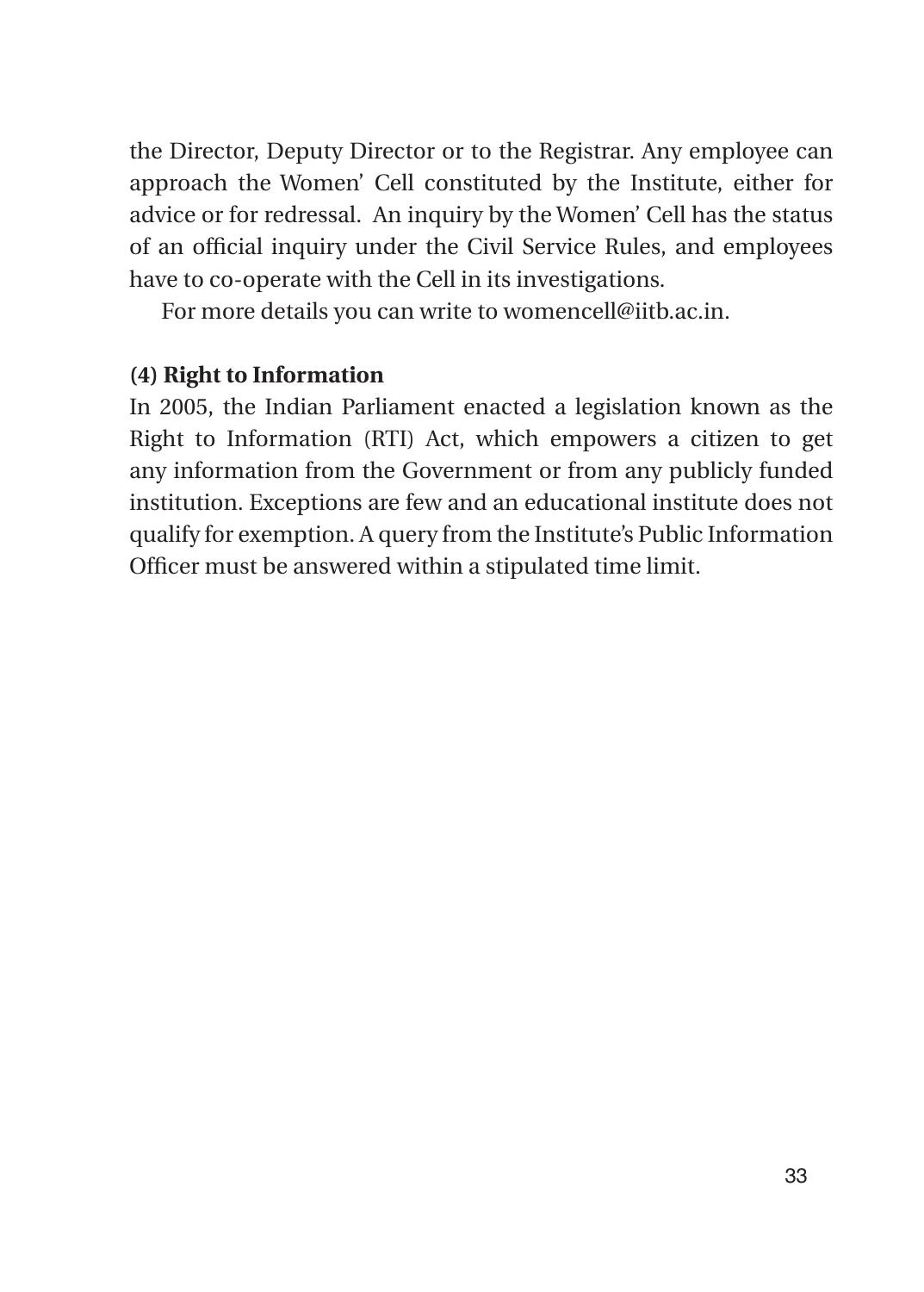the Director, Deputy Director or to the Registrar. Any employee can approach the Women' Cell constituted by the Institute, either for advice or for redressal. An inquiry by the Women' Cell has the status of an official inquiry under the Civil Service Rules, and employees have to co-operate with the Cell in its investigations.

For more details you can write to womencell@iitb.ac.in.

**(4) Right to Information**

In 2005, the Indian Parliament enacted a legislation known as the Right to Information (RTI) Act, which empowers a citizen to get any information from the Government or from any publicly funded institution. Exceptions are few and an educational institute does not qualify for exemption. A query from the Institute's Public Information Officer must be answered within a stipulated time limit.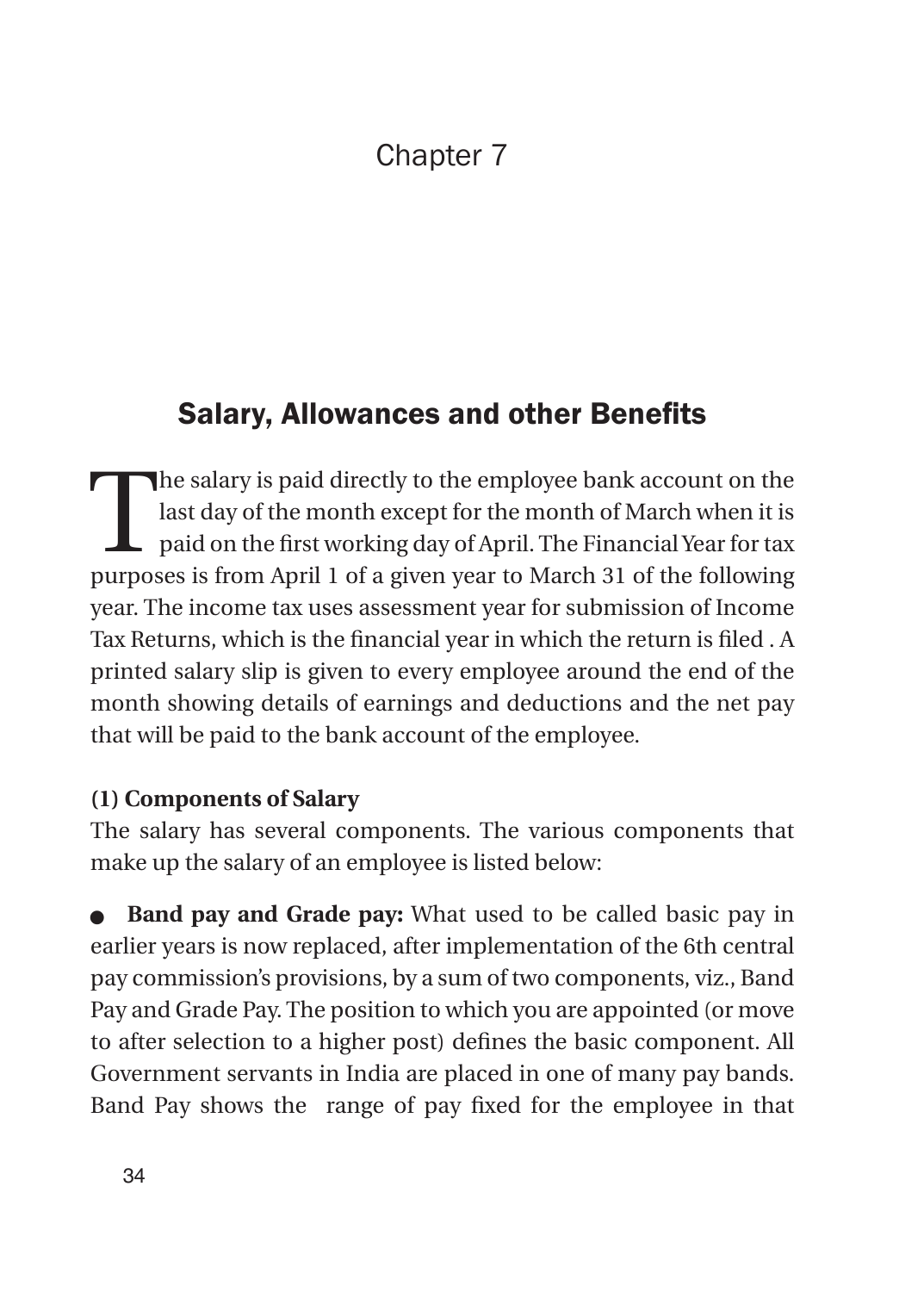# Chapter 7

## Salary, Allowances and other Benefits

The salary is paid directly to the employee bank account on the last day of the month except for the month of March when it is paid on the first working day of April. The Financial Year for tax purposes is from April 1 of a given year to March 31 of the following year. The income tax uses assessment year for submission of Income Tax Returns, which is the financial year in which the return is filed . A printed salary slip is given to every employee around the end of the month showing details of earnings and deductions and the net pay that will be paid to the bank account of the employee.

**(1) Components of Salary**

The salary has several components. The various components that make up the salary of an employee is listed below:

- **Band pay and Grade pay:** What used to be called basic pay in earlier years is now replaced, after implementation of the 6th central pay commission's provisions, by a sum of two components, viz., Band Pay and Grade Pay. The position to which you are appointed (or move to after selection to a higher post) defines the basic component. All Government servants in India are placed in one of many pay bands. Band Pay shows the range of pay fixed for the employee in that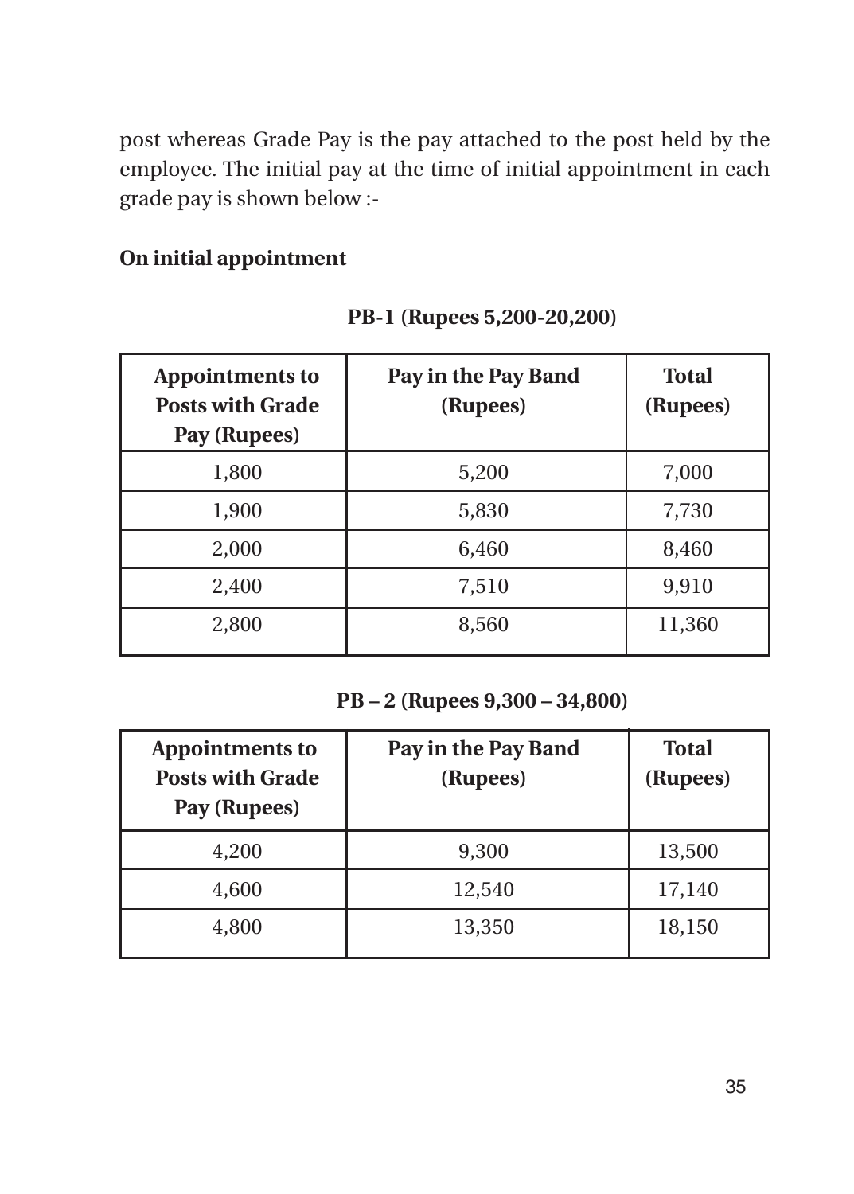post whereas Grade Pay is the pay attached to the post held by the employee. The initial pay at the time of initial appointment in each grade pay is shown below :-

**On initial appointment**

**PB-1 (Rupees 5,200-20,200)**

| Appointments to Posts with Grade Pay (Rupees) | Pay in the Pay Band (Rupees) | Total (Rupees) |
|---|---|---|
| 1,800 | 5,200 | 7,000 |
| 1,900 | 5,830 | 7,730 |
| 2,000 | 6,460 | 8,460 |
| 2,400 | 7,510 | 9,910 |
| 2,800 | 8,560 | 11,360 |

**PB – 2 (Rupees 9,300 – 34,800)**

| Appointments to Posts with Grade Pay (Rupees) | Pay in the Pay Band (Rupees) | Total (Rupees) |
|---|---|---|
| 4,200 | 9,300 | 13,500 |
| 4,600 | 12,540 | 17,140 |
| 4,800 | 13,350 | 18,150 |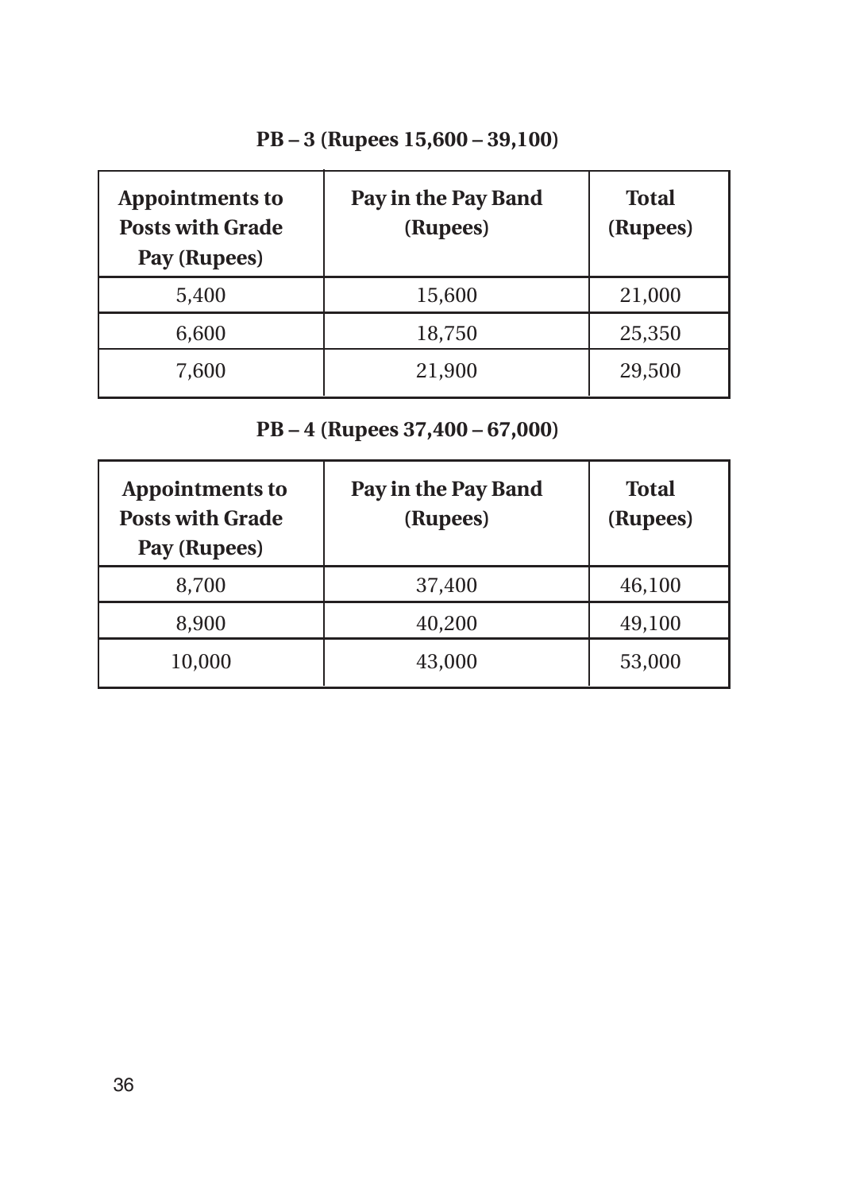**PB – 3 (Rupees 15,600 – 39,100)**

| Appointments to Posts with Grade Pay (Rupees) | Pay in the Pay Band (Rupees) | Total (Rupees) |
|---|---|---|
| 5,400 | 15,600 | 21,000 |
| 6,600 | 18,750 | 25,350 |
| 7,600 | 21,900 | 29,500 |

**PB – 4 (Rupees 37,400 – 67,000)**

| Appointments to Posts with Grade Pay (Rupees) | Pay in the Pay Band (Rupees) | Total (Rupees) |
|---|---|---|
| 8,700 | 37,400 | 46,100 |
| 8,900 | 40,200 | 49,100 |
| 10,000 | 43,000 | 53,000 |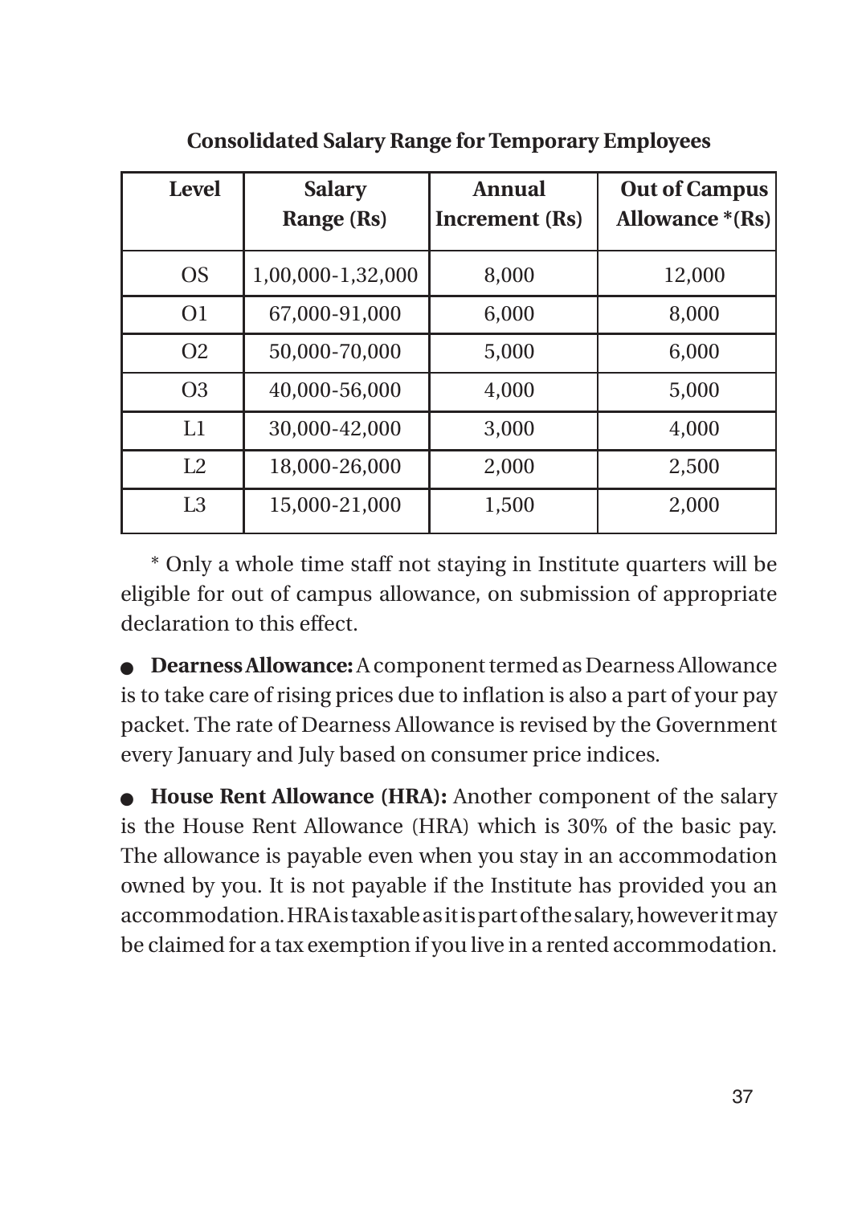**Consolidated Salary Range for Temporary Employees**

| Level | Salary Range (Rs) | Annual Increment (Rs) | Out of Campus Allowance *(Rs) |
|---|---|---|---|
| OS | 1,00,000-1,32,000 | 8,000 | 12,000 |
| O1 | 67,000-91,000 | 6,000 | 8,000 |
| O2 | 50,000-70,000 | 5,000 | 6,000 |
| O3 | 40,000-56,000 | 4,000 | 5,000 |
| L1 | 30,000-42,000 | 3,000 | 4,000 |
| L2 | 18,000-26,000 | 2,000 | 2,500 |
| L3 | 15,000-21,000 | 1,500 | 2,000 |

* Only a whole time staff not staying in Institute quarters will be eligible for out of campus allowance, on submission of appropriate declaration to this effect.

- **Dearness Allowance:** A component termed as Dearness Allowance is to take care of rising prices due to inflation is also a part of your pay packet. The rate of Dearness Allowance is revised by the Government every January and July based on consumer price indices.

- **House Rent Allowance (HRA):** Another component of the salary is the House Rent Allowance (HRA) which is 30% of the basic pay. The allowance is payable even when you stay in an accommodation owned by you. It is not payable if the Institute has provided you an accommodation. HRA is taxable as it is part of the salary, however it may be claimed for a tax exemption if you live in a rented accommodation.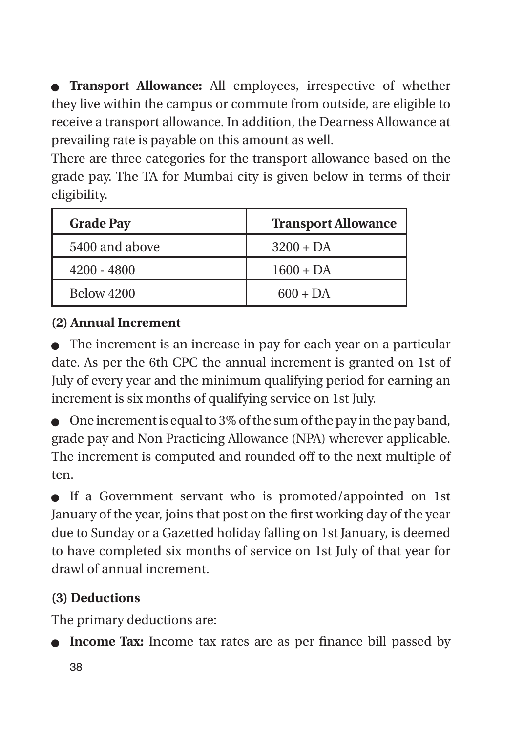- **Transport Allowance:** All employees, irrespective of whether they live within the campus or commute from outside, are eligible to receive a transport allowance. In addition, the Dearness Allowance at prevailing rate is payable on this amount as well.

There are three categories for the transport allowance based on the grade pay. The TA for Mumbai city is given below in terms of their eligibility.

| Grade Pay | Transport Allowance |
|---|---|
| 5400 and above | 3200 + DA |
| 4200 - 4800 | 1600 + DA |
| Below 4200 | 600 + DA |

**(2) Annual Increment**

- The increment is an increase in pay for each year on a particular date. As per the 6th CPC the annual increment is granted on 1st of July of every year and the minimum qualifying period for earning an increment is six months of qualifying service on 1st July.
- One increment is equal to 3% of the sum of the pay in the pay band, grade pay and Non Practicing Allowance (NPA) wherever applicable. The increment is computed and rounded off to the next multiple of ten.
- If a Government servant who is promoted/appointed on 1st January of the year, joins that post on the first working day of the year due to Sunday or a Gazetted holiday falling on 1st January, is deemed to have completed six months of service on 1st July of that year for drawl of annual increment.

**(3) Deductions**

The primary deductions are:

- **Income Tax:** Income tax rates are as per finance bill passed by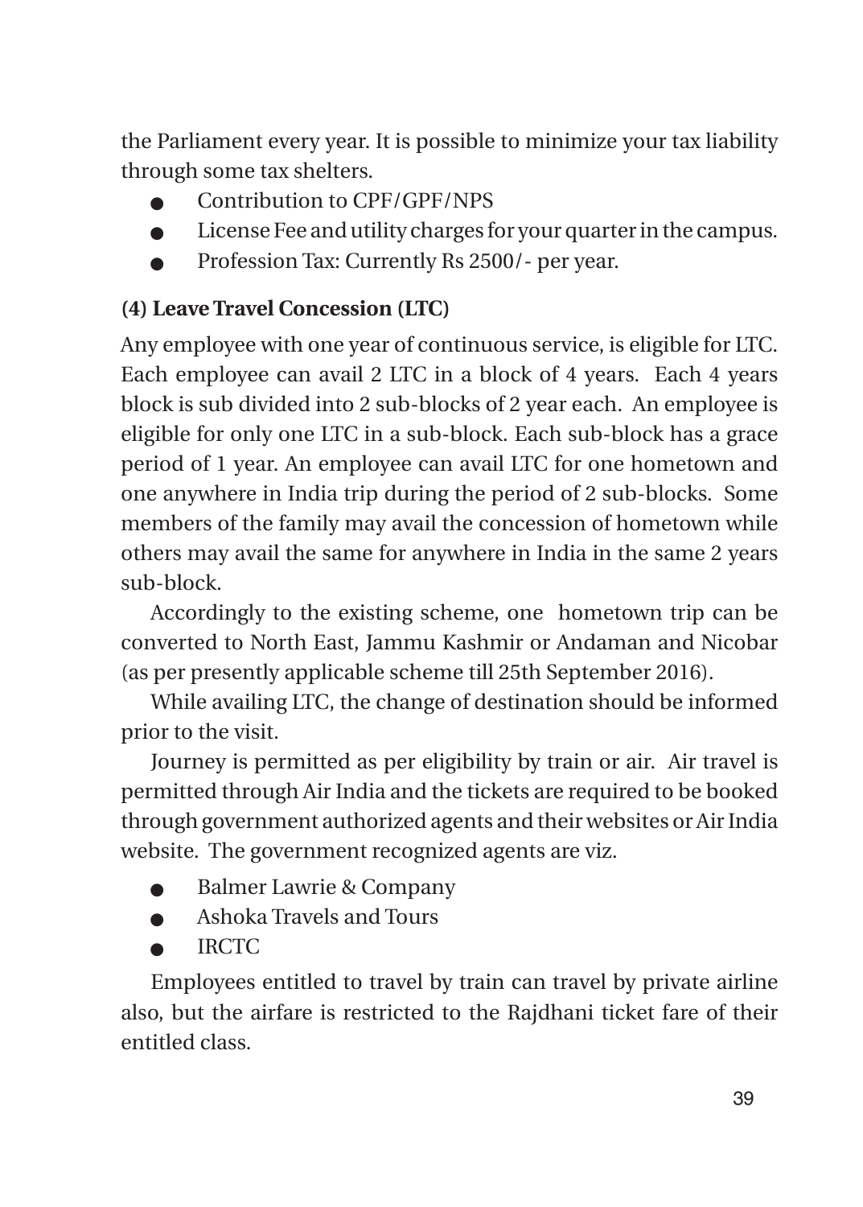the Parliament every year. It is possible to minimize your tax liability through some tax shelters.

- Contribution to CPF/GPF/NPS
- License Fee and utility charges for your quarter in the campus.
- Profession Tax: Currently Rs 2500/- per year.

### (4) Leave Travel Concession (LTC)

Any employee with one year of continuous service, is eligible for LTC. Each employee can avail 2 LTC in a block of 4 years. Each 4 years block is sub divided into 2 sub-blocks of 2 year each. An employee is eligible for only one LTC in a sub-block. Each sub-block has a grace period of 1 year. An employee can avail LTC for one hometown and one anywhere in India trip during the period of 2 sub-blocks. Some members of the family may avail the concession of hometown while others may avail the same for anywhere in India in the same 2 years sub-block.

Accordingly to the existing scheme, one hometown trip can be converted to North East, Jammu Kashmir or Andaman and Nicobar (as per presently applicable scheme till 25th September 2016).

While availing LTC, the change of destination should be informed prior to the visit.

Journey is permitted as per eligibility by train or air. Air travel is permitted through Air India and the tickets are required to be booked through government authorized agents and their websites or Air India website. The government recognized agents are viz.

- Balmer Lawrie & Company
- Ashoka Travels and Tours
- IRCTC

Employees entitled to travel by train can travel by private airline also, but the airfare is restricted to the Rajdhani ticket fare of their entitled class.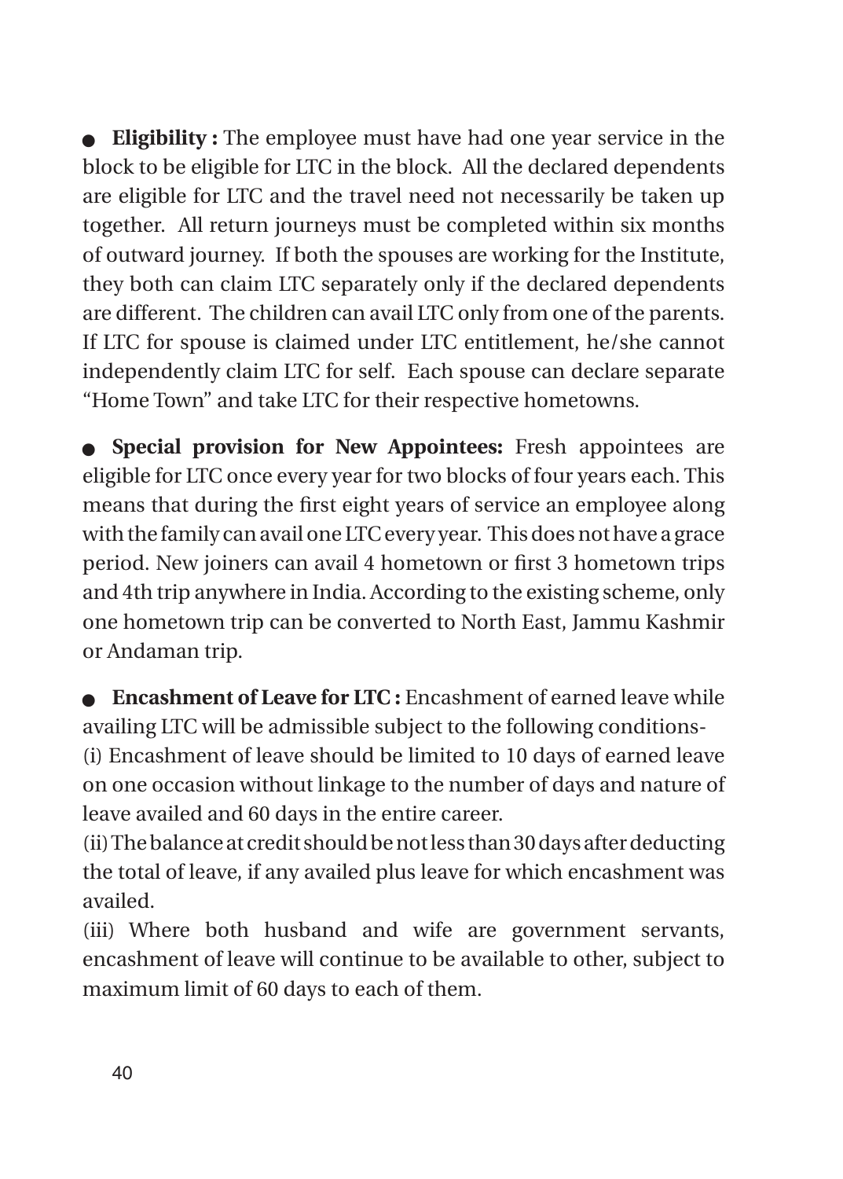- **Eligibility :** The employee must have had one year service in the block to be eligible for LTC in the block. All the declared dependents are eligible for LTC and the travel need not necessarily be taken up together. All return journeys must be completed within six months of outward journey. If both the spouses are working for the Institute, they both can claim LTC separately only if the declared dependents are different. The children can avail LTC only from one of the parents. If LTC for spouse is claimed under LTC entitlement, he/she cannot independently claim LTC for self. Each spouse can declare separate "Home Town" and take LTC for their respective hometowns.

- **Special provision for New Appointees:** Fresh appointees are eligible for LTC once every year for two blocks of four years each. This means that during the first eight years of service an employee along with the family can avail one LTC every year. This does not have a grace period. New joiners can avail 4 hometown or first 3 hometown trips and 4th trip anywhere in India. According to the existing scheme, only one hometown trip can be converted to North East, Jammu Kashmir or Andaman trip.

- **Encashment of Leave for LTC :** Encashment of earned leave while availing LTC will be admissible subject to the following conditions-

  (i) Encashment of leave should be limited to 10 days of earned leave on one occasion without linkage to the number of days and nature of leave availed and 60 days in the entire career.

  (ii) The balance at credit should be not less than 30 days after deducting the total of leave, if any availed plus leave for which encashment was availed.

  (iii) Where both husband and wife are government servants, encashment of leave will continue to be available to other, subject to maximum limit of 60 days to each of them.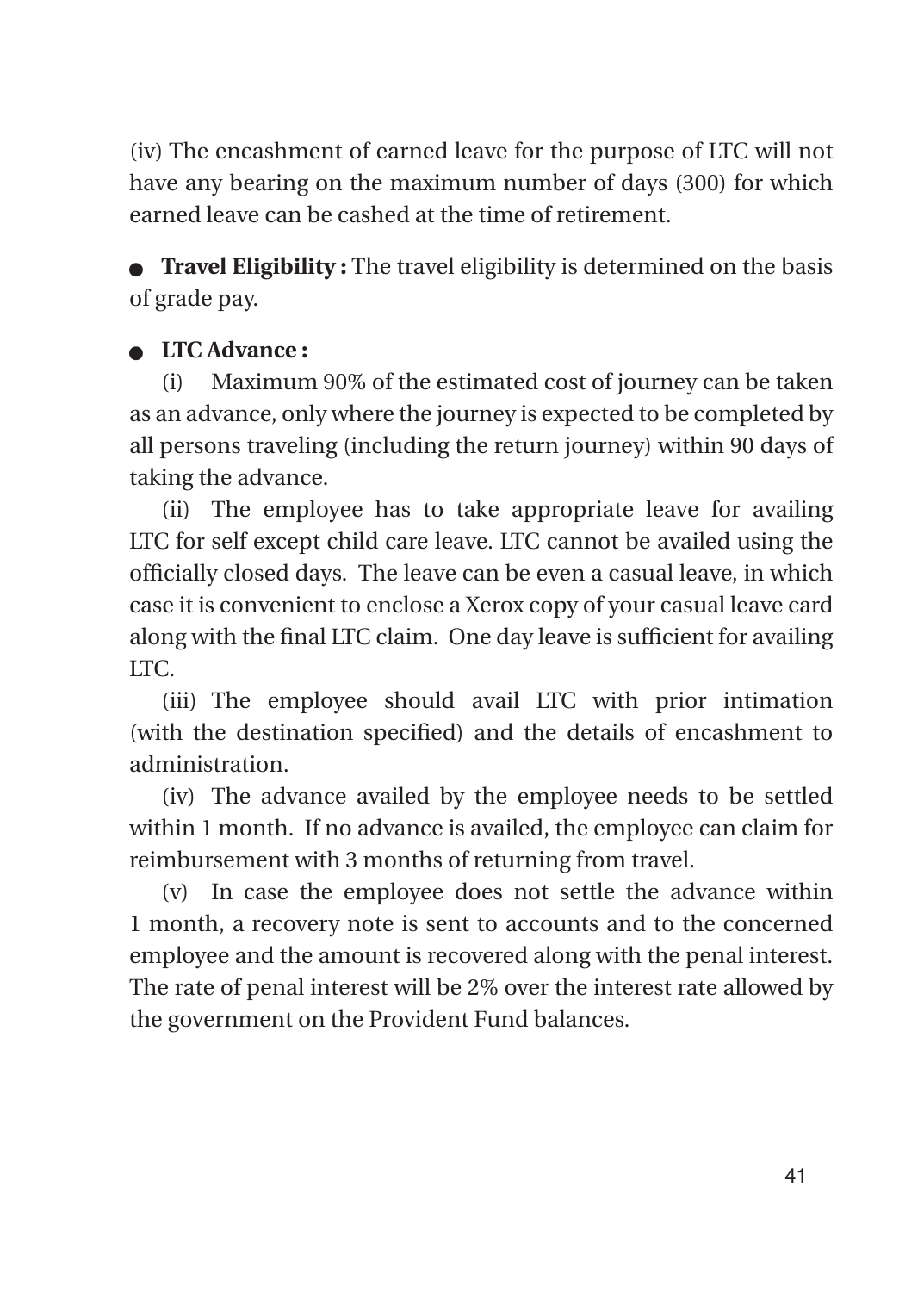(iv) The encashment of earned leave for the purpose of LTC will not have any bearing on the maximum number of days (300) for which earned leave can be cashed at the time of retirement.

- **Travel Eligibility :** The travel eligibility is determined on the basis of grade pay.

- **LTC Advance :**

(i) Maximum 90% of the estimated cost of journey can be taken as an advance, only where the journey is expected to be completed by all persons traveling (including the return journey) within 90 days of taking the advance.

(ii) The employee has to take appropriate leave for availing LTC for self except child care leave. LTC cannot be availed using the officially closed days. The leave can be even a casual leave, in which case it is convenient to enclose a Xerox copy of your casual leave card along with the final LTC claim. One day leave is sufficient for availing LTC.

(iii) The employee should avail LTC with prior intimation (with the destination specified) and the details of encashment to administration.

(iv) The advance availed by the employee needs to be settled within 1 month. If no advance is availed, the employee can claim for reimbursement with 3 months of returning from travel.

(v) In case the employee does not settle the advance within 1 month, a recovery note is sent to accounts and to the concerned employee and the amount is recovered along with the penal interest. The rate of penal interest will be 2% over the interest rate allowed by the government on the Provident Fund balances.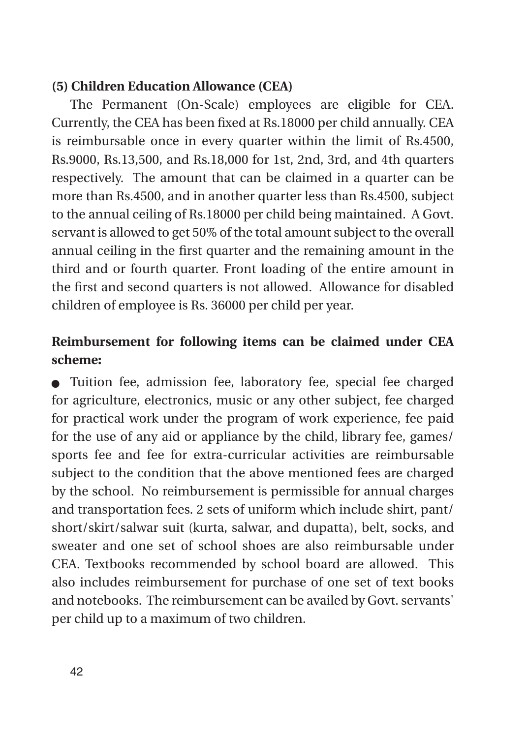**(5) Children Education Allowance (CEA)**

The Permanent (On-Scale) employees are eligible for CEA. Currently, the CEA has been fixed at Rs.18000 per child annually. CEA is reimbursable once in every quarter within the limit of Rs.4500, Rs.9000, Rs.13,500, and Rs.18,000 for 1st, 2nd, 3rd, and 4th quarters respectively. The amount that can be claimed in a quarter can be more than Rs.4500, and in another quarter less than Rs.4500, subject to the annual ceiling of Rs.18000 per child being maintained. A Govt. servant is allowed to get 50% of the total amount subject to the overall annual ceiling in the first quarter and the remaining amount in the third and or fourth quarter. Front loading of the entire amount in the first and second quarters is not allowed. Allowance for disabled children of employee is Rs. 36000 per child per year.

**Reimbursement for following items can be claimed under CEA scheme:**

- Tuition fee, admission fee, laboratory fee, special fee charged for agriculture, electronics, music or any other subject, fee charged for practical work under the program of work experience, fee paid for the use of any aid or appliance by the child, library fee, games/ sports fee and fee for extra-curricular activities are reimbursable subject to the condition that the above mentioned fees are charged by the school. No reimbursement is permissible for annual charges and transportation fees. 2 sets of uniform which include shirt, pant/ short/skirt/salwar suit (kurta, salwar, and dupatta), belt, socks, and sweater and one set of school shoes are also reimbursable under CEA. Textbooks recommended by school board are allowed. This also includes reimbursement for purchase of one set of text books and notebooks. The reimbursement can be availed by Govt. servants' per child up to a maximum of two children.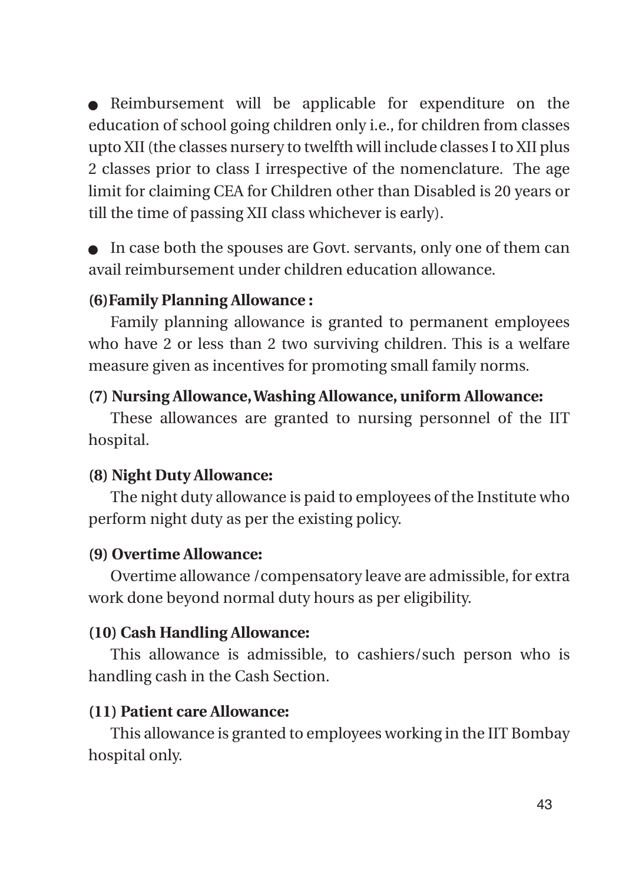- Reimbursement will be applicable for expenditure on the education of school going children only i.e., for children from classes upto XII (the classes nursery to twelfth will include classes I to XII plus 2 classes prior to class I irrespective of the nomenclature. The age limit for claiming CEA for Children other than Disabled is 20 years or till the time of passing XII class whichever is early).

- In case both the spouses are Govt. servants, only one of them can avail reimbursement under children education allowance.

**(6) Family Planning Allowance :**

Family planning allowance is granted to permanent employees who have 2 or less than 2 two surviving children. This is a welfare measure given as incentives for promoting small family norms.

**(7) Nursing Allowance, Washing Allowance, uniform Allowance:**

These allowances are granted to nursing personnel of the IIT hospital.

**(8) Night Duty Allowance:**

The night duty allowance is paid to employees of the Institute who perform night duty as per the existing policy.

**(9) Overtime Allowance:**

Overtime allowance /compensatory leave are admissible, for extra work done beyond normal duty hours as per eligibility.

**(10) Cash Handling Allowance:**

This allowance is admissible, to cashiers/such person who is handling cash in the Cash Section.

**(11) Patient care Allowance:**

This allowance is granted to employees working in the IIT Bombay hospital only.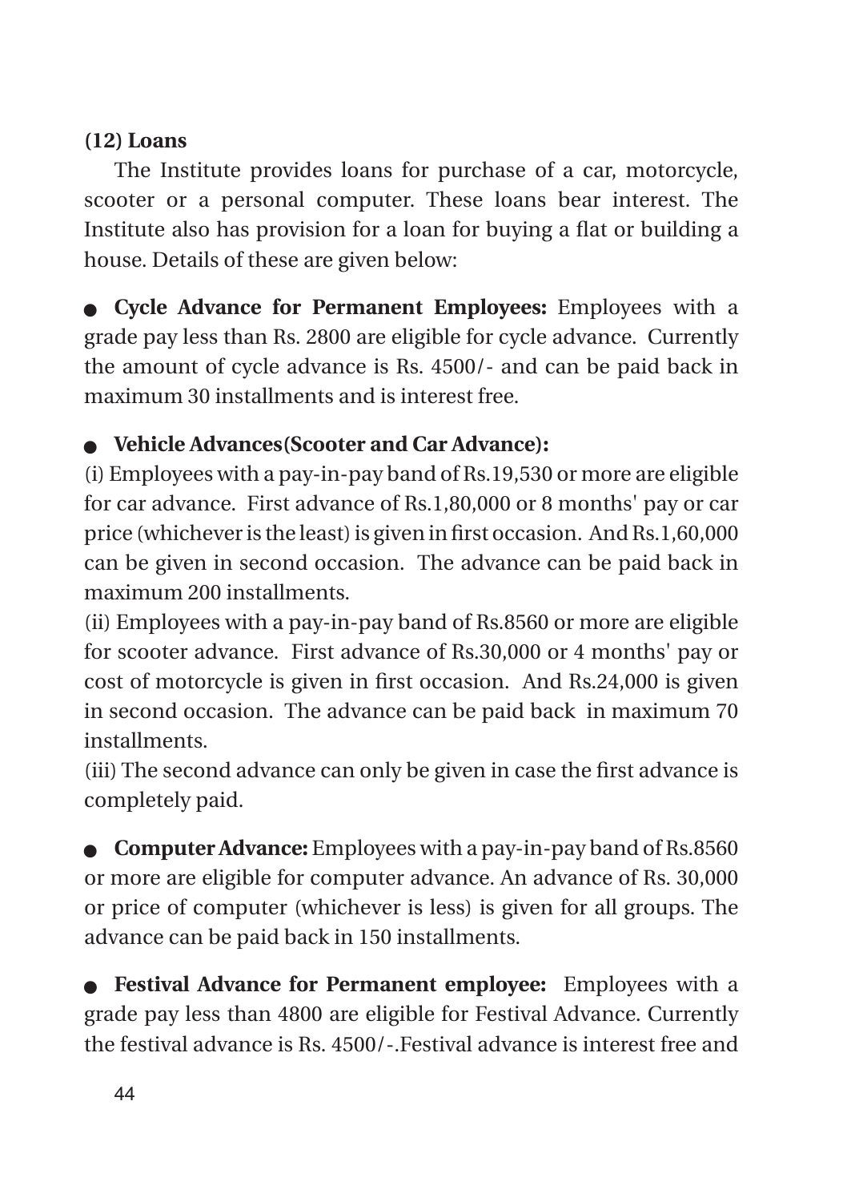**(12) Loans**

The Institute provides loans for purchase of a car, motorcycle, scooter or a personal computer. These loans bear interest. The Institute also has provision for a loan for buying a flat or building a house. Details of these are given below:

- **Cycle Advance for Permanent Employees:** Employees with a grade pay less than Rs. 2800 are eligible for cycle advance. Currently the amount of cycle advance is Rs. 4500/- and can be paid back in maximum 30 installments and is interest free.

- **Vehicle Advances(Scooter and Car Advance):**

(i) Employees with a pay-in-pay band of Rs.19,530 or more are eligible for car advance. First advance of Rs.1,80,000 or 8 months' pay or car price (whichever is the least) is given in first occasion. And Rs.1,60,000 can be given in second occasion. The advance can be paid back in maximum 200 installments.

(ii) Employees with a pay-in-pay band of Rs.8560 or more are eligible for scooter advance. First advance of Rs.30,000 or 4 months' pay or cost of motorcycle is given in first occasion. And Rs.24,000 is given in second occasion. The advance can be paid back in maximum 70 installments.

(iii) The second advance can only be given in case the first advance is completely paid.

- **Computer Advance:** Employees with a pay-in-pay band of Rs.8560 or more are eligible for computer advance. An advance of Rs. 30,000 or price of computer (whichever is less) is given for all groups. The advance can be paid back in 150 installments.

- **Festival Advance for Permanent employee:** Employees with a grade pay less than 4800 are eligible for Festival Advance. Currently the festival advance is Rs. 4500/-.Festival advance is interest free and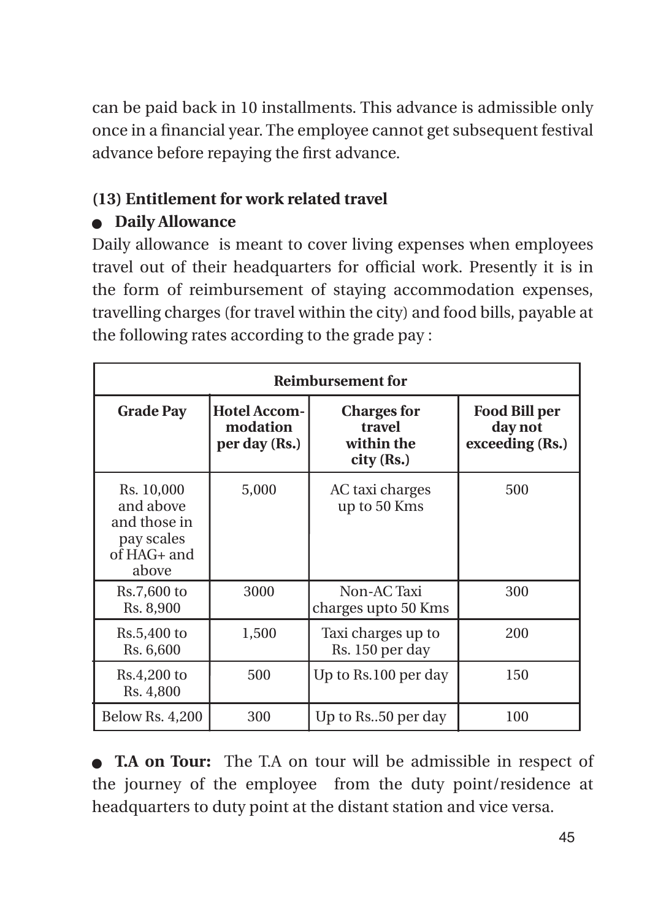can be paid back in 10 installments. This advance is admissible only once in a financial year. The employee cannot get subsequent festival advance before repaying the first advance.

### (13) Entitlement for work related travel

- **Daily Allowance**

Daily allowance is meant to cover living expenses when employees travel out of their headquarters for official work. Presently it is in the form of reimbursement of staying accommodation expenses, travelling charges (for travel within the city) and food bills, payable at the following rates according to the grade pay :

| Reimbursement for | | | |
|---|---|---|---|
| **Grade Pay** | **Hotel Accommodation per day (Rs.)** | **Charges for travel within the city (Rs.)** | **Food Bill per day not exceeding (Rs.)** |
| Rs. 10,000 and above and those in pay scales of HAG+ and above | 5,000 | AC taxi charges up to 50 Kms | 500 |
| Rs.7,600 to Rs. 8,900 | 3000 | Non-AC Taxi charges upto 50 Kms | 300 |
| Rs.5,400 to Rs. 6,600 | 1,500 | Taxi charges up to Rs. 150 per day | 200 |
| Rs.4,200 to Rs. 4,800 | 500 | Up to Rs.100 per day | 150 |
| Below Rs. 4,200 | 300 | Up to Rs..50 per day | 100 |

- **T.A on Tour:** The T.A on tour will be admissible in respect of the journey of the employee from the duty point/residence at headquarters to duty point at the distant station and vice versa.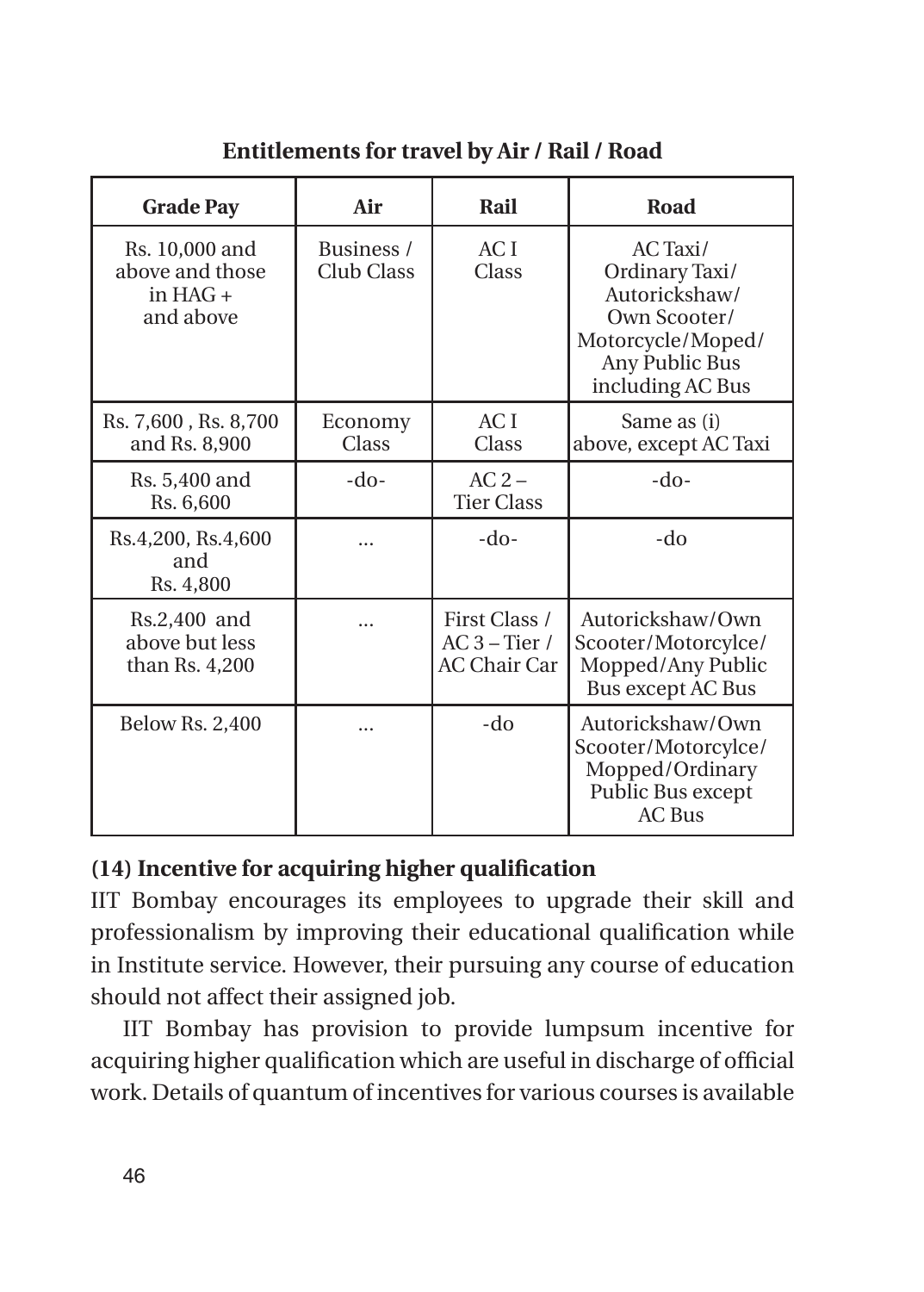**Entitlements for travel by Air / Rail / Road**

| Grade Pay | Air | Rail | Road |
|---|---|---|---|
| Rs. 10,000 and above and those in HAG + and above | Business / Club Class | AC I Class | AC Taxi/ Ordinary Taxi/ Autorickshaw/ Own Scooter/ Motorcycle/Moped/ Any Public Bus including AC Bus |
| Rs. 7,600 , Rs. 8,700 and Rs. 8,900 | Economy Class | AC I Class | Same as (i) above, except AC Taxi |
| Rs. 5,400 and Rs. 6,600 | -do- | AC 2 – Tier Class | -do- |
| Rs.4,200, Rs.4,600 and Rs. 4,800 | ... | -do- | -do |
| Rs.2,400 and above but less than Rs. 4,200 | ... | First Class / AC 3 – Tier / AC Chair Car | Autorickshaw/Own Scooter/Motorcylce/ Mopped/Any Public Bus except AC Bus |
| Below Rs. 2,400 | ... | -do | Autorickshaw/Own Scooter/Motorcylce/ Mopped/Ordinary Public Bus except AC Bus |

**(14) Incentive for acquiring higher qualification**

IIT Bombay encourages its employees to upgrade their skill and professionalism by improving their educational qualification while in Institute service. However, their pursuing any course of education should not affect their assigned job.

IIT Bombay has provision to provide lumpsum incentive for acquiring higher qualification which are useful in discharge of official work. Details of quantum of incentives for various courses is available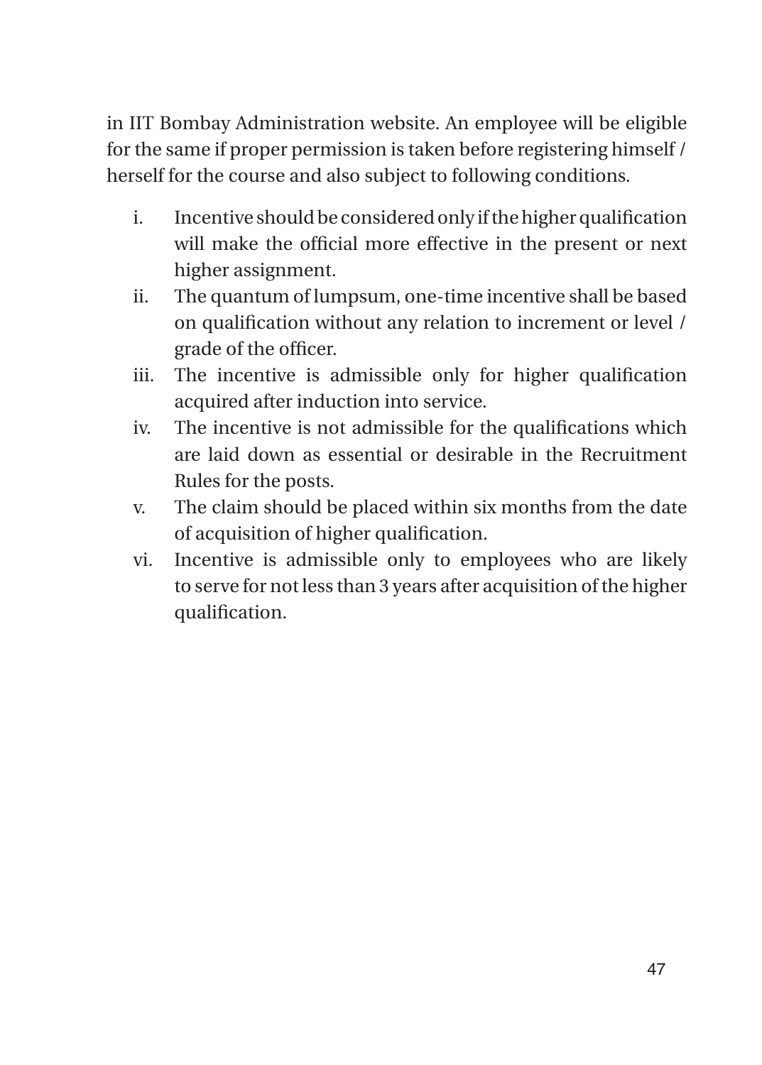in IIT Bombay Administration website. An employee will be eligible for the same if proper permission is taken before registering himself / herself for the course and also subject to following conditions.

i. Incentive should be considered only if the higher qualification will make the official more effective in the present or next higher assignment.
ii. The quantum of lumpsum, one-time incentive shall be based on qualification without any relation to increment or level / grade of the officer.
iii. The incentive is admissible only for higher qualification acquired after induction into service.
iv. The incentive is not admissible for the qualifications which are laid down as essential or desirable in the Recruitment Rules for the posts.
v. The claim should be placed within six months from the date of acquisition of higher qualification.
vi. Incentive is admissible only to employees who are likely to serve for not less than 3 years after acquisition of the higher qualification.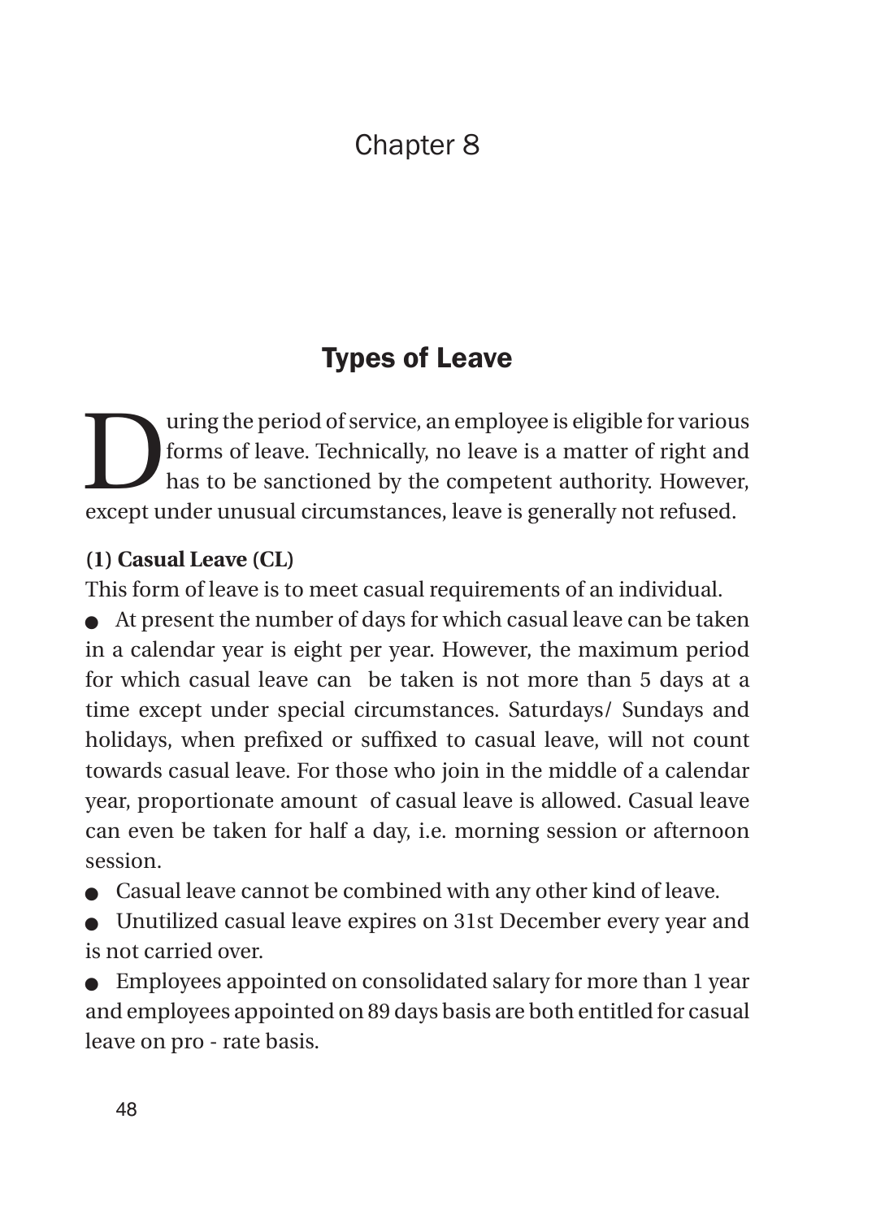# Chapter 8

## Types of Leave

During the period of service, an employee is eligible for various forms of leave. Technically, no leave is a matter of right and has to be sanctioned by the competent authority. However, except under unusual circumstances, leave is generally not refused.

**(1) Casual Leave (CL)**

This form of leave is to meet casual requirements of an individual.

- At present the number of days for which casual leave can be taken in a calendar year is eight per year. However, the maximum period for which casual leave can be taken is not more than 5 days at a time except under special circumstances. Saturdays/ Sundays and holidays, when prefixed or suffixed to casual leave, will not count towards casual leave. For those who join in the middle of a calendar year, proportionate amount of casual leave is allowed. Casual leave can even be taken for half a day, i.e. morning session or afternoon session.
- Casual leave cannot be combined with any other kind of leave.
- Unutilized casual leave expires on 31st December every year and is not carried over.
- Employees appointed on consolidated salary for more than 1 year and employees appointed on 89 days basis are both entitled for casual leave on pro - rate basis.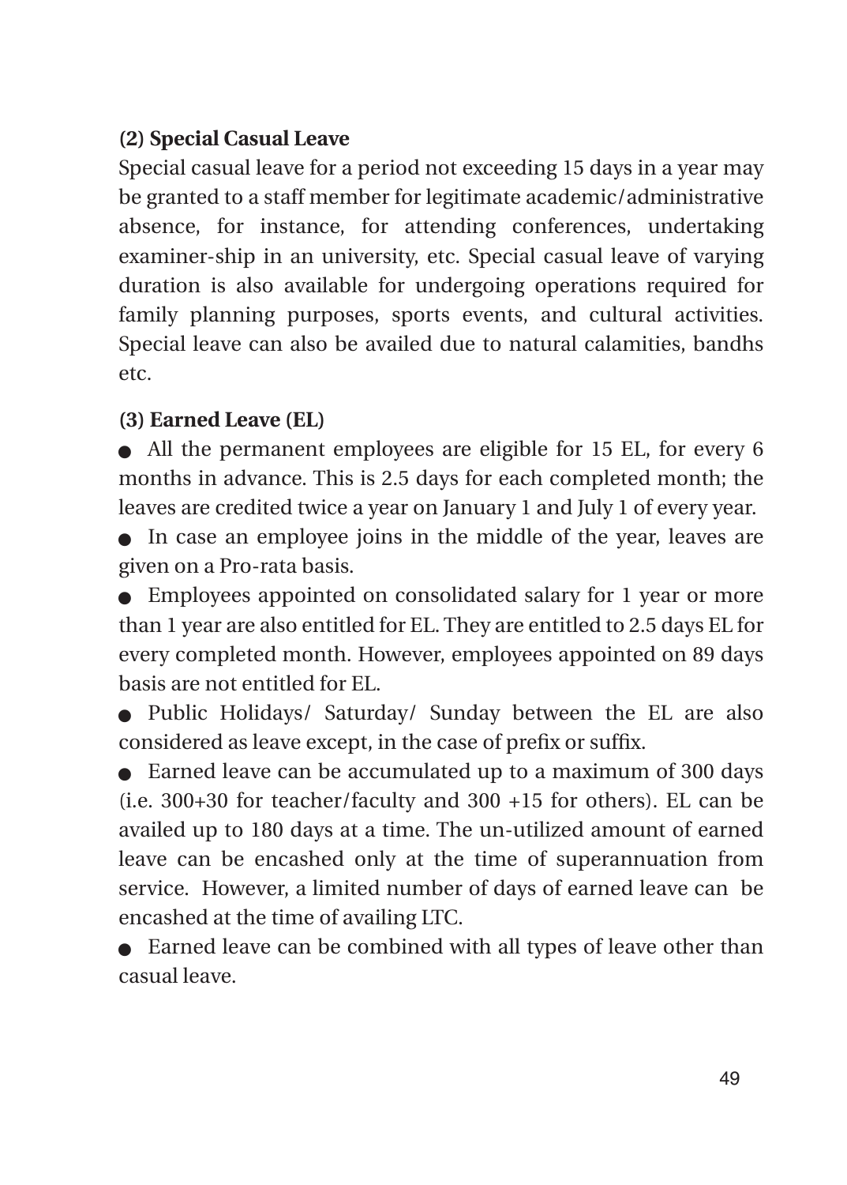### (2) Special Casual Leave

Special casual leave for a period not exceeding 15 days in a year may be granted to a staff member for legitimate academic/administrative absence, for instance, for attending conferences, undertaking examiner-ship in an university, etc. Special casual leave of varying duration is also available for undergoing operations required for family planning purposes, sports events, and cultural activities. Special leave can also be availed due to natural calamities, bandhs etc.

### (3) Earned Leave (EL)

- All the permanent employees are eligible for 15 EL, for every 6 months in advance. This is 2.5 days for each completed month; the leaves are credited twice a year on January 1 and July 1 of every year.
- In case an employee joins in the middle of the year, leaves are given on a Pro-rata basis.
- Employees appointed on consolidated salary for 1 year or more than 1 year are also entitled for EL. They are entitled to 2.5 days EL for every completed month. However, employees appointed on 89 days basis are not entitled for EL.
- Public Holidays/ Saturday/ Sunday between the EL are also considered as leave except, in the case of prefix or suffix.
- Earned leave can be accumulated up to a maximum of 300 days (i.e. 300+30 for teacher/faculty and 300 +15 for others). EL can be availed up to 180 days at a time. The un-utilized amount of earned leave can be encashed only at the time of superannuation from service. However, a limited number of days of earned leave can be encashed at the time of availing LTC.
- Earned leave can be combined with all types of leave other than casual leave.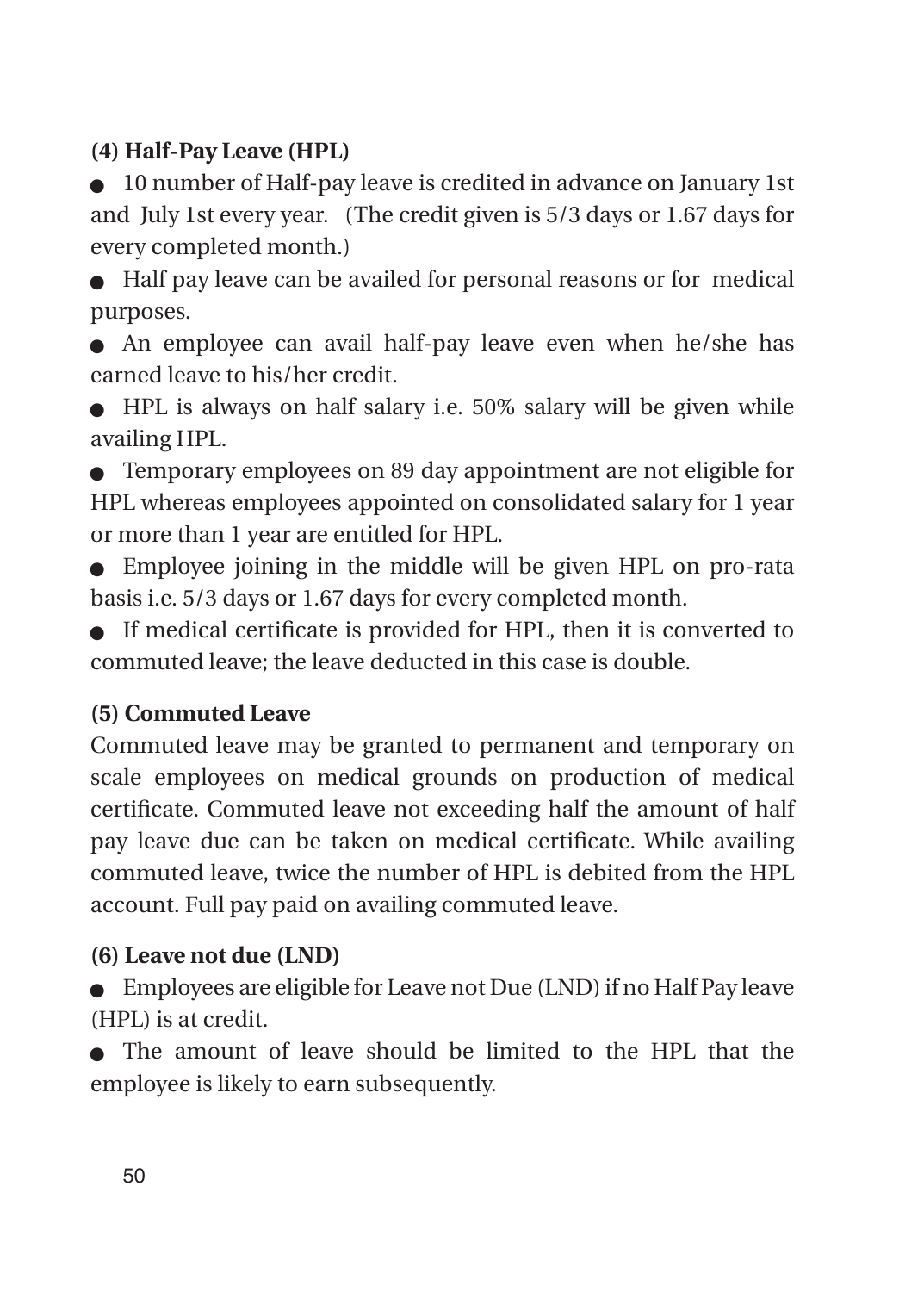### (4) Half-Pay Leave (HPL)

- 10 number of Half-pay leave is credited in advance on January 1st and July 1st every year. (The credit given is 5/3 days or 1.67 days for every completed month.)
- Half pay leave can be availed for personal reasons or for medical purposes.
- An employee can avail half-pay leave even when he/she has earned leave to his/her credit.
- HPL is always on half salary i.e. 50% salary will be given while availing HPL.
- Temporary employees on 89 day appointment are not eligible for HPL whereas employees appointed on consolidated salary for 1 year or more than 1 year are entitled for HPL.
- Employee joining in the middle will be given HPL on pro-rata basis i.e. 5/3 days or 1.67 days for every completed month.
- If medical certificate is provided for HPL, then it is converted to commuted leave; the leave deducted in this case is double.

### (5) Commuted Leave

Commuted leave may be granted to permanent and temporary on scale employees on medical grounds on production of medical certificate. Commuted leave not exceeding half the amount of half pay leave due can be taken on medical certificate. While availing commuted leave, twice the number of HPL is debited from the HPL account. Full pay paid on availing commuted leave.

### (6) Leave not due (LND)

- Employees are eligible for Leave not Due (LND) if no Half Pay leave (HPL) is at credit.
- The amount of leave should be limited to the HPL that the employee is likely to earn subsequently.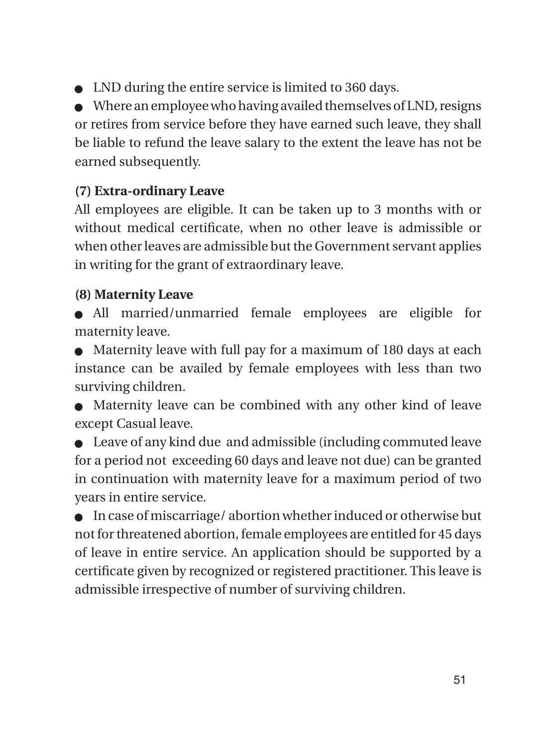- LND during the entire service is limited to 360 days.
- Where an employee who having availed themselves of LND, resigns or retires from service before they have earned such leave, they shall be liable to refund the leave salary to the extent the leave has not be earned subsequently.

**(7) Extra-ordinary Leave**

All employees are eligible. It can be taken up to 3 months with or without medical certificate, when no other leave is admissible or when other leaves are admissible but the Government servant applies in writing for the grant of extraordinary leave.

**(8) Maternity Leave**

- All married/unmarried female employees are eligible for maternity leave.
- Maternity leave with full pay for a maximum of 180 days at each instance can be availed by female employees with less than two surviving children.
- Maternity leave can be combined with any other kind of leave except Casual leave.
- Leave of any kind due and admissible (including commuted leave for a period not exceeding 60 days and leave not due) can be granted in continuation with maternity leave for a maximum period of two years in entire service.
- In case of miscarriage/ abortion whether induced or otherwise but not for threatened abortion, female employees are entitled for 45 days of leave in entire service. An application should be supported by a certificate given by recognized or registered practitioner. This leave is admissible irrespective of number of surviving children.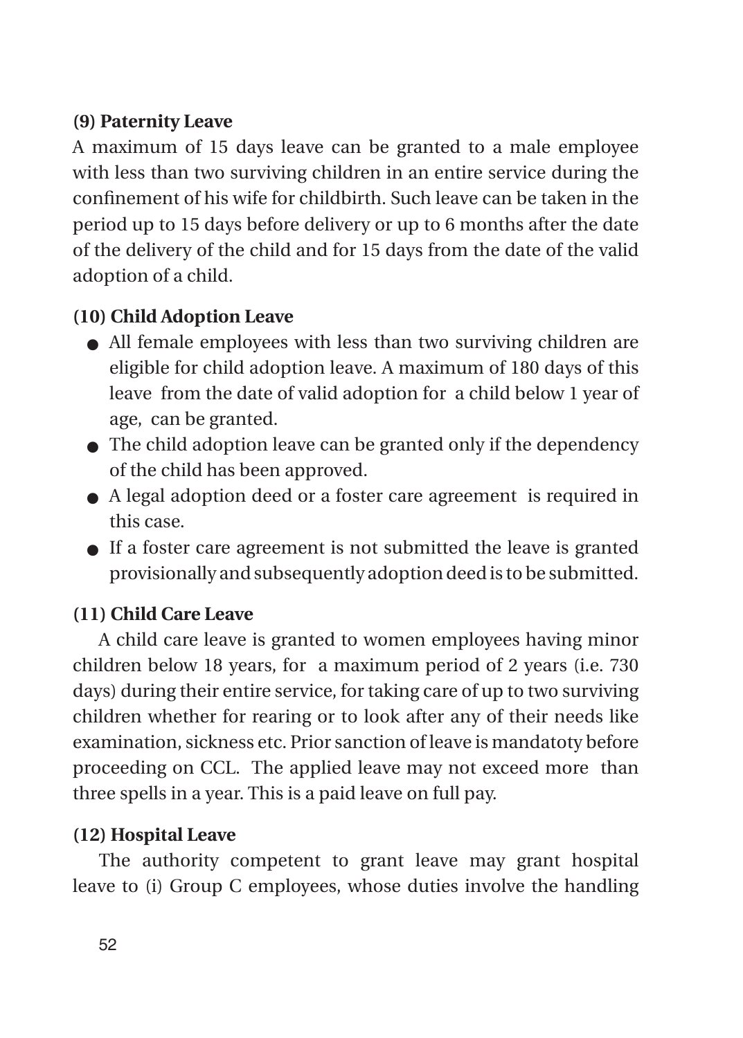**(9) Paternity Leave**

A maximum of 15 days leave can be granted to a male employee with less than two surviving children in an entire service during the confinement of his wife for childbirth. Such leave can be taken in the period up to 15 days before delivery or up to 6 months after the date of the delivery of the child and for 15 days from the date of the valid adoption of a child.

**(10) Child Adoption Leave**

- All female employees with less than two surviving children are eligible for child adoption leave. A maximum of 180 days of this leave from the date of valid adoption for a child below 1 year of age, can be granted.
- The child adoption leave can be granted only if the dependency of the child has been approved.
- A legal adoption deed or a foster care agreement is required in this case.
- If a foster care agreement is not submitted the leave is granted provisionally and subsequently adoption deed is to be submitted.

**(11) Child Care Leave**

A child care leave is granted to women employees having minor children below 18 years, for a maximum period of 2 years (i.e. 730 days) during their entire service, for taking care of up to two surviving children whether for rearing or to look after any of their needs like examination, sickness etc. Prior sanction of leave is mandatoty before proceeding on CCL. The applied leave may not exceed more than three spells in a year. This is a paid leave on full pay.

**(12) Hospital Leave**

The authority competent to grant leave may grant hospital leave to (i) Group C employees, whose duties involve the handling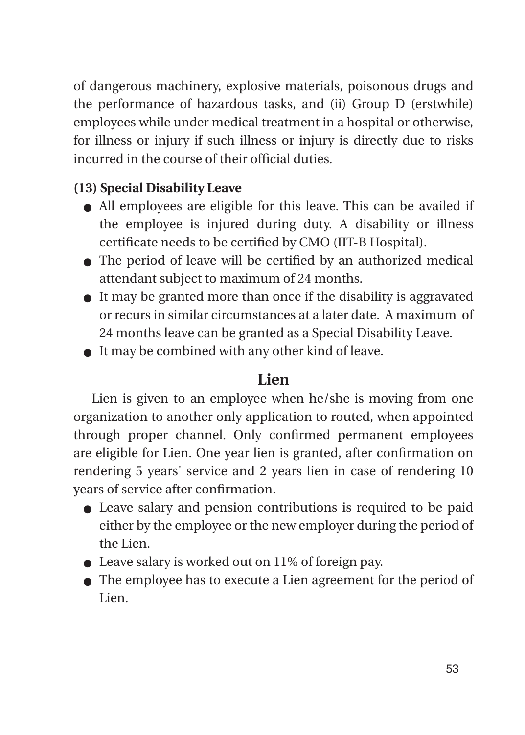of dangerous machinery, explosive materials, poisonous drugs and the performance of hazardous tasks, and (ii) Group D (erstwhile) employees while under medical treatment in a hospital or otherwise, for illness or injury if such illness or injury is directly due to risks incurred in the course of their official duties.

**(13) Special Disability Leave**

- All employees are eligible for this leave. This can be availed if the employee is injured during duty. A disability or illness certificate needs to be certified by CMO (IIT-B Hospital).
- The period of leave will be certified by an authorized medical attendant subject to maximum of 24 months.
- It may be granted more than once if the disability is aggravated or recurs in similar circumstances at a later date. A maximum of 24 months leave can be granted as a Special Disability Leave.
- It may be combined with any other kind of leave.

## Lien

Lien is given to an employee when he/she is moving from one organization to another only application to routed, when appointed through proper channel. Only confirmed permanent employees are eligible for Lien. One year lien is granted, after confirmation on rendering 5 years' service and 2 years lien in case of rendering 10 years of service after confirmation.

- Leave salary and pension contributions is required to be paid either by the employee or the new employer during the period of the Lien.
- Leave salary is worked out on 11% of foreign pay.
- The employee has to execute a Lien agreement for the period of Lien.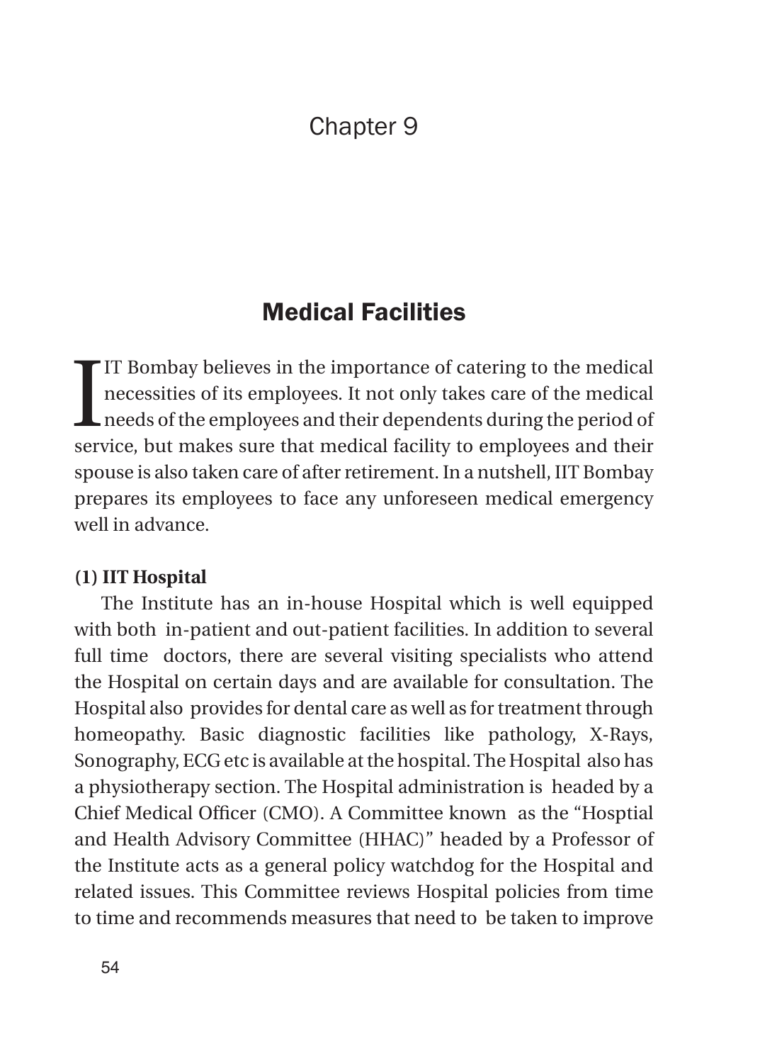# Chapter 9

## Medical Facilities

IIT Bombay believes in the importance of catering to the medical necessities of its employees. It not only takes care of the medical needs of the employees and their dependents during the period of service, but makes sure that medical facility to employees and their spouse is also taken care of after retirement. In a nutshell, IIT Bombay prepares its employees to face any unforeseen medical emergency well in advance.

**(1) IIT Hospital**

The Institute has an in-house Hospital which is well equipped with both in-patient and out-patient facilities. In addition to several full time doctors, there are several visiting specialists who attend the Hospital on certain days and are available for consultation. The Hospital also provides for dental care as well as for treatment through homeopathy. Basic diagnostic facilities like pathology, X-Rays, Sonography, ECG etc is available at the hospital. The Hospital also has a physiotherapy section. The Hospital administration is headed by a Chief Medical Officer (CMO). A Committee known as the "Hosptial and Health Advisory Committee (HHAC)" headed by a Professor of the Institute acts as a general policy watchdog for the Hospital and related issues. This Committee reviews Hospital policies from time to time and recommends measures that need to be taken to improve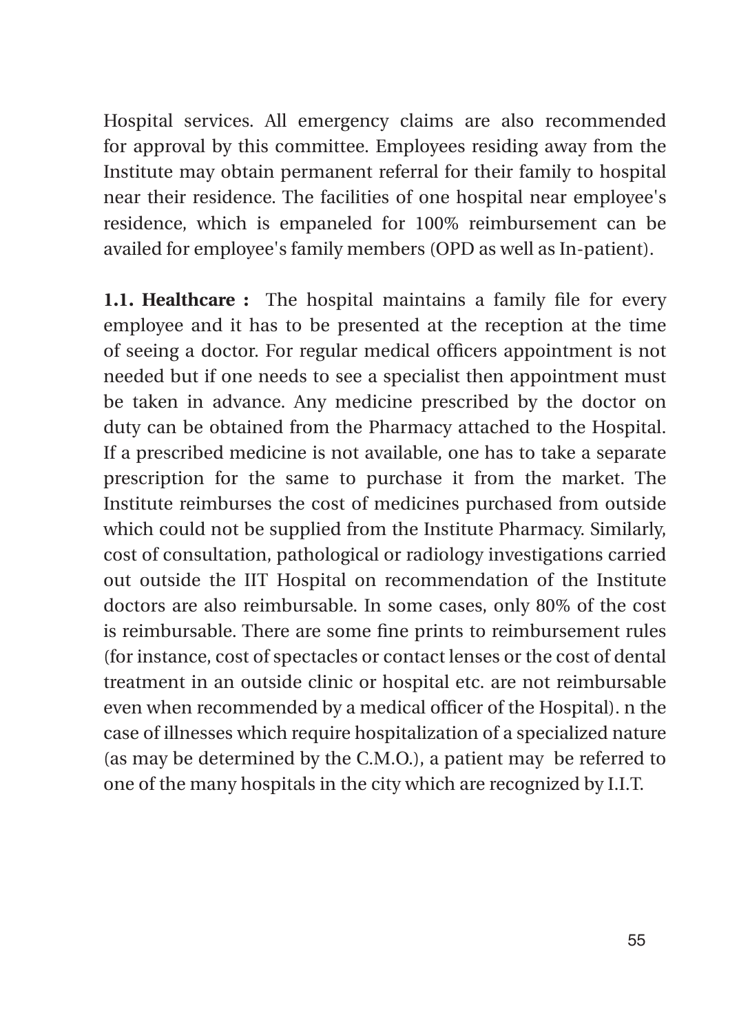Hospital services. All emergency claims are also recommended for approval by this committee. Employees residing away from the Institute may obtain permanent referral for their family to hospital near their residence. The facilities of one hospital near employee's residence, which is empaneled for 100% reimbursement can be availed for employee's family members (OPD as well as In-patient).

**1.1. Healthcare :** The hospital maintains a family file for every employee and it has to be presented at the reception at the time of seeing a doctor. For regular medical officers appointment is not needed but if one needs to see a specialist then appointment must be taken in advance. Any medicine prescribed by the doctor on duty can be obtained from the Pharmacy attached to the Hospital. If a prescribed medicine is not available, one has to take a separate prescription for the same to purchase it from the market. The Institute reimburses the cost of medicines purchased from outside which could not be supplied from the Institute Pharmacy. Similarly, cost of consultation, pathological or radiology investigations carried out outside the IIT Hospital on recommendation of the Institute doctors are also reimbursable. In some cases, only 80% of the cost is reimbursable. There are some fine prints to reimbursement rules (for instance, cost of spectacles or contact lenses or the cost of dental treatment in an outside clinic or hospital etc. are not reimbursable even when recommended by a medical officer of the Hospital). n the case of illnesses which require hospitalization of a specialized nature (as may be determined by the C.M.O.), a patient may be referred to one of the many hospitals in the city which are recognized by I.I.T.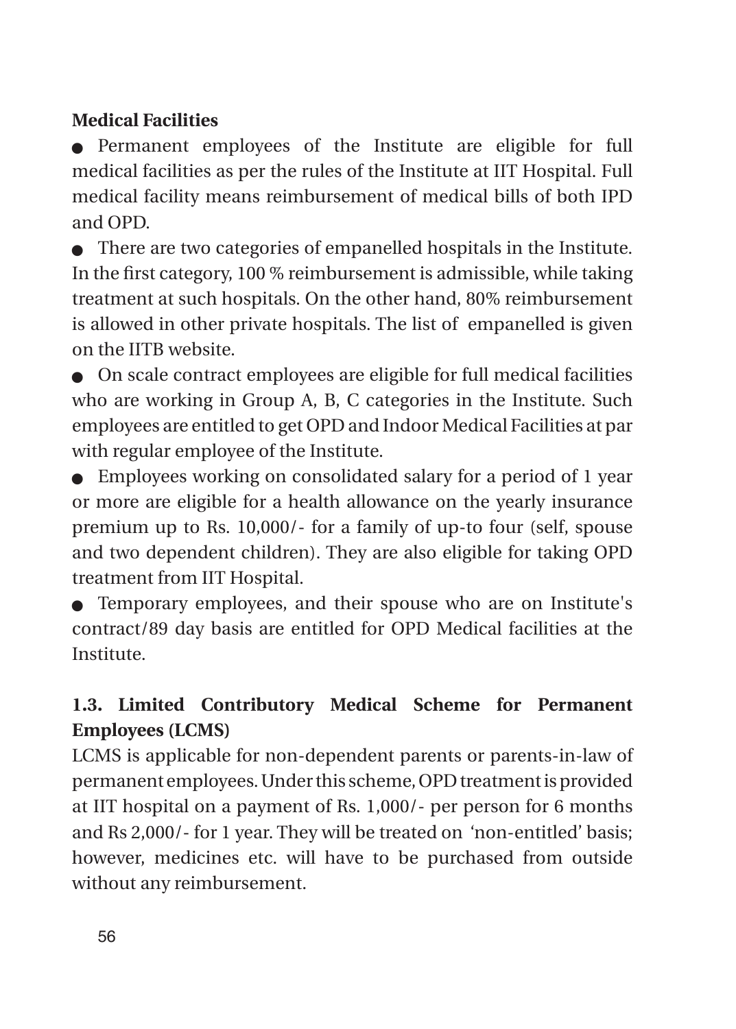**Medical Facilities**

- Permanent employees of the Institute are eligible for full medical facilities as per the rules of the Institute at IIT Hospital. Full medical facility means reimbursement of medical bills of both IPD and OPD.
- There are two categories of empanelled hospitals in the Institute. In the first category, 100 % reimbursement is admissible, while taking treatment at such hospitals. On the other hand, 80% reimbursement is allowed in other private hospitals. The list of empanelled is given on the IITB website.
- On scale contract employees are eligible for full medical facilities who are working in Group A, B, C categories in the Institute. Such employees are entitled to get OPD and Indoor Medical Facilities at par with regular employee of the Institute.
- Employees working on consolidated salary for a period of 1 year or more are eligible for a health allowance on the yearly insurance premium up to Rs. 10,000/- for a family of up-to four (self, spouse and two dependent children). They are also eligible for taking OPD treatment from IIT Hospital.
- Temporary employees, and their spouse who are on Institute's contract/89 day basis are entitled for OPD Medical facilities at the Institute.

### 1.3. Limited Contributory Medical Scheme for Permanent Employees (LCMS)

LCMS is applicable for non-dependent parents or parents-in-law of permanent employees. Under this scheme, OPD treatment is provided at IIT hospital on a payment of Rs. 1,000/- per person for 6 months and Rs 2,000/- for 1 year. They will be treated on 'non-entitled' basis; however, medicines etc. will have to be purchased from outside without any reimbursement.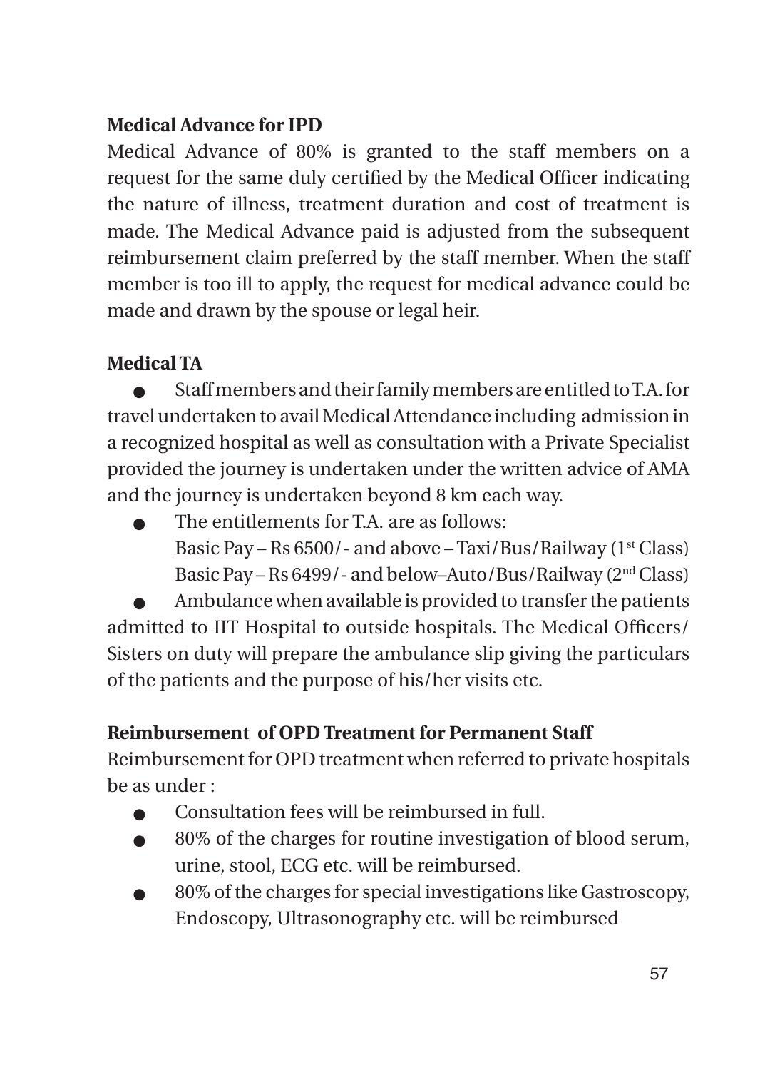**Medical Advance for IPD**

Medical Advance of 80% is granted to the staff members on a request for the same duly certified by the Medical Officer indicating the nature of illness, treatment duration and cost of treatment is made. The Medical Advance paid is adjusted from the subsequent reimbursement claim preferred by the staff member. When the staff member is too ill to apply, the request for medical advance could be made and drawn by the spouse or legal heir.

**Medical TA**

- Staff members and their family members are entitled to T.A. for travel undertaken to avail Medical Attendance including admission in a recognized hospital as well as consultation with a Private Specialist provided the journey is undertaken under the written advice of AMA and the journey is undertaken beyond 8 km each way.
- The entitlements for T.A. are as follows:
  Basic Pay – Rs 6500/- and above – Taxi/Bus/Railway (1st Class)
  Basic Pay – Rs 6499/- and below–Auto/Bus/Railway (2nd Class)
- Ambulance when available is provided to transfer the patients admitted to IIT Hospital to outside hospitals. The Medical Officers/ Sisters on duty will prepare the ambulance slip giving the particulars of the patients and the purpose of his/her visits etc.

**Reimbursement of OPD Treatment for Permanent Staff**

Reimbursement for OPD treatment when referred to private hospitals be as under :

- Consultation fees will be reimbursed in full.
- 80% of the charges for routine investigation of blood serum, urine, stool, ECG etc. will be reimbursed.
- 80% of the charges for special investigations like Gastroscopy, Endoscopy, Ultrasonography etc. will be reimbursed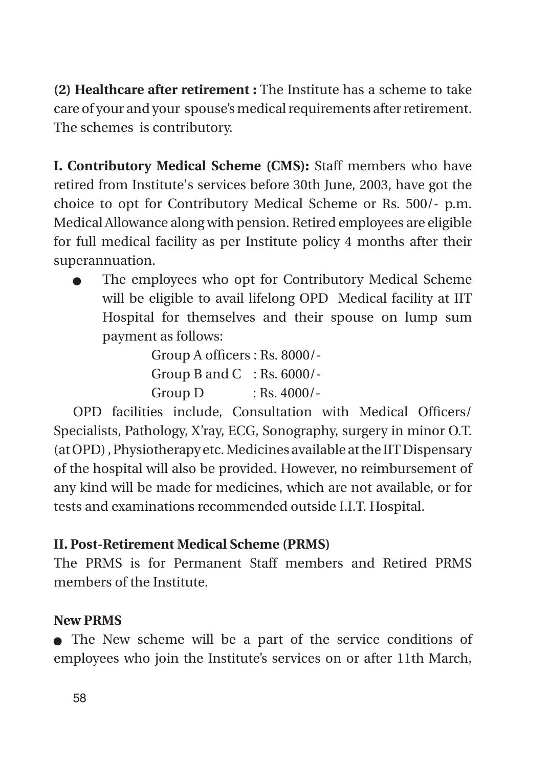**(2) Healthcare after retirement :** The Institute has a scheme to take care of your and your spouse's medical requirements after retirement. The schemes is contributory.

**I. Contributory Medical Scheme (CMS):** Staff members who have retired from Institute's services before 30th June, 2003, have got the choice to opt for Contributory Medical Scheme or Rs. 500/- p.m. Medical Allowance along with pension. Retired employees are eligible for full medical facility as per Institute policy 4 months after their superannuation.

- The employees who opt for Contributory Medical Scheme will be eligible to avail lifelong OPD Medical facility at IIT Hospital for themselves and their spouse on lump sum payment as follows:

  Group A officers : Rs. 8000/-
  Group B and C : Rs. 6000/-
  Group D : Rs. 4000/-

OPD facilities include, Consultation with Medical Officers/ Specialists, Pathology, X'ray, ECG, Sonography, surgery in minor O.T. (at OPD) , Physiotherapy etc. Medicines available at the IIT Dispensary of the hospital will also be provided. However, no reimbursement of any kind will be made for medicines, which are not available, or for tests and examinations recommended outside I.I.T. Hospital.

**II. Post-Retirement Medical Scheme (PRMS)**

The PRMS is for Permanent Staff members and Retired PRMS members of the Institute.

**New PRMS**

- The New scheme will be a part of the service conditions of employees who join the Institute's services on or after 11th March,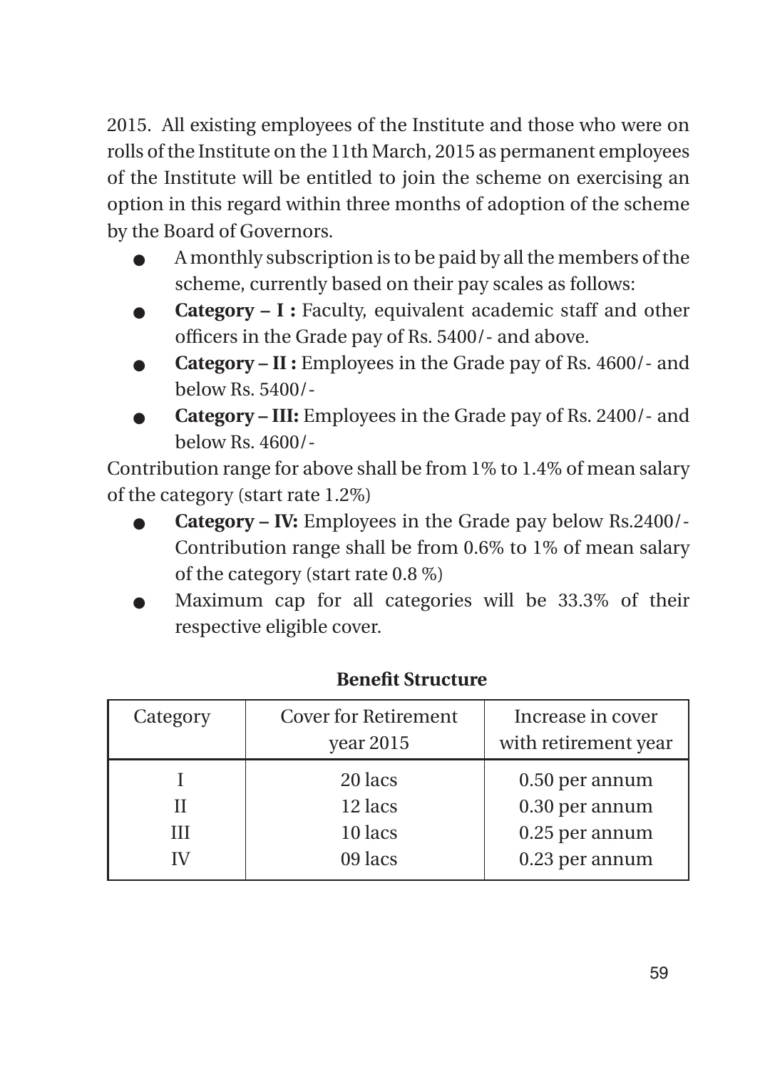2015. All existing employees of the Institute and those who were on rolls of the Institute on the 11th March, 2015 as permanent employees of the Institute will be entitled to join the scheme on exercising an option in this regard within three months of adoption of the scheme by the Board of Governors.

- A monthly subscription is to be paid by all the members of the scheme, currently based on their pay scales as follows:
- **Category – I :** Faculty, equivalent academic staff and other officers in the Grade pay of Rs. 5400/- and above.
- **Category – II :** Employees in the Grade pay of Rs. 4600/- and below Rs. 5400/-
- **Category – III:** Employees in the Grade pay of Rs. 2400/- and below Rs. 4600/-

Contribution range for above shall be from 1% to 1.4% of mean salary of the category (start rate 1.2%)

- **Category – IV:** Employees in the Grade pay below Rs.2400/- Contribution range shall be from 0.6% to 1% of mean salary of the category (start rate 0.8 %)
- Maximum cap for all categories will be 33.3% of their respective eligible cover.

**Benefit Structure**

| Category | Cover for Retirement year 2015 | Increase in cover with retirement year |
|---|---|---|
| I | 20 lacs | 0.50 per annum |
| II | 12 lacs | 0.30 per annum |
| III | 10 lacs | 0.25 per annum |
| IV | 09 lacs | 0.23 per annum |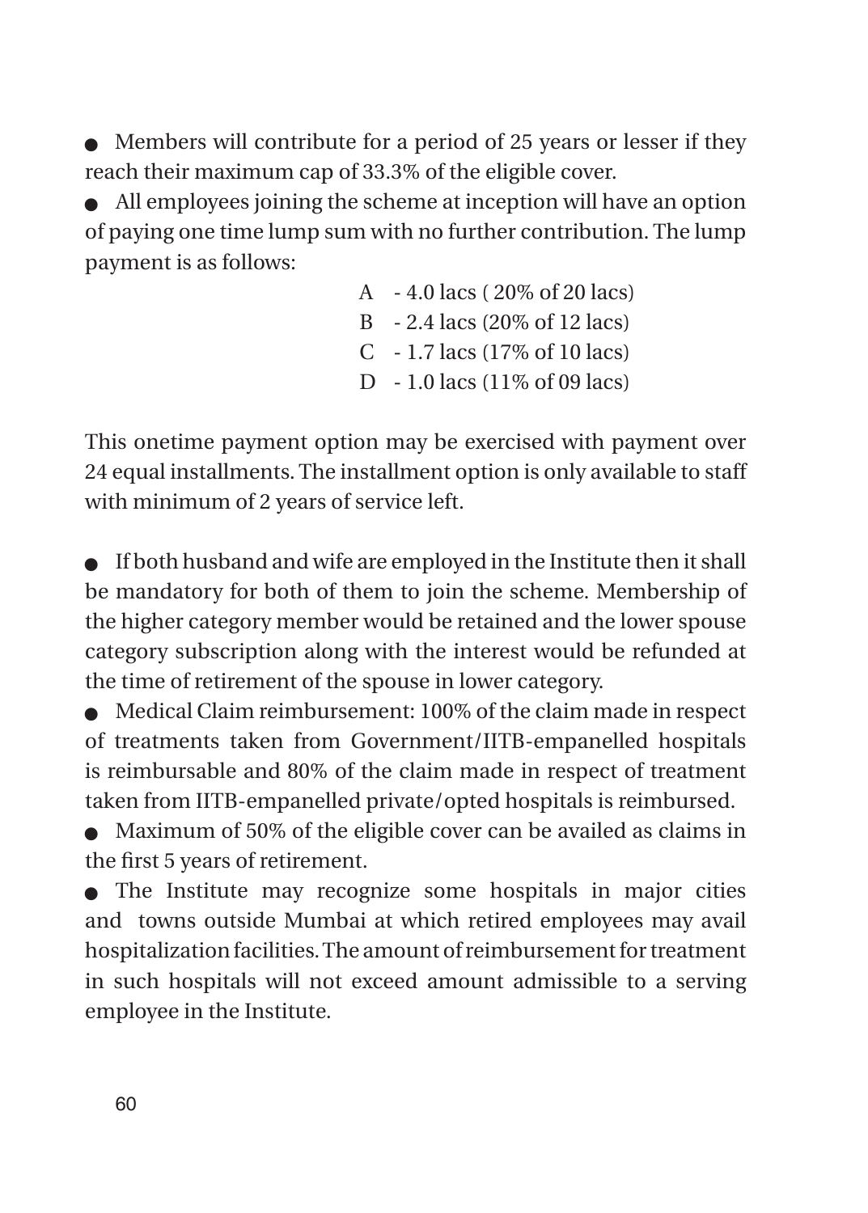- Members will contribute for a period of 25 years or lesser if they reach their maximum cap of 33.3% of the eligible cover.
- All employees joining the scheme at inception will have an option of paying one time lump sum with no further contribution. The lump payment is as follows:

  A - 4.0 lacs ( 20% of 20 lacs)  
  B - 2.4 lacs (20% of 12 lacs)  
  C - 1.7 lacs (17% of 10 lacs)  
  D - 1.0 lacs (11% of 09 lacs)

This onetime payment option may be exercised with payment over 24 equal installments. The installment option is only available to staff with minimum of 2 years of service left.

- If both husband and wife are employed in the Institute then it shall be mandatory for both of them to join the scheme. Membership of the higher category member would be retained and the lower spouse category subscription along with the interest would be refunded at the time of retirement of the spouse in lower category.
- Medical Claim reimbursement: 100% of the claim made in respect of treatments taken from Government/IITB-empanelled hospitals is reimbursable and 80% of the claim made in respect of treatment taken from IITB-empanelled private/opted hospitals is reimbursed.
- Maximum of 50% of the eligible cover can be availed as claims in the first 5 years of retirement.
- The Institute may recognize some hospitals in major cities and towns outside Mumbai at which retired employees may avail hospitalization facilities. The amount of reimbursement for treatment in such hospitals will not exceed amount admissible to a serving employee in the Institute.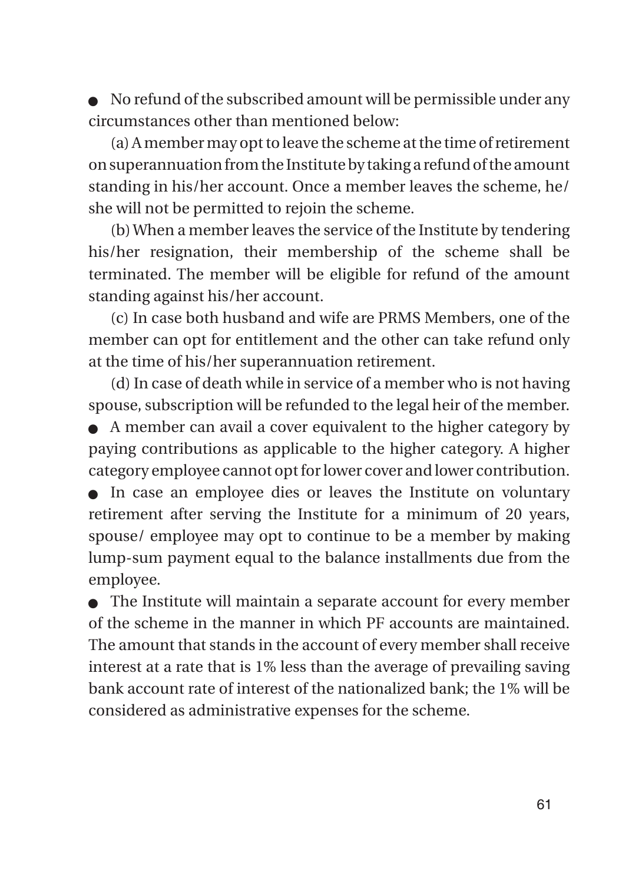- No refund of the subscribed amount will be permissible under any circumstances other than mentioned below:

  (a) A member may opt to leave the scheme at the time of retirement on superannuation from the Institute by taking a refund of the amount standing in his/her account. Once a member leaves the scheme, he/she will not be permitted to rejoin the scheme.

  (b) When a member leaves the service of the Institute by tendering his/her resignation, their membership of the scheme shall be terminated. The member will be eligible for refund of the amount standing against his/her account.

  (c) In case both husband and wife are PRMS Members, one of the member can opt for entitlement and the other can take refund only at the time of his/her superannuation retirement.

  (d) In case of death while in service of a member who is not having spouse, subscription will be refunded to the legal heir of the member.

- A member can avail a cover equivalent to the higher category by paying contributions as applicable to the higher category. A higher category employee cannot opt for lower cover and lower contribution.
- In case an employee dies or leaves the Institute on voluntary retirement after serving the Institute for a minimum of 20 years, spouse/ employee may opt to continue to be a member by making lump-sum payment equal to the balance installments due from the employee.
- The Institute will maintain a separate account for every member of the scheme in the manner in which PF accounts are maintained. The amount that stands in the account of every member shall receive interest at a rate that is 1% less than the average of prevailing saving bank account rate of interest of the nationalized bank; the 1% will be considered as administrative expenses for the scheme.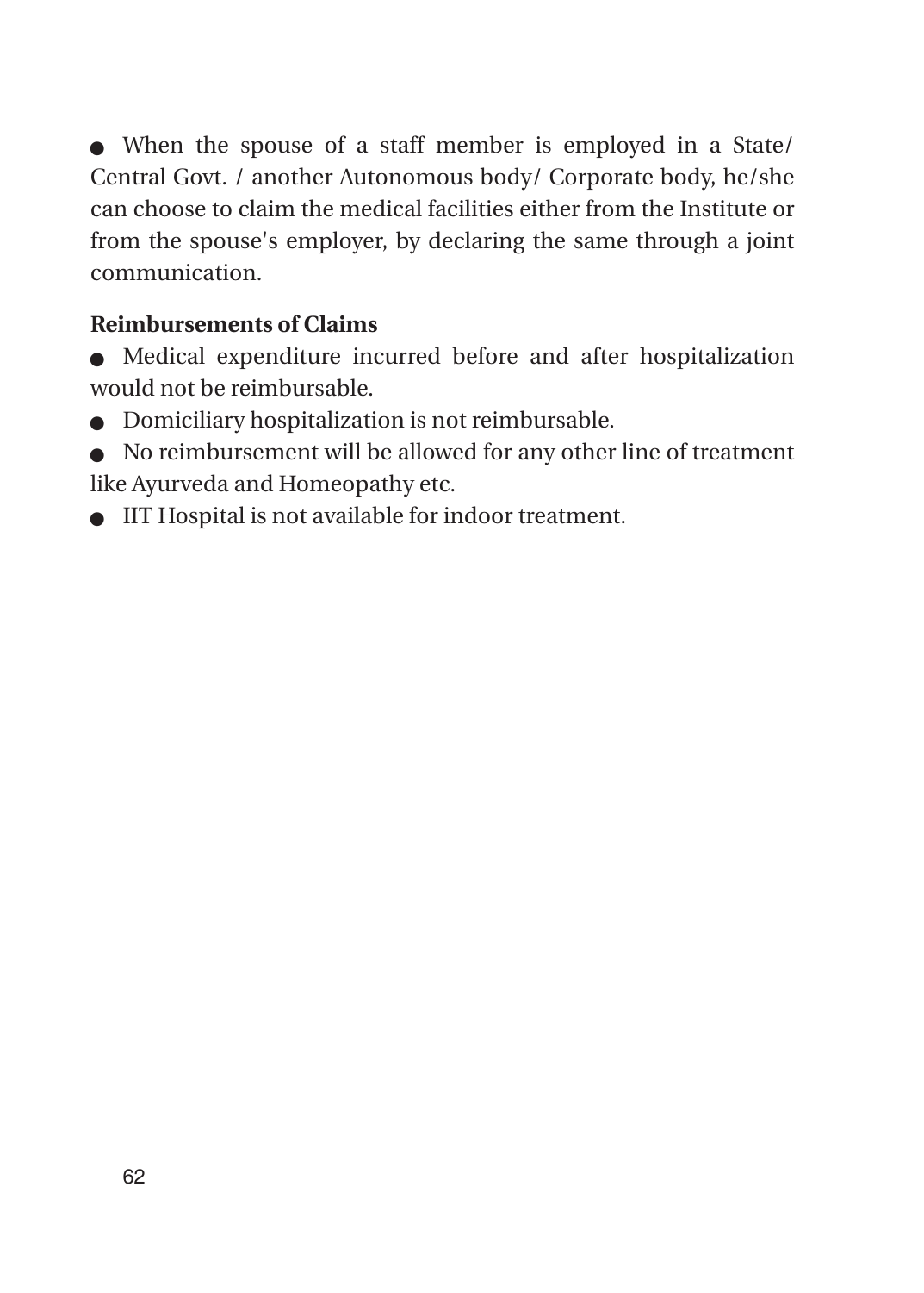- When the spouse of a staff member is employed in a State/ Central Govt. / another Autonomous body/ Corporate body, he/she can choose to claim the medical facilities either from the Institute or from the spouse's employer, by declaring the same through a joint communication.

**Reimbursements of Claims**

- Medical expenditure incurred before and after hospitalization would not be reimbursable.
- Domiciliary hospitalization is not reimbursable.
- No reimbursement will be allowed for any other line of treatment like Ayurveda and Homeopathy etc.
- IIT Hospital is not available for indoor treatment.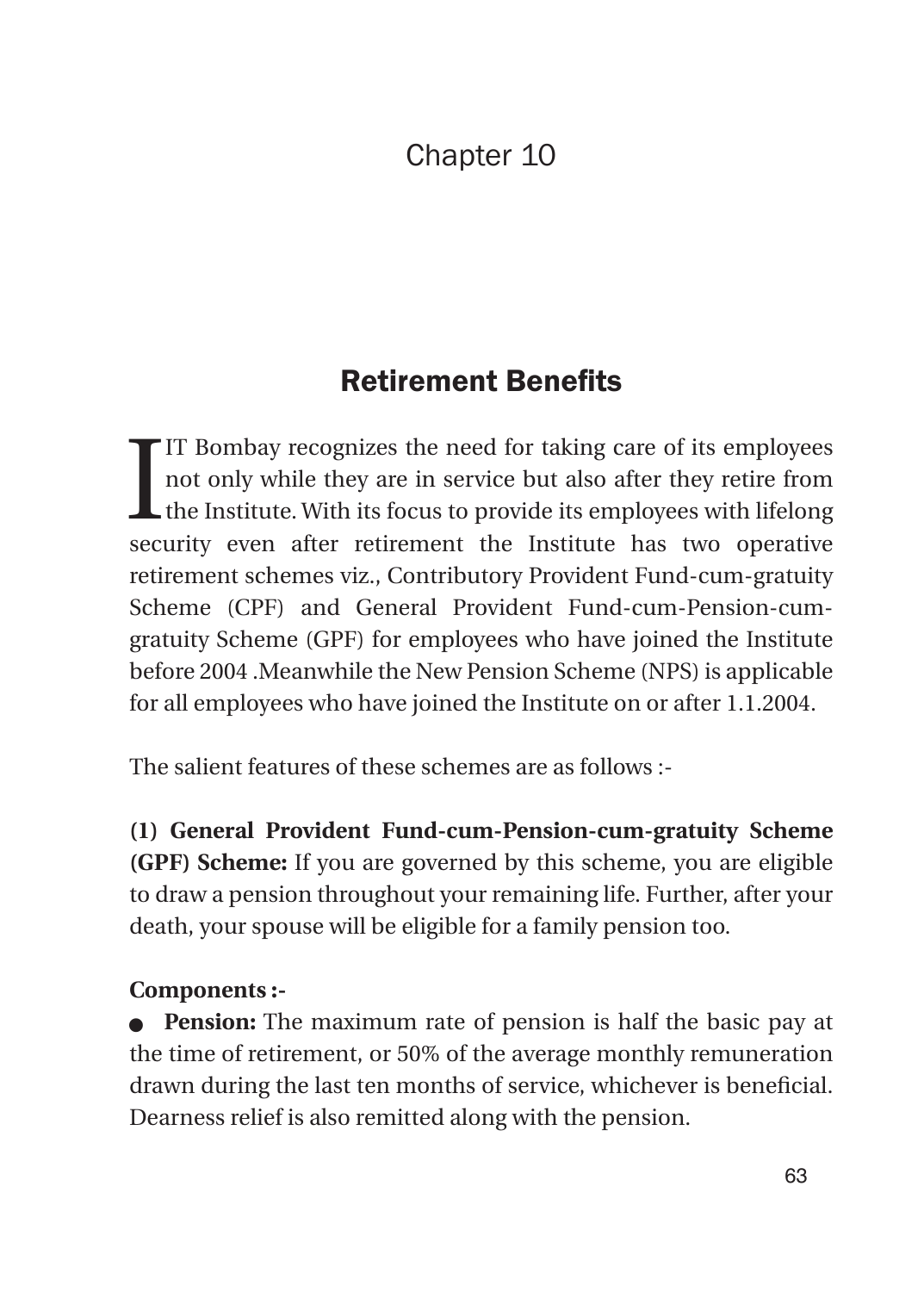# Chapter 10

## Retirement Benefits

IIT Bombay recognizes the need for taking care of its employees not only while they are in service but also after they retire from the Institute. With its focus to provide its employees with lifelong security even after retirement the Institute has two operative retirement schemes viz., Contributory Provident Fund-cum-gratuity Scheme (CPF) and General Provident Fund-cum-Pension-cum-gratuity Scheme (GPF) for employees who have joined the Institute before 2004 .Meanwhile the New Pension Scheme (NPS) is applicable for all employees who have joined the Institute on or after 1.1.2004.

The salient features of these schemes are as follows :-

**(1) General Provident Fund-cum-Pension-cum-gratuity Scheme (GPF) Scheme:** If you are governed by this scheme, you are eligible to draw a pension throughout your remaining life. Further, after your death, your spouse will be eligible for a family pension too.

**Components :-**

- **Pension:** The maximum rate of pension is half the basic pay at the time of retirement, or 50% of the average monthly remuneration drawn during the last ten months of service, whichever is beneficial. Dearness relief is also remitted along with the pension.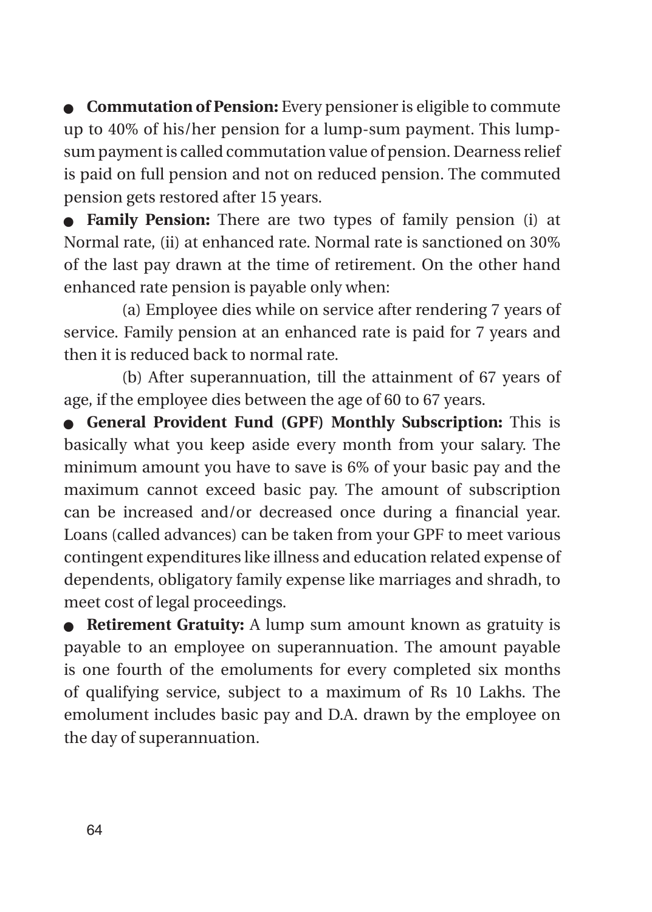- **Commutation of Pension:** Every pensioner is eligible to commute up to 40% of his/her pension for a lump-sum payment. This lump-sum payment is called commutation value of pension. Dearness relief is paid on full pension and not on reduced pension. The commuted pension gets restored after 15 years.
- **Family Pension:** There are two types of family pension (i) at Normal rate, (ii) at enhanced rate. Normal rate is sanctioned on 30% of the last pay drawn at the time of retirement. On the other hand enhanced rate pension is payable only when:

  (a) Employee dies while on service after rendering 7 years of service. Family pension at an enhanced rate is paid for 7 years and then it is reduced back to normal rate.

  (b) After superannuation, till the attainment of 67 years of age, if the employee dies between the age of 60 to 67 years.
- **General Provident Fund (GPF) Monthly Subscription:** This is basically what you keep aside every month from your salary. The minimum amount you have to save is 6% of your basic pay and the maximum cannot exceed basic pay. The amount of subscription can be increased and/or decreased once during a financial year. Loans (called advances) can be taken from your GPF to meet various contingent expenditures like illness and education related expense of dependents, obligatory family expense like marriages and shradh, to meet cost of legal proceedings.
- **Retirement Gratuity:** A lump sum amount known as gratuity is payable to an employee on superannuation. The amount payable is one fourth of the emoluments for every completed six months of qualifying service, subject to a maximum of Rs 10 Lakhs. The emolument includes basic pay and D.A. drawn by the employee on the day of superannuation.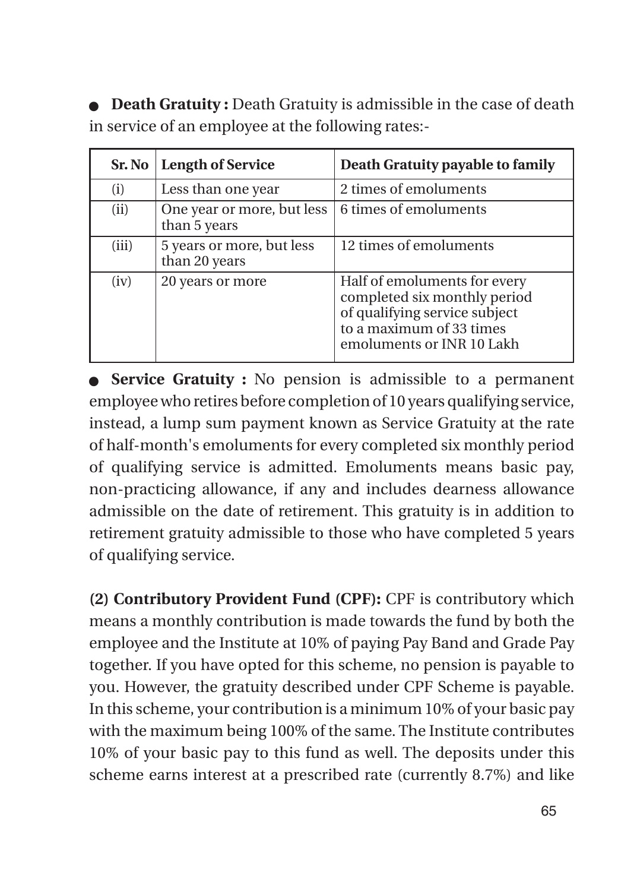- **Death Gratuity :** Death Gratuity is admissible in the case of death in service of an employee at the following rates:-

| Sr. No | Length of Service | Death Gratuity payable to family |
|---|---|---|
| (i) | Less than one year | 2 times of emoluments |
| (ii) | One year or more, but less than 5 years | 6 times of emoluments |
| (iii) | 5 years or more, but less than 20 years | 12 times of emoluments |
| (iv) | 20 years or more | Half of emoluments for every completed six monthly period of qualifying service subject to a maximum of 33 times emoluments or INR 10 Lakh |

- **Service Gratuity :** No pension is admissible to a permanent employee who retires before completion of 10 years qualifying service, instead, a lump sum payment known as Service Gratuity at the rate of half-month's emoluments for every completed six monthly period of qualifying service is admitted. Emoluments means basic pay, non-practicing allowance, if any and includes dearness allowance admissible on the date of retirement. This gratuity is in addition to retirement gratuity admissible to those who have completed 5 years of qualifying service.

**(2) Contributory Provident Fund (CPF):** CPF is contributory which means a monthly contribution is made towards the fund by both the employee and the Institute at 10% of paying Pay Band and Grade Pay together. If you have opted for this scheme, no pension is payable to you. However, the gratuity described under CPF Scheme is payable. In this scheme, your contribution is a minimum 10% of your basic pay with the maximum being 100% of the same. The Institute contributes 10% of your basic pay to this fund as well. The deposits under this scheme earns interest at a prescribed rate (currently 8.7%) and like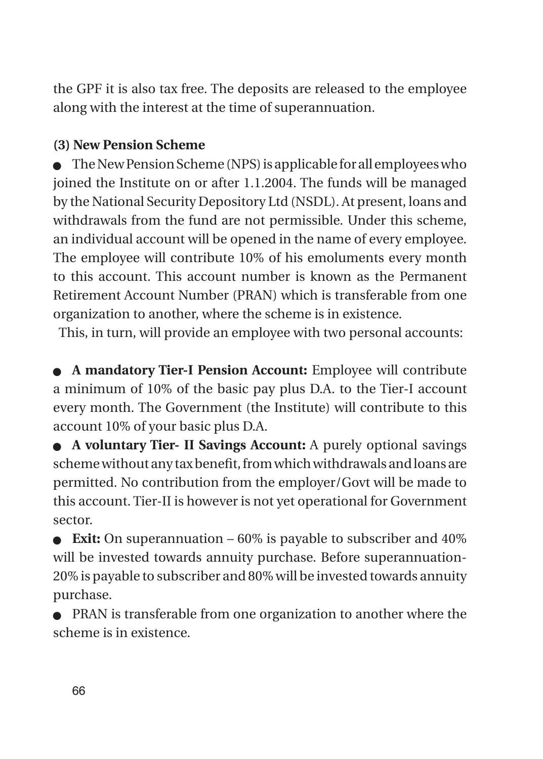the GPF it is also tax free. The deposits are released to the employee along with the interest at the time of superannuation.

**(3) New Pension Scheme**

- The New Pension Scheme (NPS) is applicable for all employees who joined the Institute on or after 1.1.2004. The funds will be managed by the National Security Depository Ltd (NSDL). At present, loans and withdrawals from the fund are not permissible. Under this scheme, an individual account will be opened in the name of every employee. The employee will contribute 10% of his emoluments every month to this account. This account number is known as the Permanent Retirement Account Number (PRAN) which is transferable from one organization to another, where the scheme is in existence.

This, in turn, will provide an employee with two personal accounts:

- **A mandatory Tier-I Pension Account:** Employee will contribute a minimum of 10% of the basic pay plus D.A. to the Tier-I account every month. The Government (the Institute) will contribute to this account 10% of your basic plus D.A.
- **A voluntary Tier- II Savings Account:** A purely optional savings scheme without any tax benefit, from which withdrawals and loans are permitted. No contribution from the employer/Govt will be made to this account. Tier-II is however is not yet operational for Government sector.
- **Exit:** On superannuation – 60% is payable to subscriber and 40% will be invested towards annuity purchase. Before superannuation- 20% is payable to subscriber and 80% will be invested towards annuity purchase.
- PRAN is transferable from one organization to another where the scheme is in existence.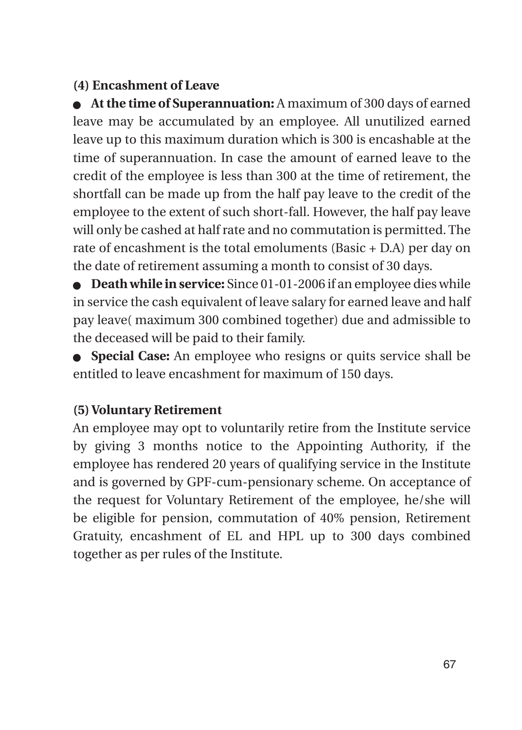### (4) Encashment of Leave

- **At the time of Superannuation:** A maximum of 300 days of earned leave may be accumulated by an employee. All unutilized earned leave up to this maximum duration which is 300 is encashable at the time of superannuation. In case the amount of earned leave to the credit of the employee is less than 300 at the time of retirement, the shortfall can be made up from the half pay leave to the credit of the employee to the extent of such short-fall. However, the half pay leave will only be cashed at half rate and no commutation is permitted. The rate of encashment is the total emoluments (Basic + D.A) per day on the date of retirement assuming a month to consist of 30 days.
- **Death while in service:** Since 01-01-2006 if an employee dies while in service the cash equivalent of leave salary for earned leave and half pay leave( maximum 300 combined together) due and admissible to the deceased will be paid to their family.
- **Special Case:** An employee who resigns or quits service shall be entitled to leave encashment for maximum of 150 days.

### (5) Voluntary Retirement

An employee may opt to voluntarily retire from the Institute service by giving 3 months notice to the Appointing Authority, if the employee has rendered 20 years of qualifying service in the Institute and is governed by GPF-cum-pensionary scheme. On acceptance of the request for Voluntary Retirement of the employee, he/she will be eligible for pension, commutation of 40% pension, Retirement Gratuity, encashment of EL and HPL up to 300 days combined together as per rules of the Institute.